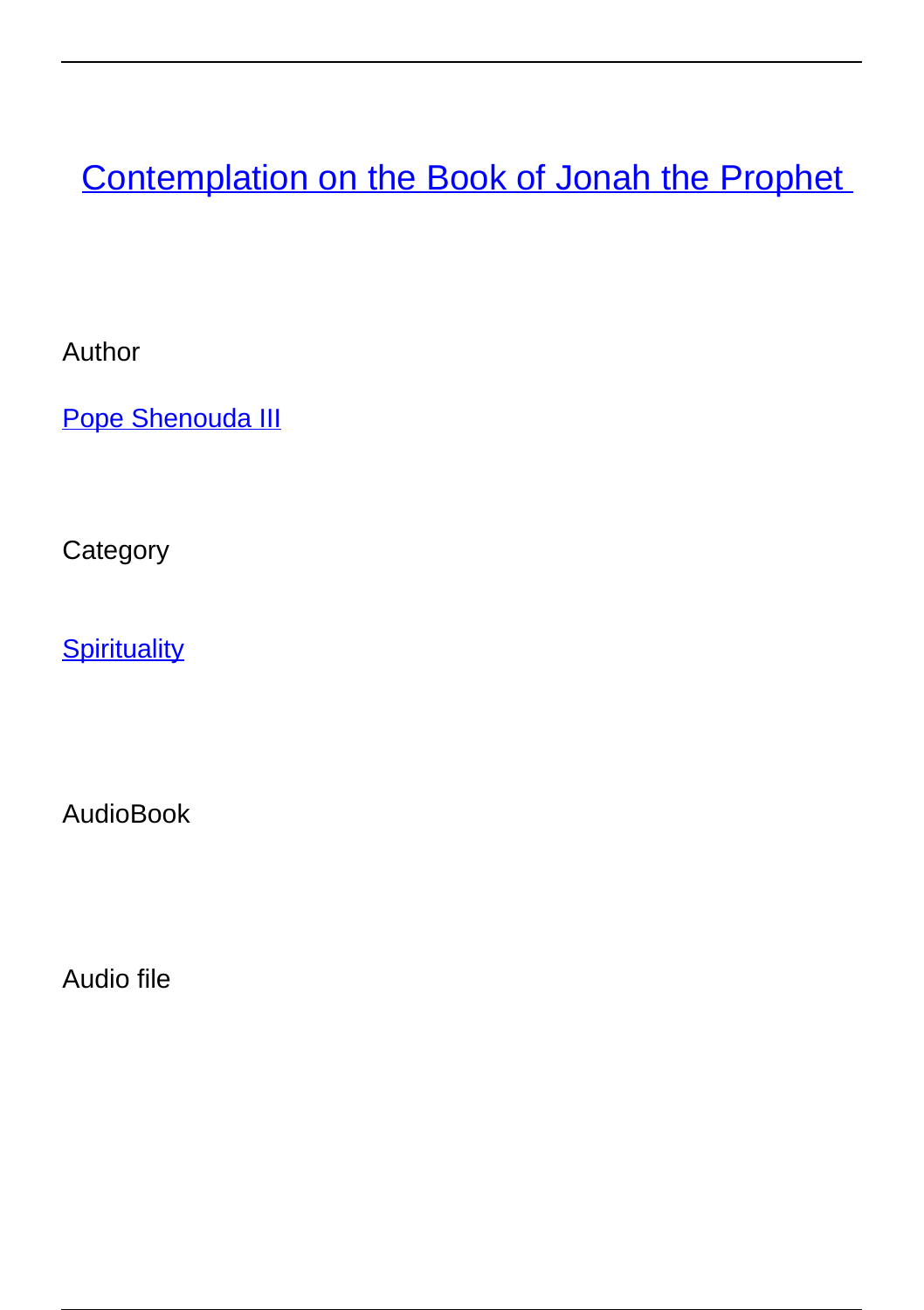# Contemplation on the Book of Jonah the Prophet

Author

Pope Shenouda III

Category

Spirituality

AudioBook

Audio file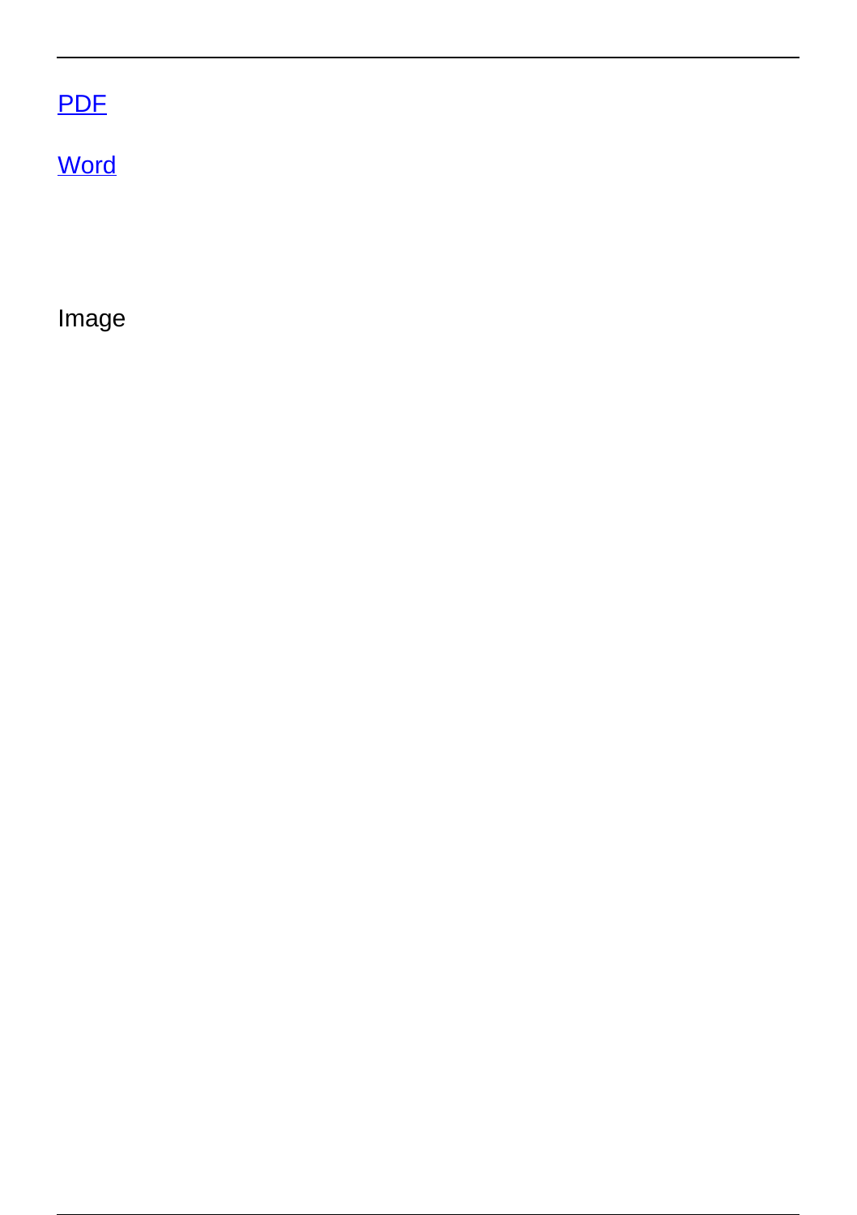[PDF]()

[Word]()

Image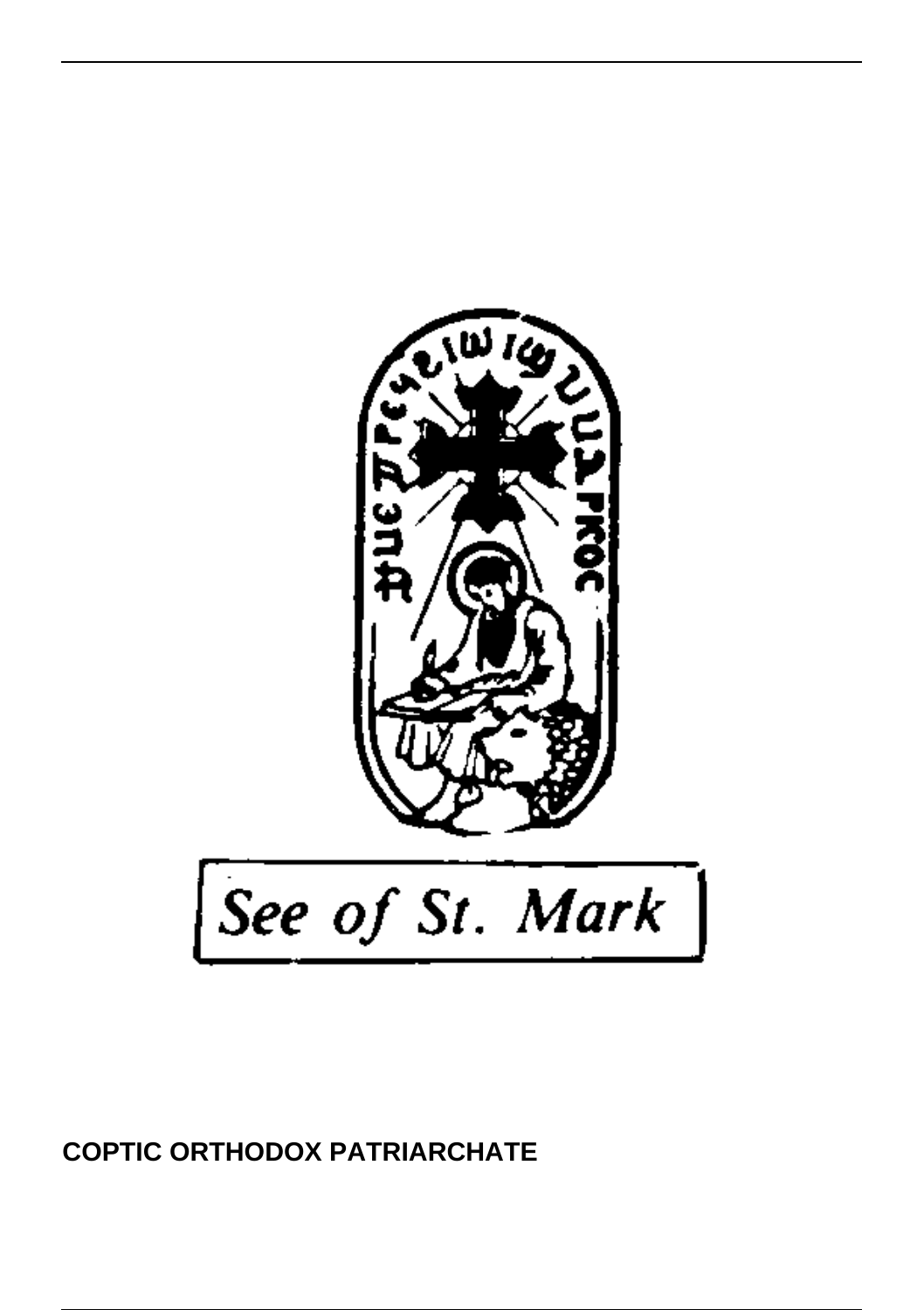See of St. Mark

**COPTIC ORTHODOX PATRIARCHATE**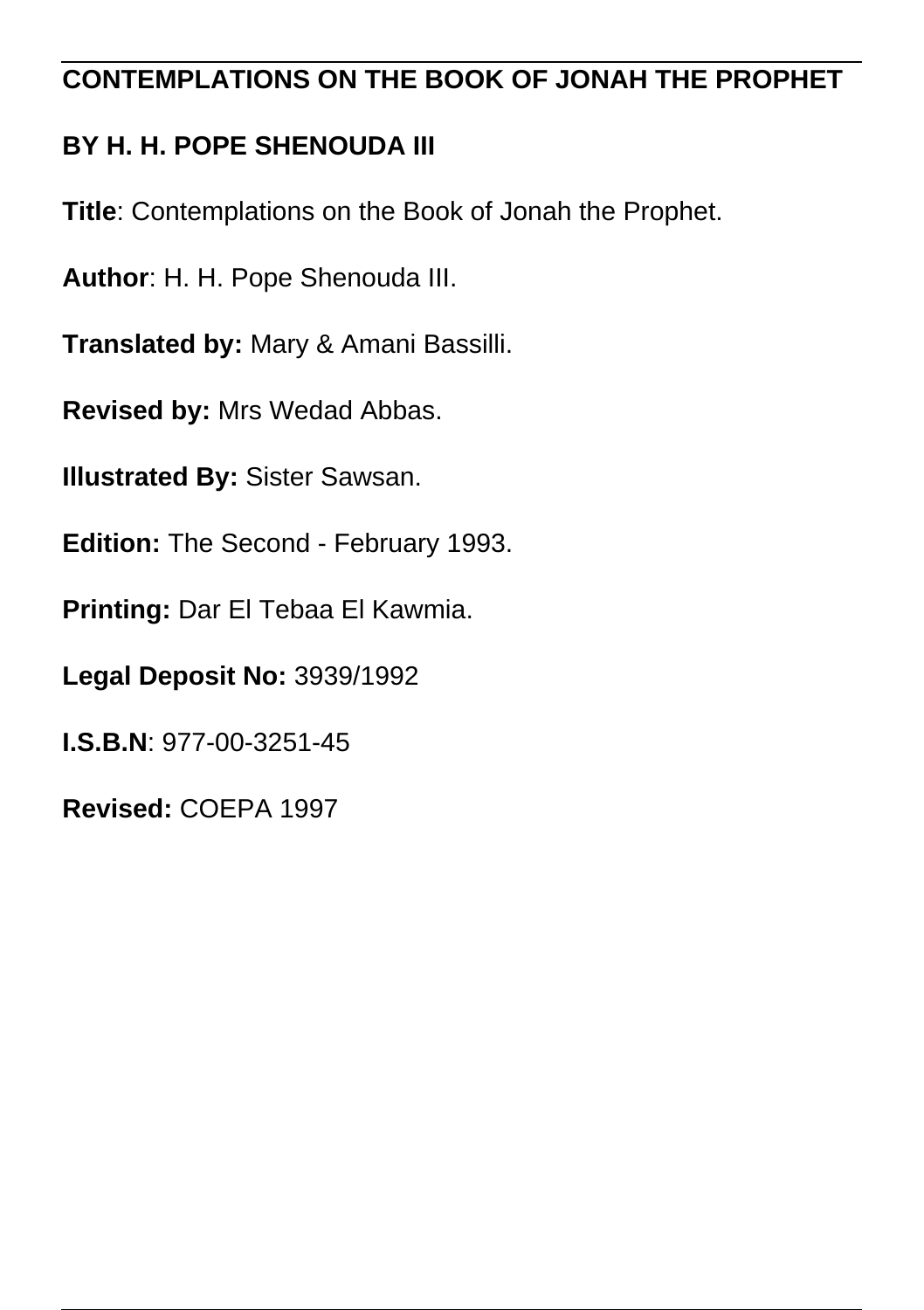# CONTEMPLATIONS ON THE BOOK OF JONAH THE PROPHET

## BY H. H. POPE SHENOUDA III

**Title**: Contemplations on the Book of Jonah the Prophet.

**Author**: H. H. Pope Shenouda III.

**Translated by:** Mary & Amani Bassilli.

**Revised by:** Mrs Wedad Abbas.

**Illustrated By:** Sister Sawsan.

**Edition:** The Second - February 1993.

**Printing:** Dar El Tebaa El Kawmia.

**Legal Deposit No:** 3939/1992

**I.S.B.N**: 977-00-3251-45

**Revised:** COEPA 1997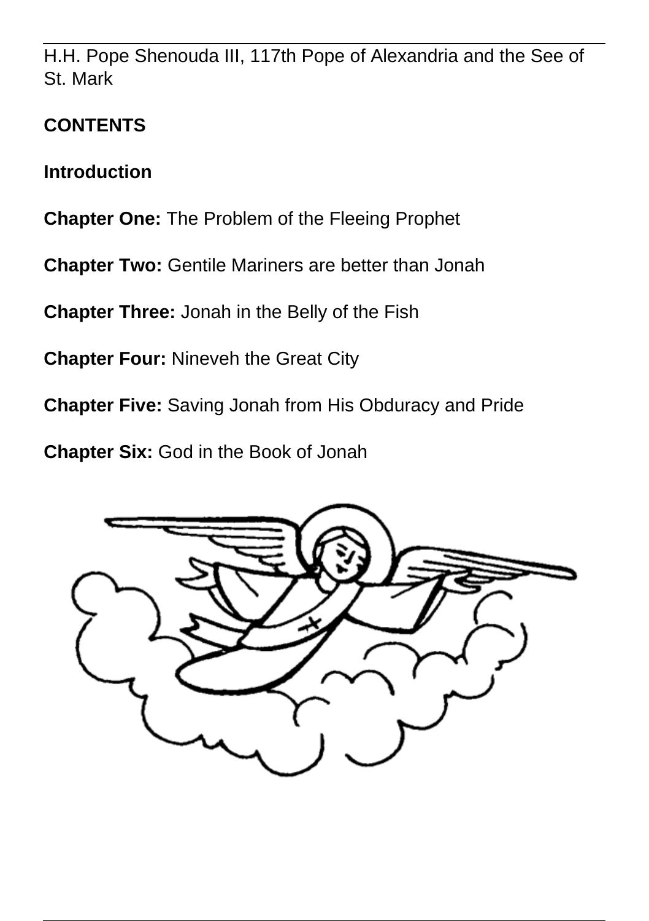H.H. Pope Shenouda III, 117th Pope of Alexandria and the See of St. Mark

**CONTENTS**

**Introduction**

**Chapter One:** The Problem of the Fleeing Prophet

**Chapter Two:** Gentile Mariners are better than Jonah

**Chapter Three:** Jonah in the Belly of the Fish

**Chapter Four:** Nineveh the Great City

**Chapter Five:** Saving Jonah from His Obduracy and Pride

**Chapter Six:** God in the Book of Jonah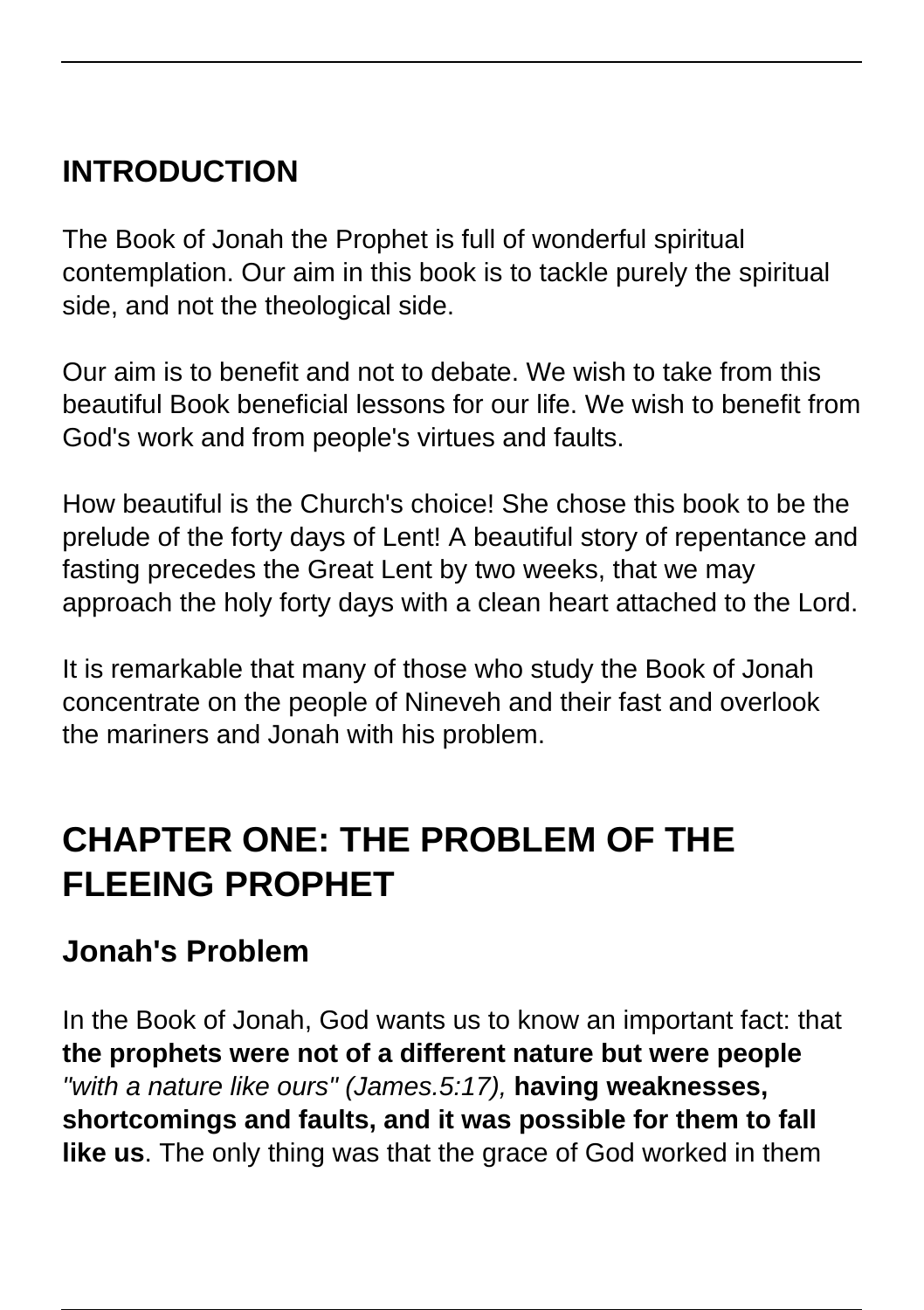## INTRODUCTION

The Book of Jonah the Prophet is full of wonderful spiritual contemplation. Our aim in this book is to tackle purely the spiritual side, and not the theological side.

Our aim is to benefit and not to debate. We wish to take from this beautiful Book beneficial lessons for our life. We wish to benefit from God's work and from people's virtues and faults.

How beautiful is the Church's choice! She chose this book to be the prelude of the forty days of Lent! A beautiful story of repentance and fasting precedes the Great Lent by two weeks, that we may approach the holy forty days with a clean heart attached to the Lord.

It is remarkable that many of those who study the Book of Jonah concentrate on the people of Nineveh and their fast and overlook the mariners and Jonah with his problem.

# CHAPTER ONE: THE PROBLEM OF THE FLEEING PROPHET

## Jonah's Problem

In the Book of Jonah, God wants us to know an important fact: that **the prophets were not of a different nature but were people** *"with a nature like ours" (James.5:17),* **having weaknesses, shortcomings and faults, and it was possible for them to fall like us**. The only thing was that the grace of God worked in them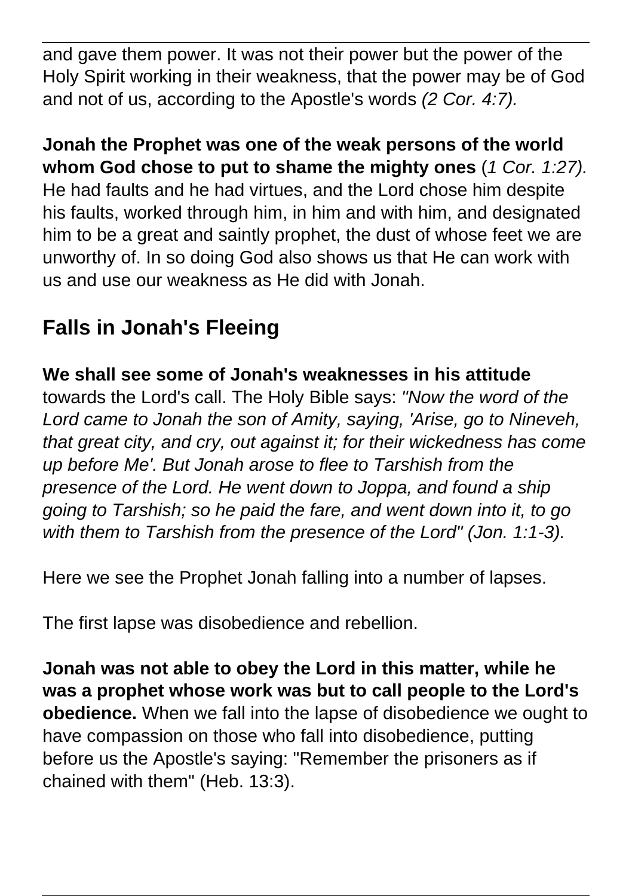and gave them power. It was not their power but the power of the Holy Spirit working in their weakness, that the power may be of God and not of us, according to the Apostle's words *(2 Cor. 4:7).*

**Jonah the Prophet was one of the weak persons of the world whom God chose to put to shame the mighty ones** (*1 Cor. 1:27).* He had faults and he had virtues, and the Lord chose him despite his faults, worked through him, in him and with him, and designated him to be a great and saintly prophet, the dust of whose feet we are unworthy of. In so doing God also shows us that He can work with us and use our weakness as He did with Jonah.

## Falls in Jonah's Fleeing

**We shall see some of Jonah's weaknesses in his attitude** towards the Lord's call. The Holy Bible says: *"Now the word of the Lord came to Jonah the son of Amity, saying, 'Arise, go to Nineveh, that great city, and cry, out against it; for their wickedness has come up before Me'. But Jonah arose to flee to Tarshish from the presence of the Lord. He went down to Joppa, and found a ship going to Tarshish; so he paid the fare, and went down into it, to go with them to Tarshish from the presence of the Lord" (Jon. 1:1-3).*

Here we see the Prophet Jonah falling into a number of lapses.

The first lapse was disobedience and rebellion.

**Jonah was not able to obey the Lord in this matter, while he was a prophet whose work was but to call people to the Lord's obedience.** When we fall into the lapse of disobedience we ought to have compassion on those who fall into disobedience, putting before us the Apostle's saying: "Remember the prisoners as if chained with them" (Heb. 13:3).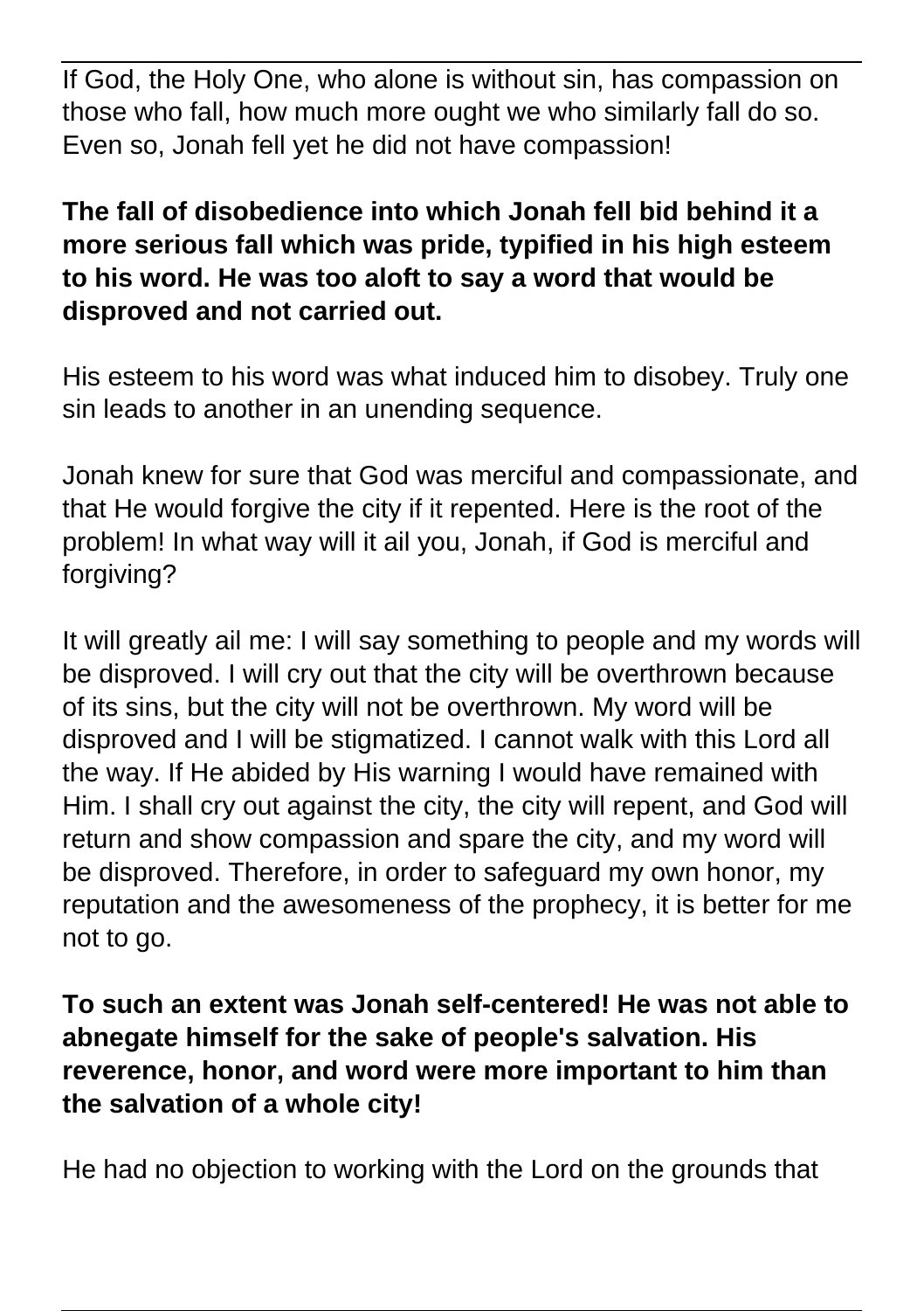If God, the Holy One, who alone is without sin, has compassion on those who fall, how much more ought we who similarly fall do so. Even so, Jonah fell yet he did not have compassion!

**The fall of disobedience into which Jonah fell bid behind it a more serious fall which was pride, typified in his high esteem to his word. He was too aloft to say a word that would be disproved and not carried out.**

His esteem to his word was what induced him to disobey. Truly one sin leads to another in an unending sequence.

Jonah knew for sure that God was merciful and compassionate, and that He would forgive the city if it repented. Here is the root of the problem! In what way will it ail you, Jonah, if God is merciful and forgiving?

It will greatly ail me: I will say something to people and my words will be disproved. I will cry out that the city will be overthrown because of its sins, but the city will not be overthrown. My word will be disproved and I will be stigmatized. I cannot walk with this Lord all the way. If He abided by His warning I would have remained with Him. I shall cry out against the city, the city will repent, and God will return and show compassion and spare the city, and my word will be disproved. Therefore, in order to safeguard my own honor, my reputation and the awesomeness of the prophecy, it is better for me not to go.

**To such an extent was Jonah self-centered! He was not able to abnegate himself for the sake of people's salvation. His reverence, honor, and word were more important to him than the salvation of a whole city!**

He had no objection to working with the Lord on the grounds that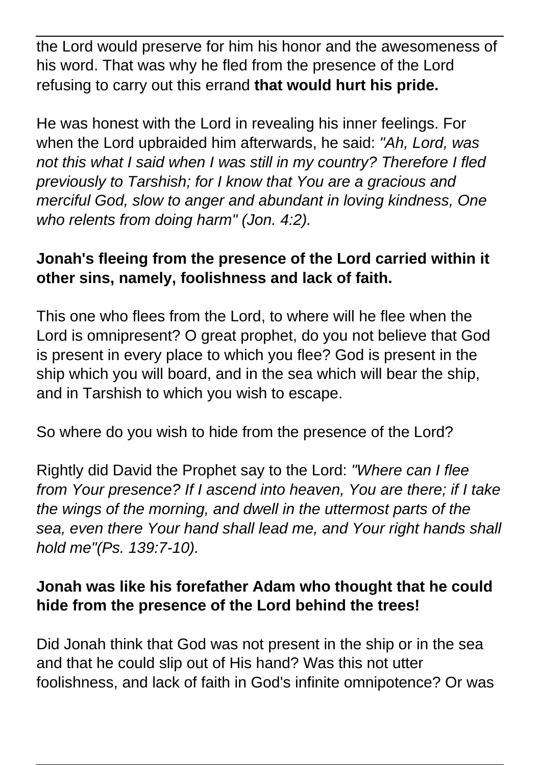the Lord would preserve for him his honor and the awesomeness of his word. That was why he fled from the presence of the Lord refusing to carry out this errand **that would hurt his pride.**

He was honest with the Lord in revealing his inner feelings. For when the Lord upbraided him afterwards, he said: *"Ah, Lord, was not this what I said when I was still in my country? Therefore I fled previously to Tarshish; for I know that You are a gracious and merciful God, slow to anger and abundant in loving kindness, One who relents from doing harm" (Jon. 4:2).*

**Jonah's fleeing from the presence of the Lord carried within it other sins, namely, foolishness and lack of faith.**

This one who flees from the Lord, to where will he flee when the Lord is omnipresent? O great prophet, do you not believe that God is present in every place to which you flee? God is present in the ship which you will board, and in the sea which will bear the ship, and in Tarshish to which you wish to escape.

So where do you wish to hide from the presence of the Lord?

Rightly did David the Prophet say to the Lord: *"Where can I flee from Your presence? If I ascend into heaven, You are there; if I take the wings of the morning, and dwell in the uttermost parts of the sea, even there Your hand shall lead me, and Your right hands shall hold me"(Ps. 139:7-10).*

**Jonah was like his forefather Adam who thought that he could hide from the presence of the Lord behind the trees!**

Did Jonah think that God was not present in the ship or in the sea and that he could slip out of His hand? Was this not utter foolishness, and lack of faith in God's infinite omnipotence? Or was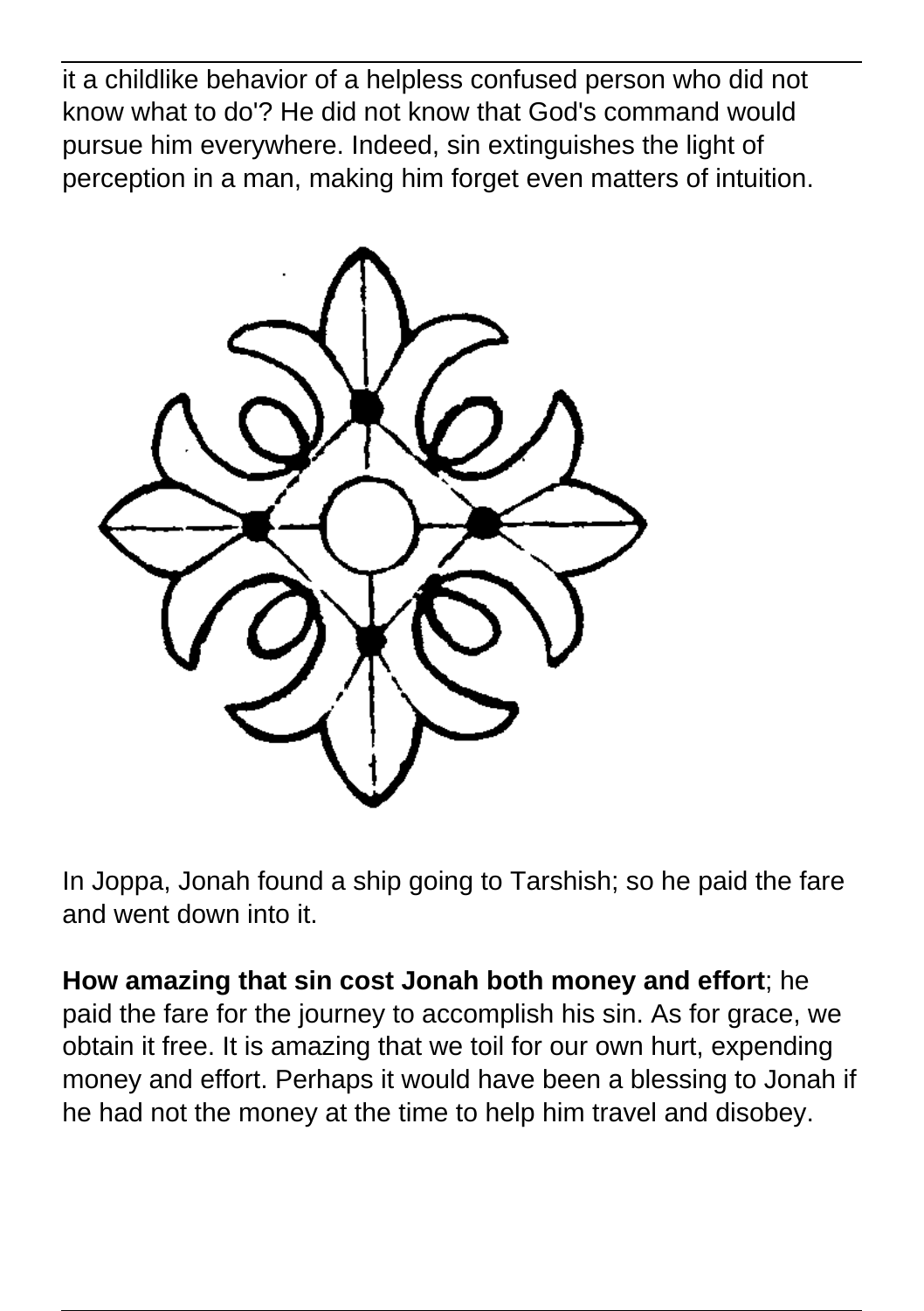it a childlike behavior of a helpless confused person who did not know what to do'? He did not know that God's command would pursue him everywhere. Indeed, sin extinguishes the light of perception in a man, making him forget even matters of intuition.

In Joppa, Jonah found a ship going to Tarshish; so he paid the fare and went down into it.

**How amazing that sin cost Jonah both money and effort**; he paid the fare for the journey to accomplish his sin. As for grace, we obtain it free. It is amazing that we toil for our own hurt, expending money and effort. Perhaps it would have been a blessing to Jonah if he had not the money at the time to help him travel and disobey.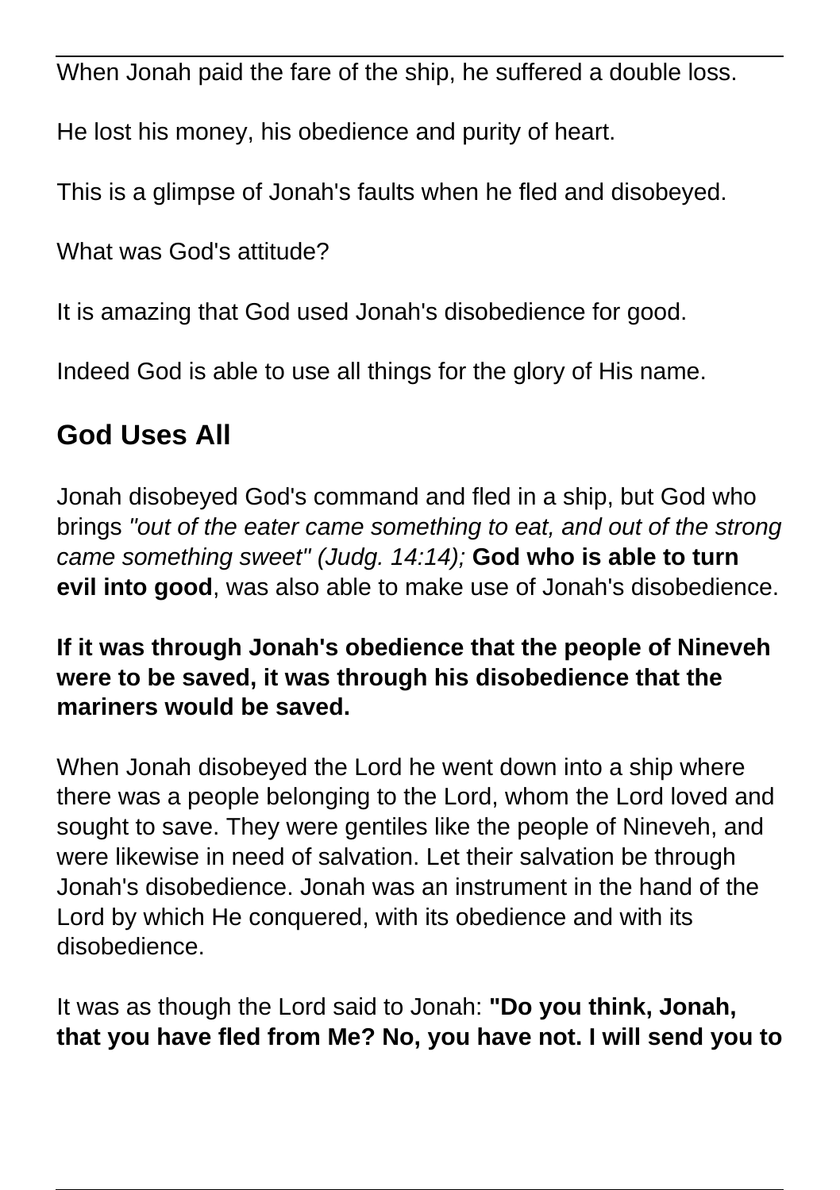When Jonah paid the fare of the ship, he suffered a double loss.

He lost his money, his obedience and purity of heart.

This is a glimpse of Jonah's faults when he fled and disobeyed.

What was God's attitude?

It is amazing that God used Jonah's disobedience for good.

Indeed God is able to use all things for the glory of His name.

## God Uses All

Jonah disobeyed God's command and fled in a ship, but God who brings *"out of the eater came something to eat, and out of the strong came something sweet" (Judg. 14:14);* **God who is able to turn evil into good**, was also able to make use of Jonah's disobedience.

**If it was through Jonah's obedience that the people of Nineveh were to be saved, it was through his disobedience that the mariners would be saved.**

When Jonah disobeyed the Lord he went down into a ship where there was a people belonging to the Lord, whom the Lord loved and sought to save. They were gentiles like the people of Nineveh, and were likewise in need of salvation. Let their salvation be through Jonah's disobedience. Jonah was an instrument in the hand of the Lord by which He conquered, with its obedience and with its disobedience.

It was as though the Lord said to Jonah: **"Do you think, Jonah, that you have fled from Me? No, you have not. I will send you to**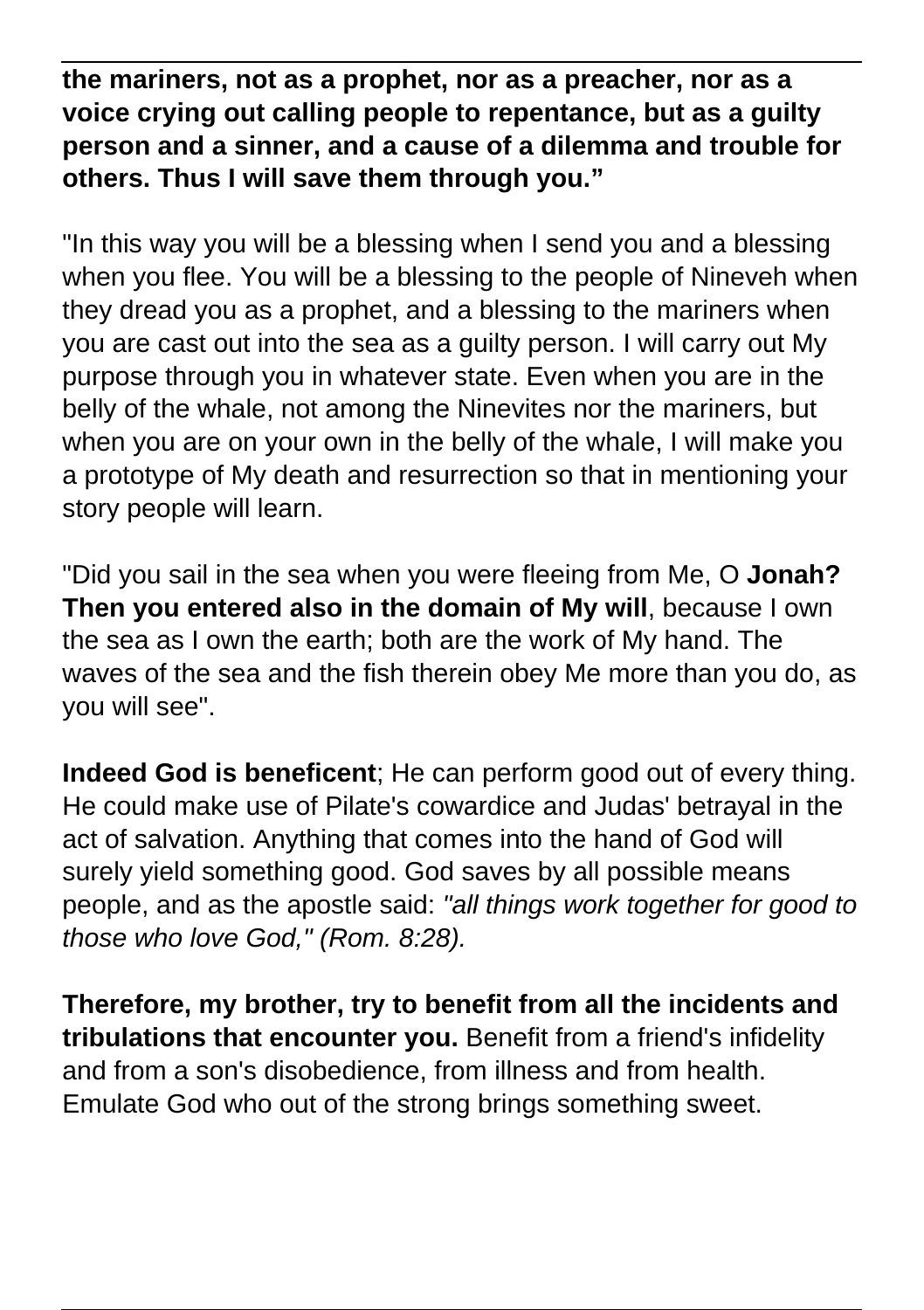**the mariners, not as a prophet, nor as a preacher, nor as a voice crying out calling people to repentance, but as a guilty person and a sinner, and a cause of a dilemma and trouble for others. Thus I will save them through you."**

"In this way you will be a blessing when I send you and a blessing when you flee. You will be a blessing to the people of Nineveh when they dread you as a prophet, and a blessing to the mariners when you are cast out into the sea as a guilty person. I will carry out My purpose through you in whatever state. Even when you are in the belly of the whale, not among the Ninevites nor the mariners, but when you are on your own in the belly of the whale, I will make you a prototype of My death and resurrection so that in mentioning your story people will learn.

"Did you sail in the sea when you were fleeing from Me, O **Jonah? Then you entered also in the domain of My will**, because I own the sea as I own the earth; both are the work of My hand. The waves of the sea and the fish therein obey Me more than you do, as you will see".

**Indeed God is beneficent**; He can perform good out of every thing. He could make use of Pilate's cowardice and Judas' betrayal in the act of salvation. Anything that comes into the hand of God will surely yield something good. God saves by all possible means people, and as the apostle said: *"all things work together for good to those who love God," (Rom. 8:28).*

**Therefore, my brother, try to benefit from all the incidents and tribulations that encounter you.** Benefit from a friend's infidelity and from a son's disobedience, from illness and from health. Emulate God who out of the strong brings something sweet.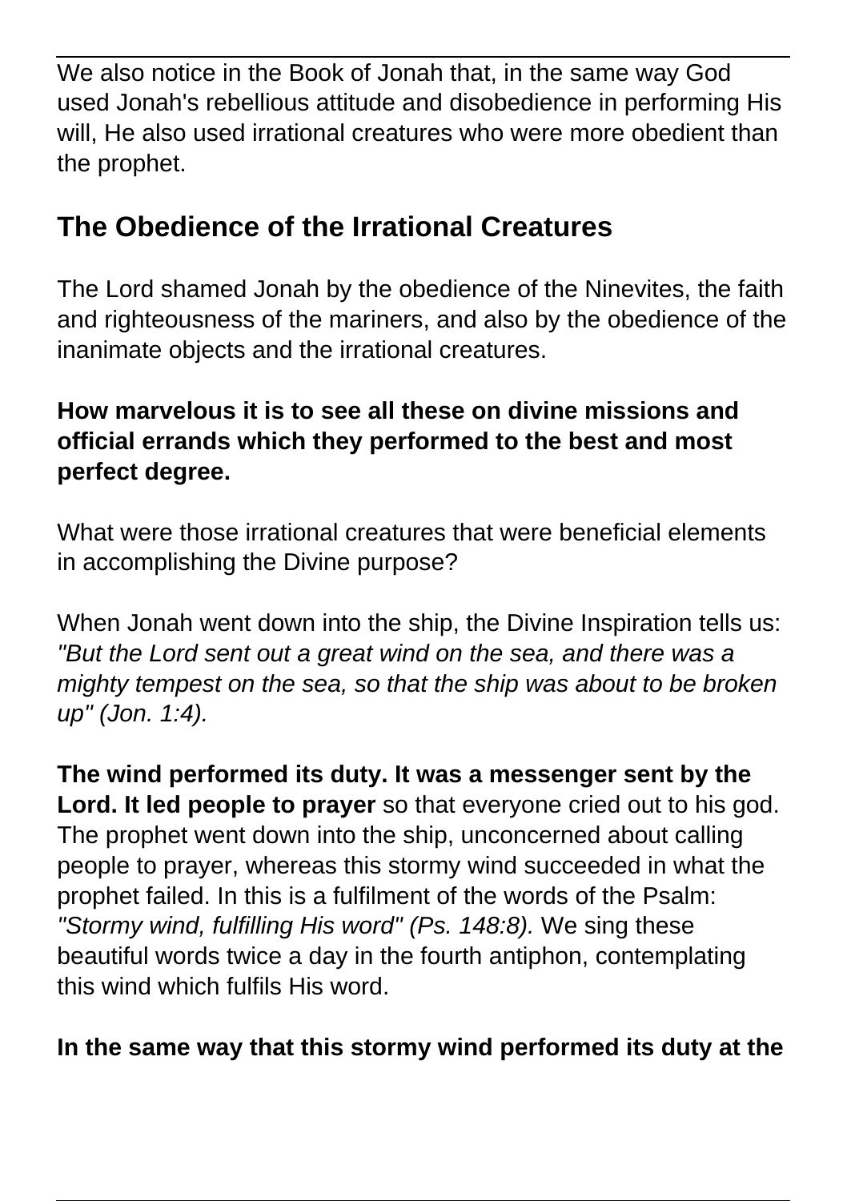We also notice in the Book of Jonah that, in the same way God used Jonah's rebellious attitude and disobedience in performing His will, He also used irrational creatures who were more obedient than the prophet.

## The Obedience of the Irrational Creatures

The Lord shamed Jonah by the obedience of the Ninevites, the faith and righteousness of the mariners, and also by the obedience of the inanimate objects and the irrational creatures.

**How marvelous it is to see all these on divine missions and official errands which they performed to the best and most perfect degree.**

What were those irrational creatures that were beneficial elements in accomplishing the Divine purpose?

When Jonah went down into the ship, the Divine Inspiration tells us: *"But the Lord sent out a great wind on the sea, and there was a mighty tempest on the sea, so that the ship was about to be broken up" (Jon. 1:4).*

**The wind performed its duty. It was a messenger sent by the Lord. It led people to prayer** so that everyone cried out to his god. The prophet went down into the ship, unconcerned about calling people to prayer, whereas this stormy wind succeeded in what the prophet failed. In this is a fulfilment of the words of the Psalm: *"Stormy wind, fulfilling His word" (Ps. 148:8).* We sing these beautiful words twice a day in the fourth antiphon, contemplating this wind which fulfils His word.

**In the same way that this stormy wind performed its duty at the**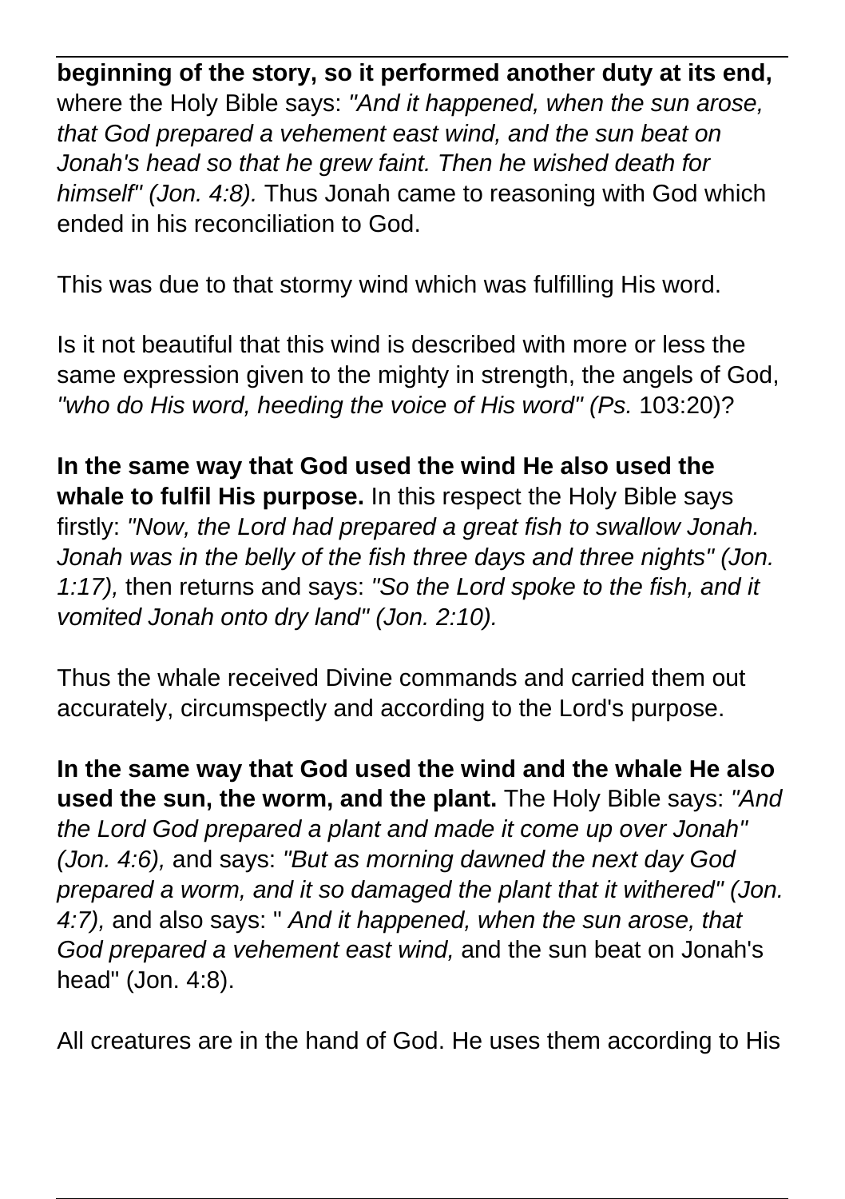**beginning of the story, so it performed another duty at its end,** where the Holy Bible says: *"And it happened, when the sun arose, that God prepared a vehement east wind, and the sun beat on Jonah's head so that he grew faint. Then he wished death for himself" (Jon. 4:8).* Thus Jonah came to reasoning with God which ended in his reconciliation to God.

This was due to that stormy wind which was fulfilling His word.

Is it not beautiful that this wind is described with more or less the same expression given to the mighty in strength, the angels of God, *"who do His word, heeding the voice of His word" (Ps.* 103:20)?

**In the same way that God used the wind He also used the whale to fulfil His purpose.** In this respect the Holy Bible says firstly: *"Now, the Lord had prepared a great fish to swallow Jonah. Jonah was in the belly of the fish three days and three nights" (Jon. 1:17),* then returns and says: *"So the Lord spoke to the fish, and it vomited Jonah onto dry land" (Jon. 2:10).*

Thus the whale received Divine commands and carried them out accurately, circumspectly and according to the Lord's purpose.

**In the same way that God used the wind and the whale He also used the sun, the worm, and the plant.** The Holy Bible says: *"And the Lord God prepared a plant and made it come up over Jonah" (Jon. 4:6),* and says: *"But as morning dawned the next day God prepared a worm, and it so damaged the plant that it withered" (Jon. 4:7),* and also says: " *And it happened, when the sun arose, that God prepared a vehement east wind,* and the sun beat on Jonah's head" (Jon. 4:8).

All creatures are in the hand of God. He uses them according to His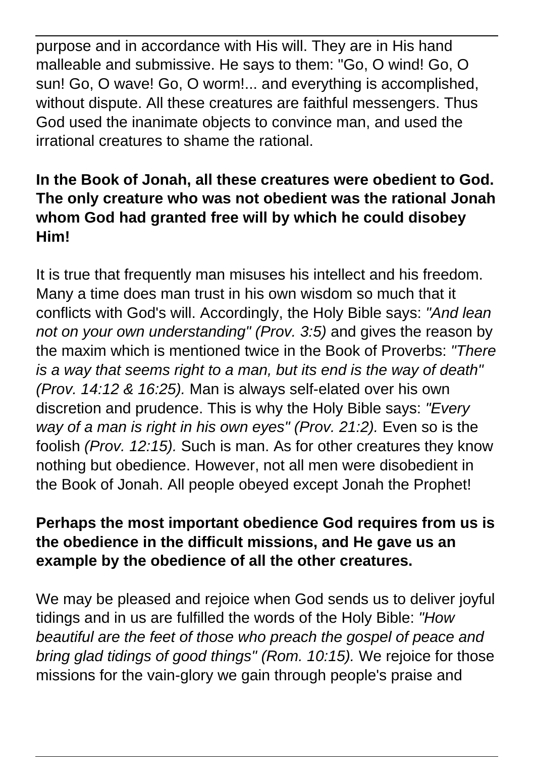purpose and in accordance with His will. They are in His hand malleable and submissive. He says to them: "Go, O wind! Go, O sun! Go, O wave! Go, O worm!... and everything is accomplished, without dispute. All these creatures are faithful messengers. Thus God used the inanimate objects to convince man, and used the irrational creatures to shame the rational.

**In the Book of Jonah, all these creatures were obedient to God. The only creature who was not obedient was the rational Jonah whom God had granted free will by which he could disobey Him!**

It is true that frequently man misuses his intellect and his freedom. Many a time does man trust in his own wisdom so much that it conflicts with God's will. Accordingly, the Holy Bible says: *"And lean not on your own understanding" (Prov. 3:5)* and gives the reason by the maxim which is mentioned twice in the Book of Proverbs: *"There is a way that seems right to a man, but its end is the way of death" (Prov. 14:12 & 16:25).* Man is always self-elated over his own discretion and prudence. This is why the Holy Bible says: *"Every way of a man is right in his own eyes" (Prov. 21:2).* Even so is the foolish *(Prov. 12:15).* Such is man. As for other creatures they know nothing but obedience. However, not all men were disobedient in the Book of Jonah. All people obeyed except Jonah the Prophet!

**Perhaps the most important obedience God requires from us is the obedience in the difficult missions, and He gave us an example by the obedience of all the other creatures.**

We may be pleased and rejoice when God sends us to deliver joyful tidings and in us are fulfilled the words of the Holy Bible: *"How beautiful are the feet of those who preach the gospel of peace and bring glad tidings of good things" (Rom. 10:15).* We rejoice for those missions for the vain-glory we gain through people's praise and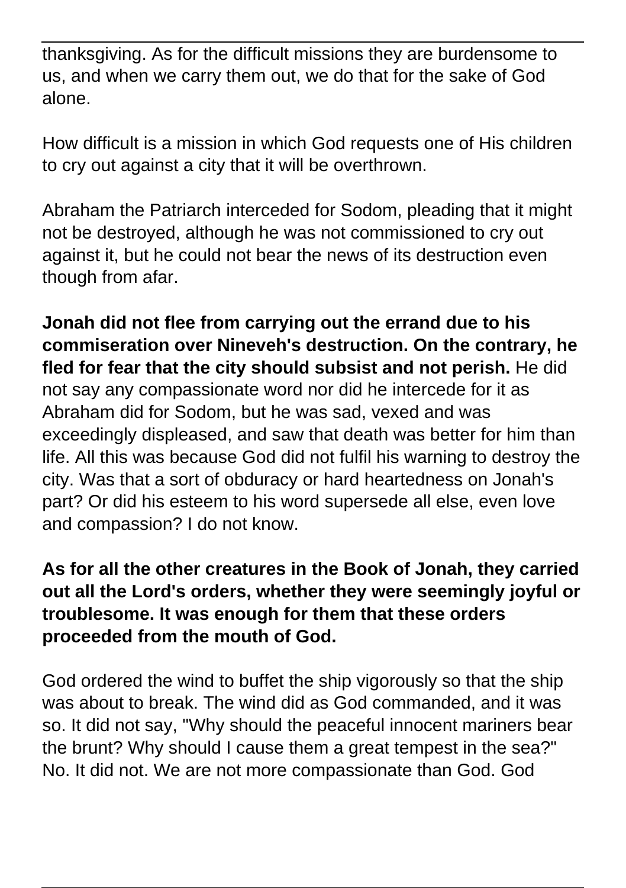thanksgiving. As for the difficult missions they are burdensome to us, and when we carry them out, we do that for the sake of God alone.

How difficult is a mission in which God requests one of His children to cry out against a city that it will be overthrown.

Abraham the Patriarch interceded for Sodom, pleading that it might not be destroyed, although he was not commissioned to cry out against it, but he could not bear the news of its destruction even though from afar.

**Jonah did not flee from carrying out the errand due to his commiseration over Nineveh's destruction. On the contrary, he fled for fear that the city should subsist and not perish.** He did not say any compassionate word nor did he intercede for it as Abraham did for Sodom, but he was sad, vexed and was exceedingly displeased, and saw that death was better for him than life. All this was because God did not fulfil his warning to destroy the city. Was that a sort of obduracy or hard heartedness on Jonah's part? Or did his esteem to his word supersede all else, even love and compassion? I do not know.

**As for all the other creatures in the Book of Jonah, they carried out all the Lord's orders, whether they were seemingly joyful or troublesome. It was enough for them that these orders proceeded from the mouth of God.**

God ordered the wind to buffet the ship vigorously so that the ship was about to break. The wind did as God commanded, and it was so. It did not say, "Why should the peaceful innocent mariners bear the brunt? Why should I cause them a great tempest in the sea?" No. It did not. We are not more compassionate than God. God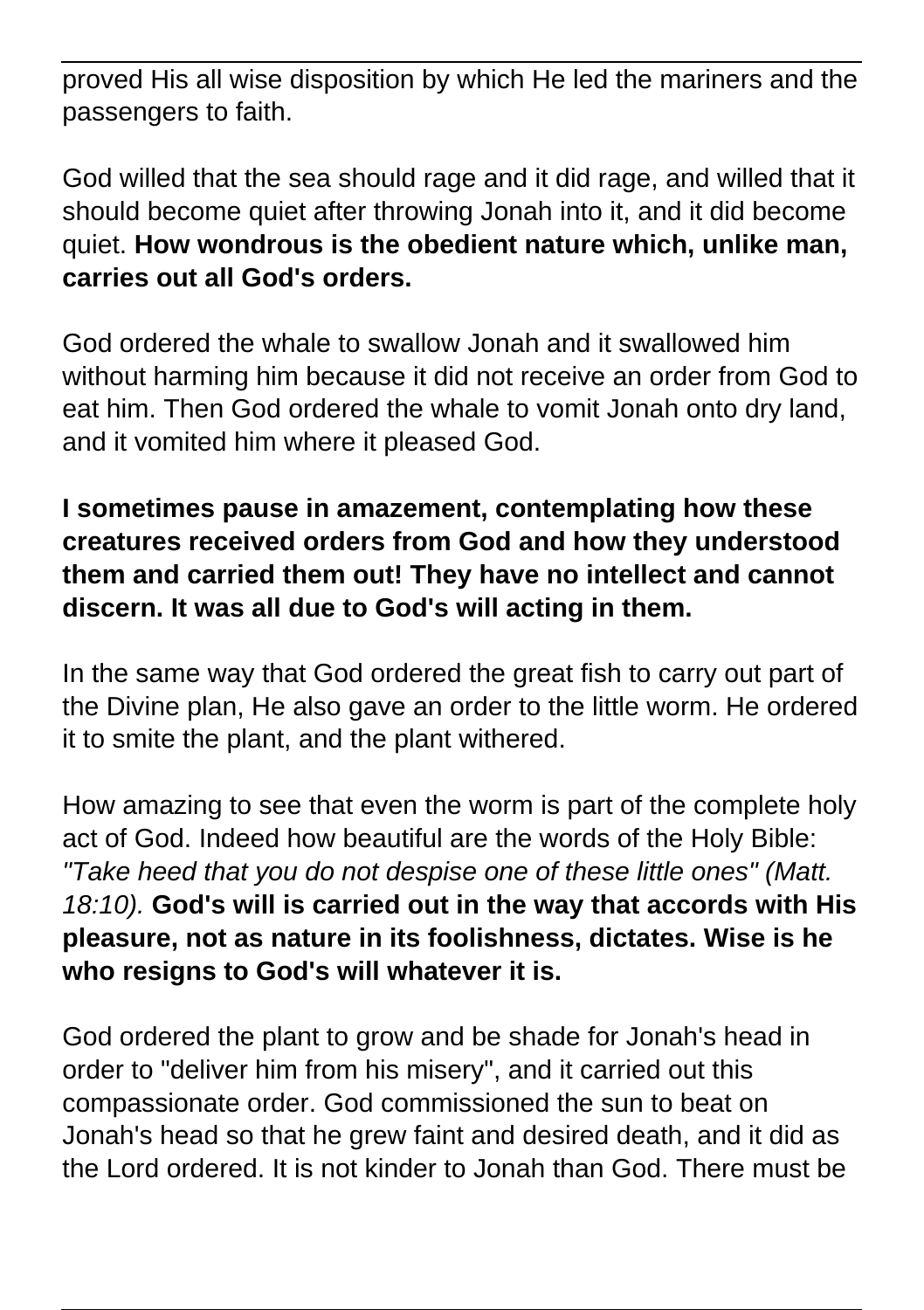proved His all wise disposition by which He led the mariners and the passengers to faith.

God willed that the sea should rage and it did rage, and willed that it should become quiet after throwing Jonah into it, and it did become quiet. **How wondrous is the obedient nature which, unlike man, carries out all God's orders.**

God ordered the whale to swallow Jonah and it swallowed him without harming him because it did not receive an order from God to eat him. Then God ordered the whale to vomit Jonah onto dry land, and it vomited him where it pleased God.

**I sometimes pause in amazement, contemplating how these creatures received orders from God and how they understood them and carried them out! They have no intellect and cannot discern. It was all due to God's will acting in them.**

In the same way that God ordered the great fish to carry out part of the Divine plan, He also gave an order to the little worm. He ordered it to smite the plant, and the plant withered.

How amazing to see that even the worm is part of the complete holy act of God. Indeed how beautiful are the words of the Holy Bible: *"Take heed that you do not despise one of these little ones" (Matt. 18:10).* **God's will is carried out in the way that accords with His pleasure, not as nature in its foolishness, dictates. Wise is he who resigns to God's will whatever it is.**

God ordered the plant to grow and be shade for Jonah's head in order to "deliver him from his misery", and it carried out this compassionate order. God commissioned the sun to beat on Jonah's head so that he grew faint and desired death, and it did as the Lord ordered. It is not kinder to Jonah than God. There must be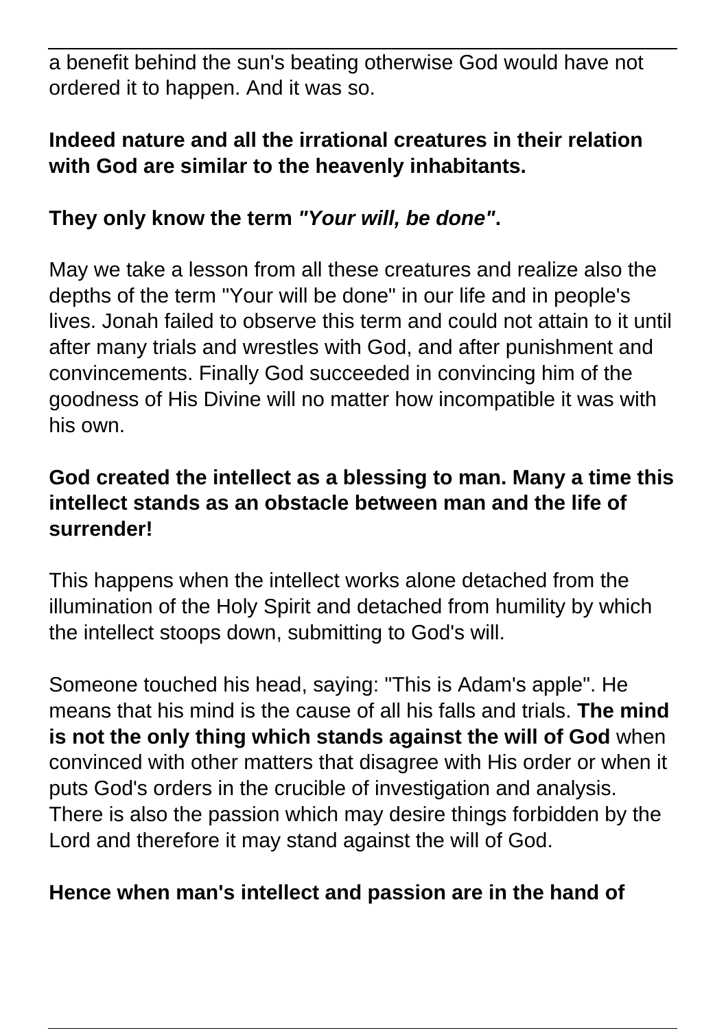a benefit behind the sun's beating otherwise God would have not ordered it to happen. And it was so.

**Indeed nature and all the irrational creatures in their relation with God are similar to the heavenly inhabitants.**

**They only know the term *"Your will, be done"*.**

May we take a lesson from all these creatures and realize also the depths of the term "Your will be done" in our life and in people's lives. Jonah failed to observe this term and could not attain to it until after many trials and wrestles with God, and after punishment and convincements. Finally God succeeded in convincing him of the goodness of His Divine will no matter how incompatible it was with his own.

**God created the intellect as a blessing to man. Many a time this intellect stands as an obstacle between man and the life of surrender!**

This happens when the intellect works alone detached from the illumination of the Holy Spirit and detached from humility by which the intellect stoops down, submitting to God's will.

Someone touched his head, saying: "This is Adam's apple". He means that his mind is the cause of all his falls and trials. **The mind is not the only thing which stands against the will of God** when convinced with other matters that disagree with His order or when it puts God's orders in the crucible of investigation and analysis. There is also the passion which may desire things forbidden by the Lord and therefore it may stand against the will of God.

**Hence when man's intellect and passion are in the hand of**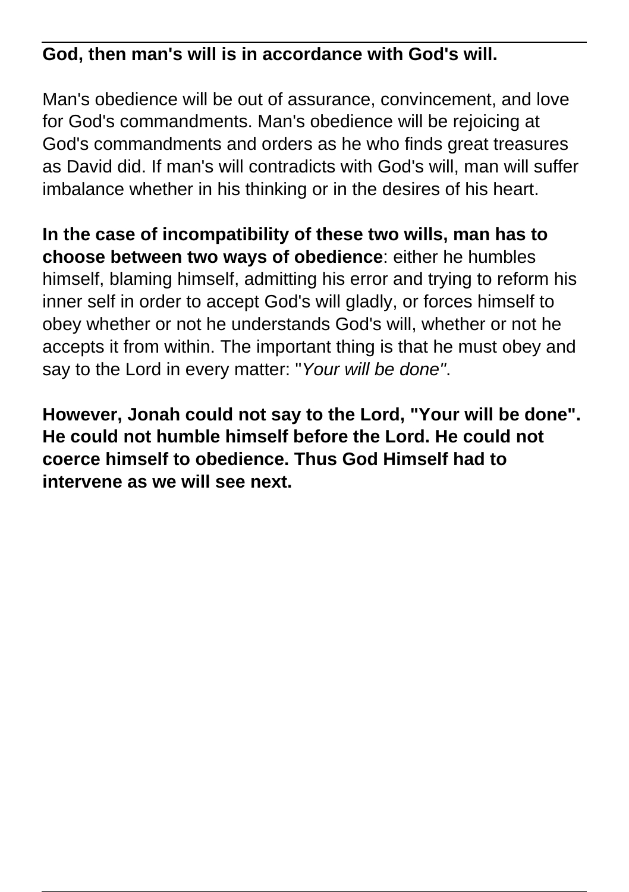**God, then man's will is in accordance with God's will.**

Man's obedience will be out of assurance, convincement, and love for God's commandments. Man's obedience will be rejoicing at God's commandments and orders as he who finds great treasures as David did. If man's will contradicts with God's will, man will suffer imbalance whether in his thinking or in the desires of his heart.

**In the case of incompatibility of these two wills, man has to choose between two ways of obedience**: either he humbles himself, blaming himself, admitting his error and trying to reform his inner self in order to accept God's will gladly, or forces himself to obey whether or not he understands God's will, whether or not he accepts it from within. The important thing is that he must obey and say to the Lord in every matter: "*Your will be done*".

**However, Jonah could not say to the Lord, "Your will be done". He could not humble himself before the Lord. He could not coerce himself to obedience. Thus God Himself had to intervene as we will see next.**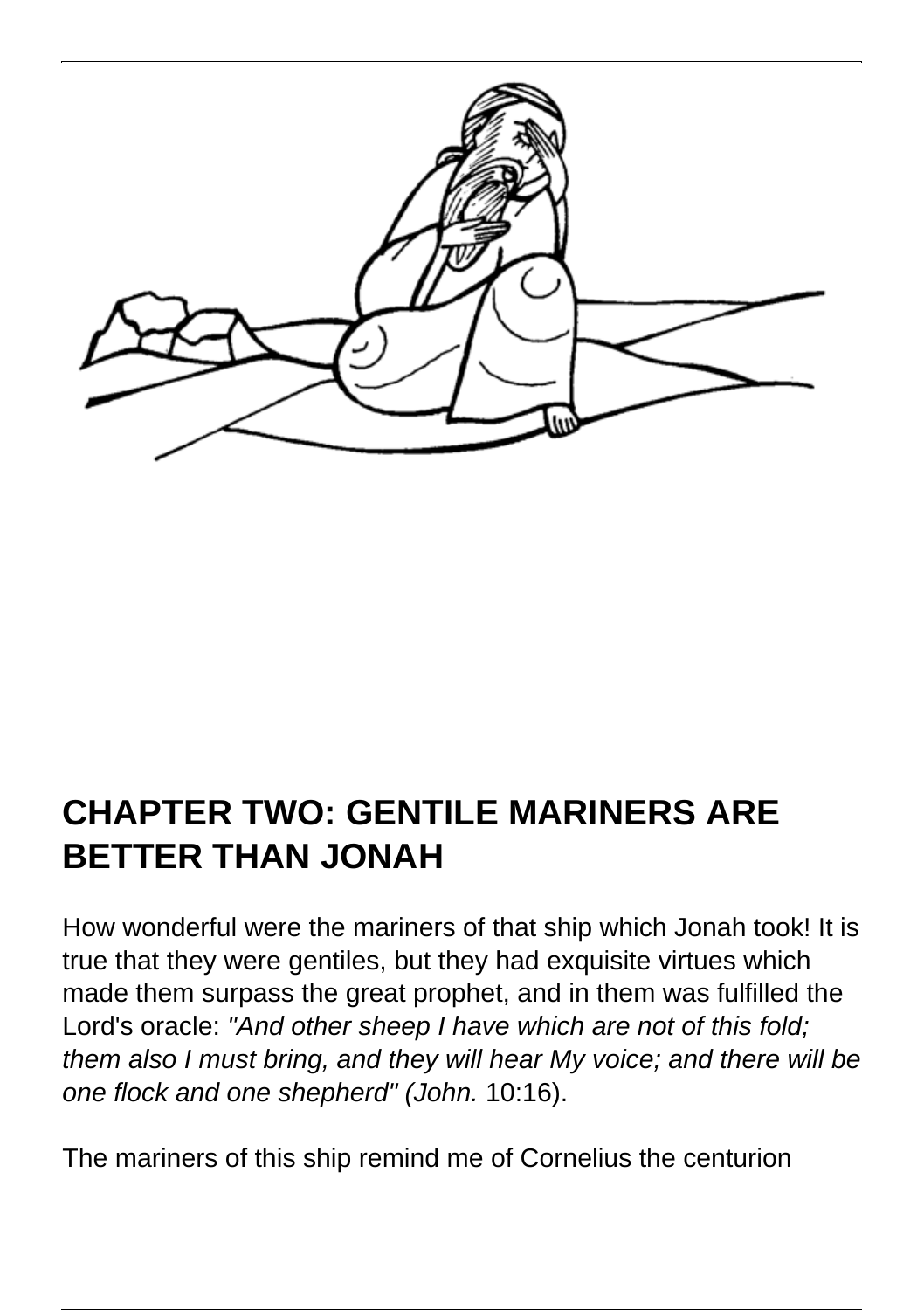## CHAPTER TWO: GENTILE MARINERS ARE BETTER THAN JONAH

How wonderful were the mariners of that ship which Jonah took! It is true that they were gentiles, but they had exquisite virtues which made them surpass the great prophet, and in them was fulfilled the Lord's oracle: *"And other sheep I have which are not of this fold; them also I must bring, and they will hear My voice; and there will be one flock and one shepherd" (John.* 10:16).

The mariners of this ship remind me of Cornelius the centurion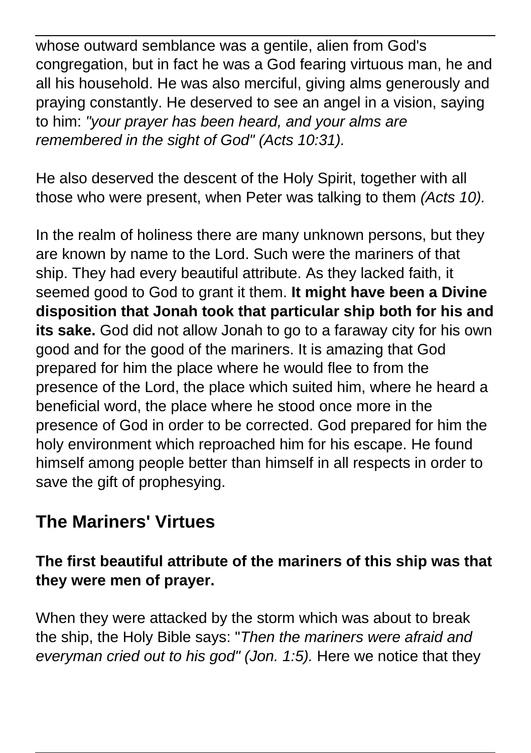whose outward semblance was a gentile, alien from God's congregation, but in fact he was a God fearing virtuous man, he and all his household. He was also merciful, giving alms generously and praying constantly. He deserved to see an angel in a vision, saying to him: *"your prayer has been heard, and your alms are remembered in the sight of God" (Acts 10:31).*

He also deserved the descent of the Holy Spirit, together with all those who were present, when Peter was talking to them *(Acts 10).*

In the realm of holiness there are many unknown persons, but they are known by name to the Lord. Such were the mariners of that ship. They had every beautiful attribute. As they lacked faith, it seemed good to God to grant it them. **It might have been a Divine disposition that Jonah took that particular ship both for his and its sake.** God did not allow Jonah to go to a faraway city for his own good and for the good of the mariners. It is amazing that God prepared for him the place where he would flee to from the presence of the Lord, the place which suited him, where he heard a beneficial word, the place where he stood once more in the presence of God in order to be corrected. God prepared for him the holy environment which reproached him for his escape. He found himself among people better than himself in all respects in order to save the gift of prophesying.

## The Mariners' Virtues

### The first beautiful attribute of the mariners of this ship was that they were men of prayer.

When they were attacked by the storm which was about to break the ship, the Holy Bible says: "*Then the mariners were afraid and everyman cried out to his god" (Jon. 1:5).* Here we notice that they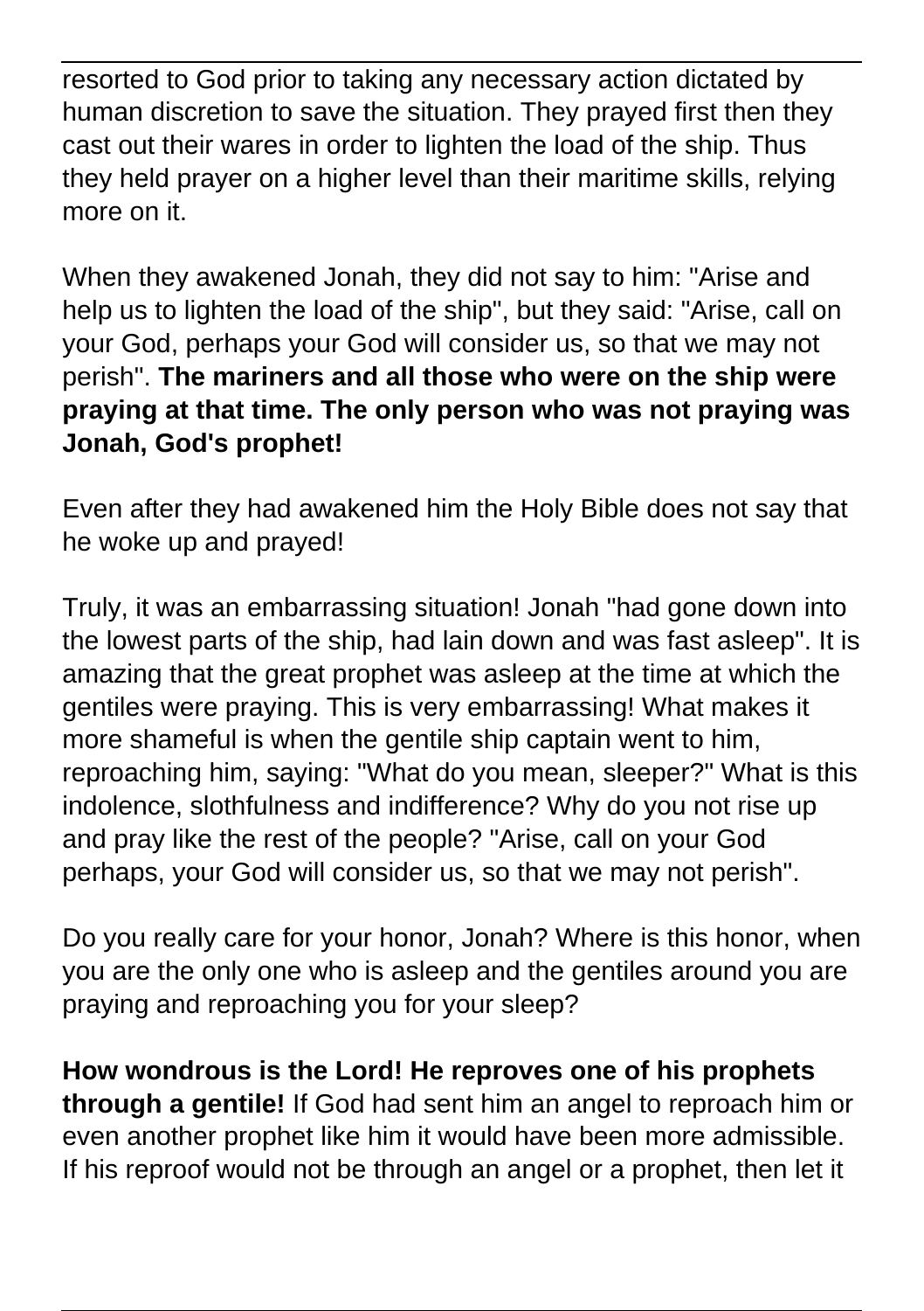resorted to God prior to taking any necessary action dictated by human discretion to save the situation. They prayed first then they cast out their wares in order to lighten the load of the ship. Thus they held prayer on a higher level than their maritime skills, relying more on it.

When they awakened Jonah, they did not say to him: "Arise and help us to lighten the load of the ship", but they said: "Arise, call on your God, perhaps your God will consider us, so that we may not perish". **The mariners and all those who were on the ship were praying at that time. The only person who was not praying was Jonah, God's prophet!**

Even after they had awakened him the Holy Bible does not say that he woke up and prayed!

Truly, it was an embarrassing situation! Jonah "had gone down into the lowest parts of the ship, had lain down and was fast asleep". It is amazing that the great prophet was asleep at the time at which the gentiles were praying. This is very embarrassing! What makes it more shameful is when the gentile ship captain went to him, reproaching him, saying: "What do you mean, sleeper?" What is this indolence, slothfulness and indifference? Why do you not rise up and pray like the rest of the people? "Arise, call on your God perhaps, your God will consider us, so that we may not perish".

Do you really care for your honor, Jonah? Where is this honor, when you are the only one who is asleep and the gentiles around you are praying and reproaching you for your sleep?

**How wondrous is the Lord! He reproves one of his prophets through a gentile!** If God had sent him an angel to reproach him or even another prophet like him it would have been more admissible. If his reproof would not be through an angel or a prophet, then let it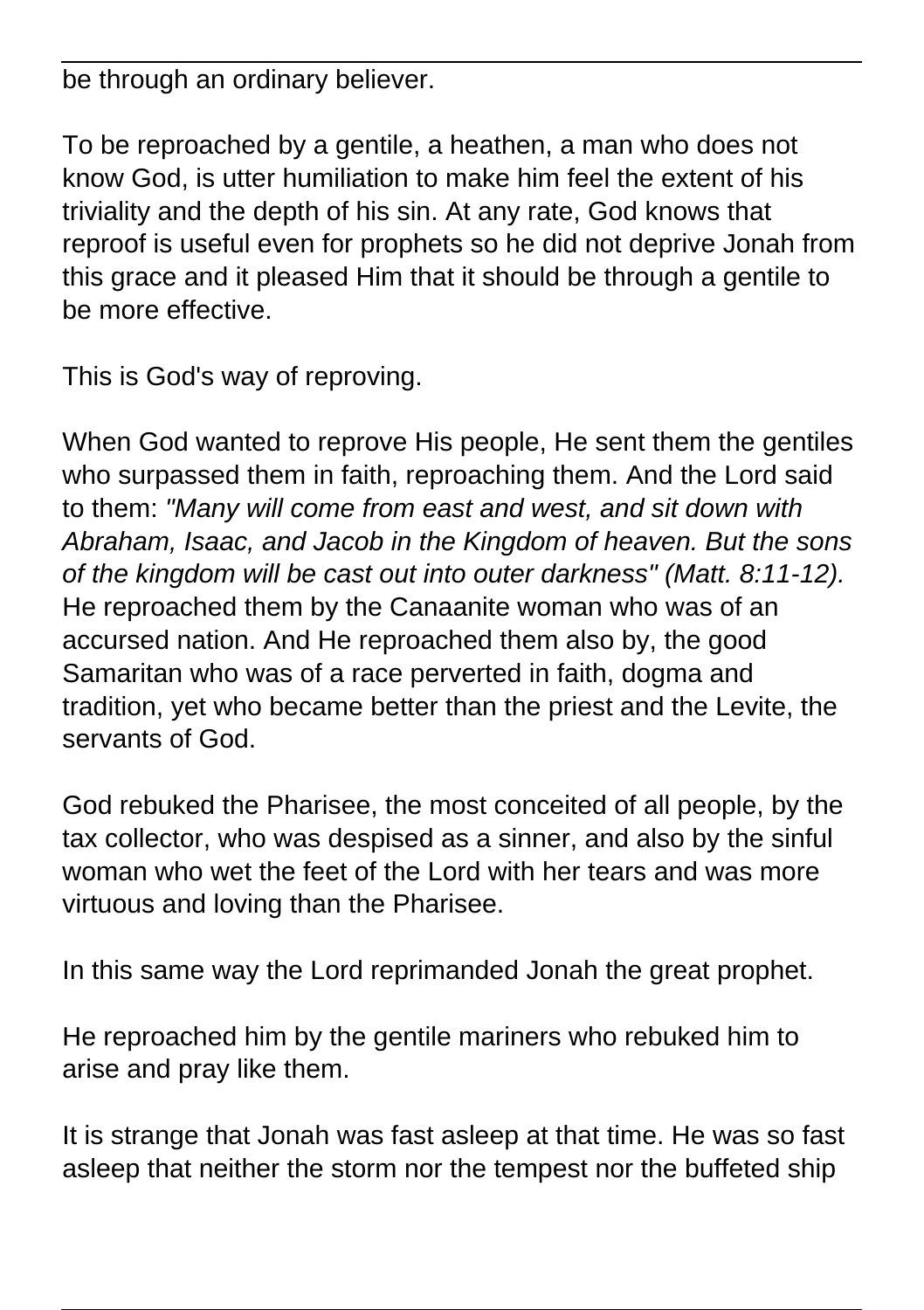be through an ordinary believer.

To be reproached by a gentile, a heathen, a man who does not know God, is utter humiliation to make him feel the extent of his triviality and the depth of his sin. At any rate, God knows that reproof is useful even for prophets so he did not deprive Jonah from this grace and it pleased Him that it should be through a gentile to be more effective.

This is God's way of reproving.

When God wanted to reprove His people, He sent them the gentiles who surpassed them in faith, reproaching them. And the Lord said to them: *"Many will come from east and west, and sit down with Abraham, Isaac, and Jacob in the Kingdom of heaven. But the sons of the kingdom will be cast out into outer darkness" (Matt. 8:11-12).* He reproached them by the Canaanite woman who was of an accursed nation. And He reproached them also by, the good Samaritan who was of a race perverted in faith, dogma and tradition, yet who became better than the priest and the Levite, the servants of God.

God rebuked the Pharisee, the most conceited of all people, by the tax collector, who was despised as a sinner, and also by the sinful woman who wet the feet of the Lord with her tears and was more virtuous and loving than the Pharisee.

In this same way the Lord reprimanded Jonah the great prophet.

He reproached him by the gentile mariners who rebuked him to arise and pray like them.

It is strange that Jonah was fast asleep at that time. He was so fast asleep that neither the storm nor the tempest nor the buffeted ship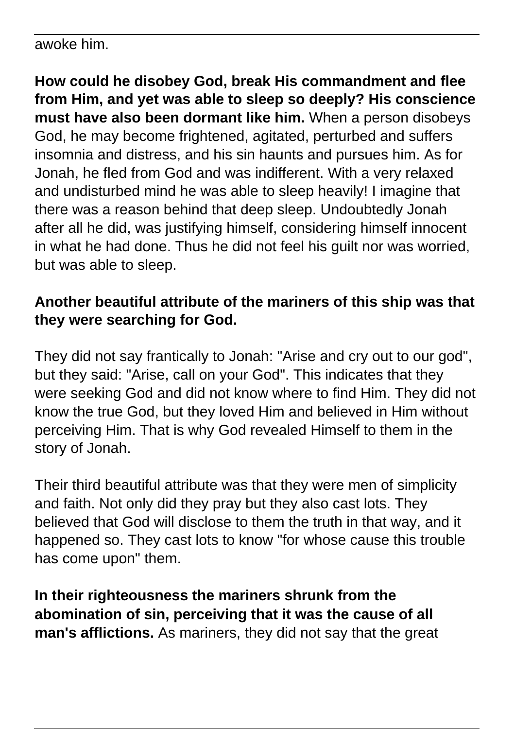awoke him.

**How could he disobey God, break His commandment and flee from Him, and yet was able to sleep so deeply? His conscience must have also been dormant like him.** When a person disobeys God, he may become frightened, agitated, perturbed and suffers insomnia and distress, and his sin haunts and pursues him. As for Jonah, he fled from God and was indifferent. With a very relaxed and undisturbed mind he was able to sleep heavily! I imagine that there was a reason behind that deep sleep. Undoubtedly Jonah after all he did, was justifying himself, considering himself innocent in what he had done. Thus he did not feel his guilt nor was worried, but was able to sleep.

**Another beautiful attribute of the mariners of this ship was that they were searching for God.**

They did not say frantically to Jonah: "Arise and cry out to our god", but they said: "Arise, call on your God". This indicates that they were seeking God and did not know where to find Him. They did not know the true God, but they loved Him and believed in Him without perceiving Him. That is why God revealed Himself to them in the story of Jonah.

Their third beautiful attribute was that they were men of simplicity and faith. Not only did they pray but they also cast lots. They believed that God will disclose to them the truth in that way, and it happened so. They cast lots to know "for whose cause this trouble has come upon" them.

**In their righteousness the mariners shrunk from the abomination of sin, perceiving that it was the cause of all man's afflictions.** As mariners, they did not say that the great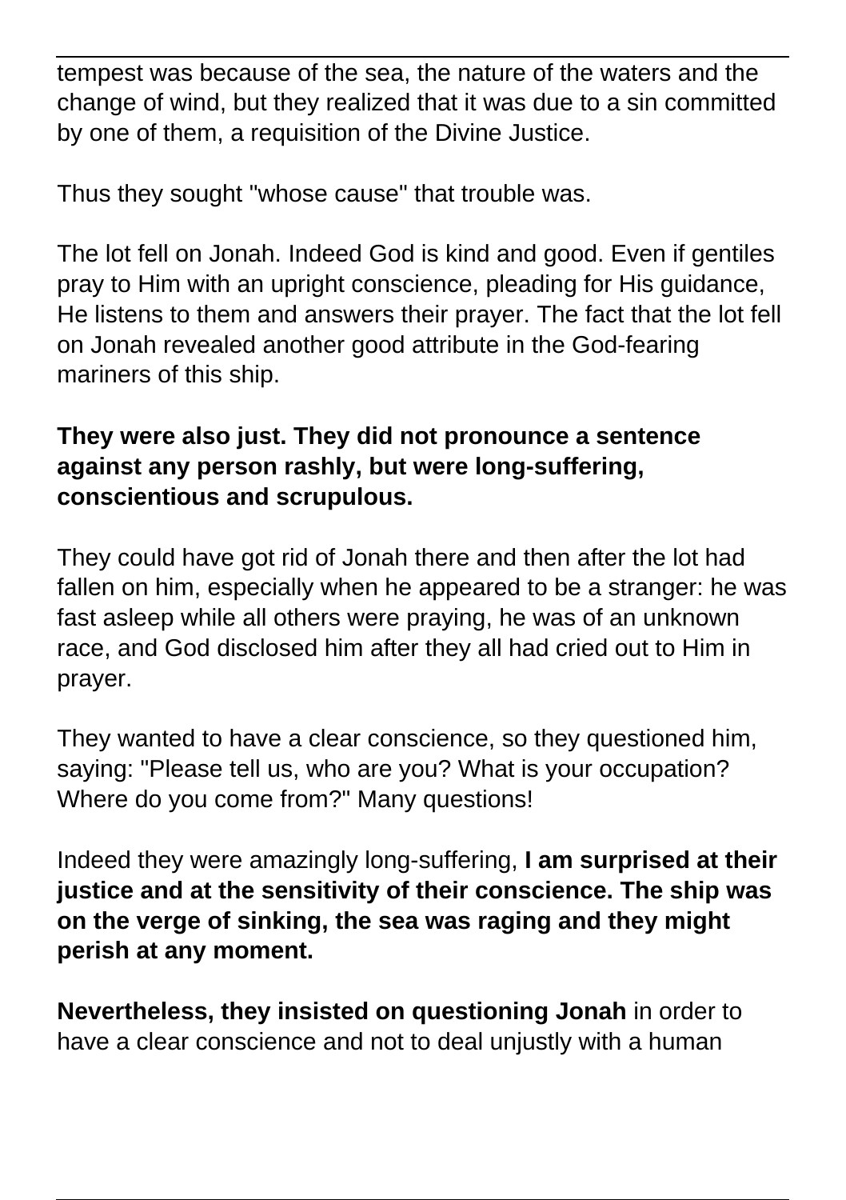tempest was because of the sea, the nature of the waters and the change of wind, but they realized that it was due to a sin committed by one of them, a requisition of the Divine Justice.

Thus they sought "whose cause" that trouble was.

The lot fell on Jonah. Indeed God is kind and good. Even if gentiles pray to Him with an upright conscience, pleading for His guidance, He listens to them and answers their prayer. The fact that the lot fell on Jonah revealed another good attribute in the God-fearing mariners of this ship.

**They were also just. They did not pronounce a sentence against any person rashly, but were long-suffering, conscientious and scrupulous.**

They could have got rid of Jonah there and then after the lot had fallen on him, especially when he appeared to be a stranger: he was fast asleep while all others were praying, he was of an unknown race, and God disclosed him after they all had cried out to Him in prayer.

They wanted to have a clear conscience, so they questioned him, saying: "Please tell us, who are you? What is your occupation? Where do you come from?" Many questions!

Indeed they were amazingly long-suffering, **I am surprised at their justice and at the sensitivity of their conscience. The ship was on the verge of sinking, the sea was raging and they might perish at any moment.**

**Nevertheless, they insisted on questioning Jonah** in order to have a clear conscience and not to deal unjustly with a human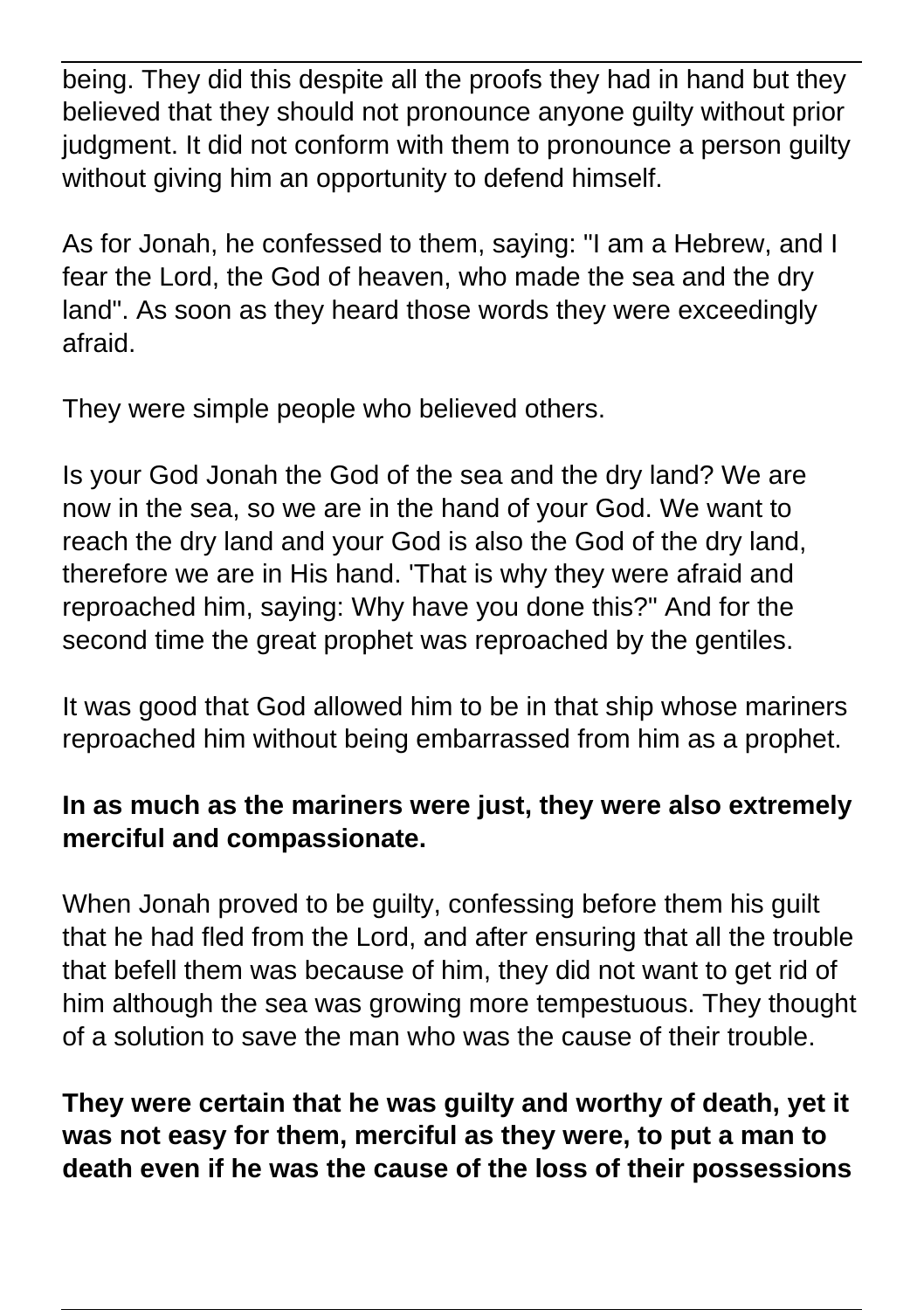being. They did this despite all the proofs they had in hand but they believed that they should not pronounce anyone guilty without prior judgment. It did not conform with them to pronounce a person guilty without giving him an opportunity to defend himself.

As for Jonah, he confessed to them, saying: "I am a Hebrew, and I fear the Lord, the God of heaven, who made the sea and the dry land". As soon as they heard those words they were exceedingly afraid.

They were simple people who believed others.

Is your God Jonah the God of the sea and the dry land? We are now in the sea, so we are in the hand of your God. We want to reach the dry land and your God is also the God of the dry land, therefore we are in His hand. 'That is why they were afraid and reproached him, saying: Why have you done this?" And for the second time the great prophet was reproached by the gentiles.

It was good that God allowed him to be in that ship whose mariners reproached him without being embarrassed from him as a prophet.

**In as much as the mariners were just, they were also extremely merciful and compassionate.**

When Jonah proved to be guilty, confessing before them his guilt that he had fled from the Lord, and after ensuring that all the trouble that befell them was because of him, they did not want to get rid of him although the sea was growing more tempestuous. They thought of a solution to save the man who was the cause of their trouble.

**They were certain that he was guilty and worthy of death, yet it was not easy for them, merciful as they were, to put a man to death even if he was the cause of the loss of their possessions**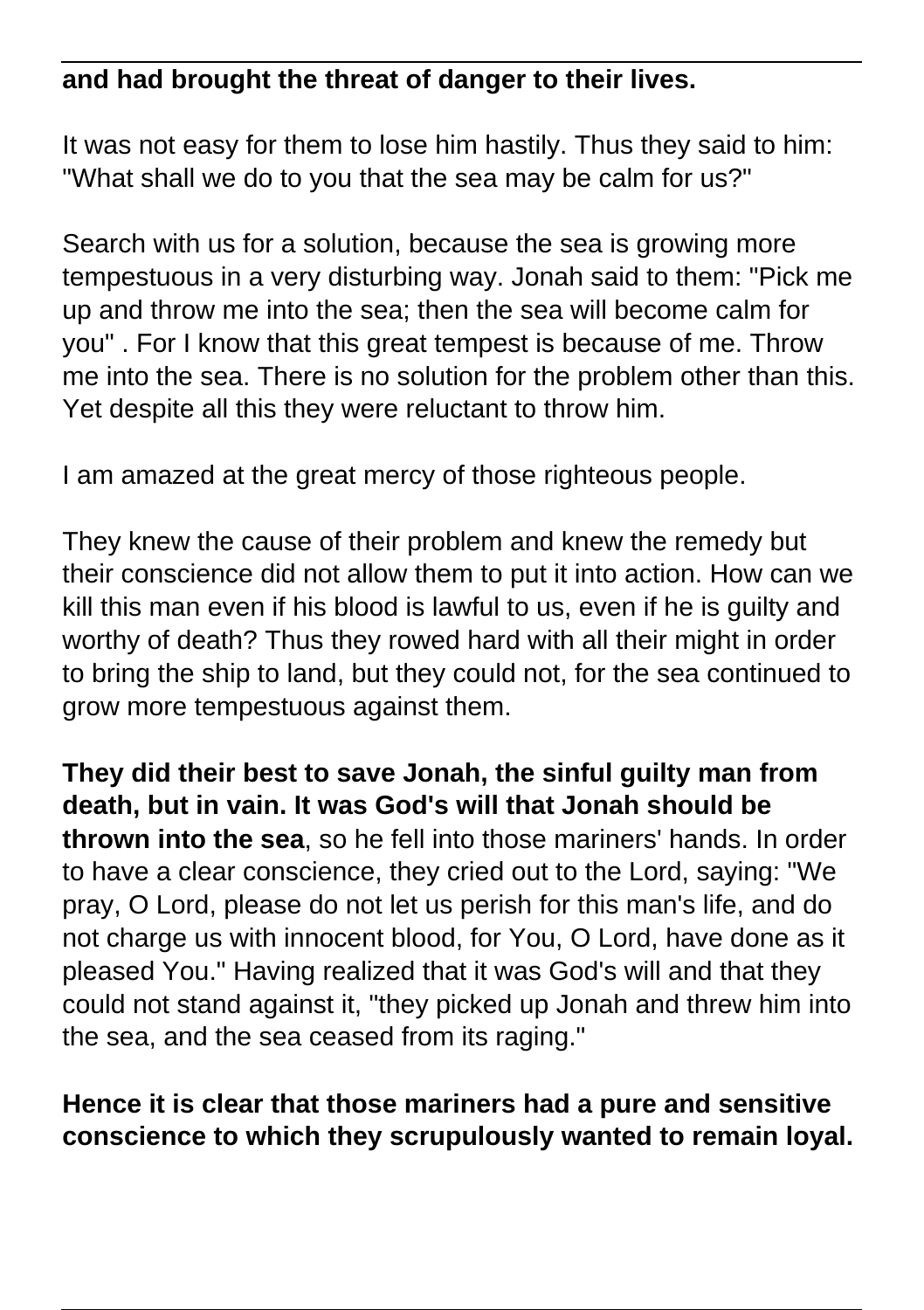**and had brought the threat of danger to their lives.**

It was not easy for them to lose him hastily. Thus they said to him: "What shall we do to you that the sea may be calm for us?"

Search with us for a solution, because the sea is growing more tempestuous in a very disturbing way. Jonah said to them: "Pick me up and throw me into the sea; then the sea will become calm for you" . For I know that this great tempest is because of me. Throw me into the sea. There is no solution for the problem other than this. Yet despite all this they were reluctant to throw him.

I am amazed at the great mercy of those righteous people.

They knew the cause of their problem and knew the remedy but their conscience did not allow them to put it into action. How can we kill this man even if his blood is lawful to us, even if he is guilty and worthy of death? Thus they rowed hard with all their might in order to bring the ship to land, but they could not, for the sea continued to grow more tempestuous against them.

**They did their best to save Jonah, the sinful guilty man from death, but in vain. It was God's will that Jonah should be thrown into the sea**, so he fell into those mariners' hands. In order to have a clear conscience, they cried out to the Lord, saying: "We pray, O Lord, please do not let us perish for this man's life, and do not charge us with innocent blood, for You, O Lord, have done as it pleased You." Having realized that it was God's will and that they could not stand against it, "they picked up Jonah and threw him into the sea, and the sea ceased from its raging."

**Hence it is clear that those mariners had a pure and sensitive conscience to which they scrupulously wanted to remain loyal.**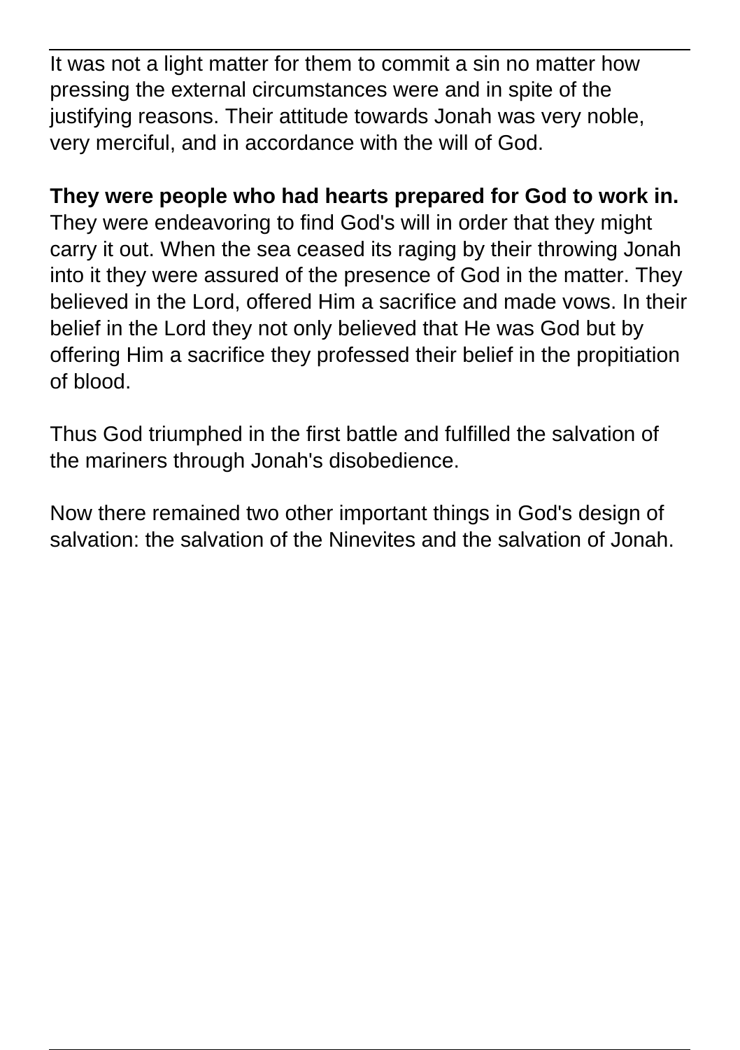It was not a light matter for them to commit a sin no matter how pressing the external circumstances were and in spite of the justifying reasons. Their attitude towards Jonah was very noble, very merciful, and in accordance with the will of God.

**They were people who had hearts prepared for God to work in.** They were endeavoring to find God's will in order that they might carry it out. When the sea ceased its raging by their throwing Jonah into it they were assured of the presence of God in the matter. They believed in the Lord, offered Him a sacrifice and made vows. In their belief in the Lord they not only believed that He was God but by offering Him a sacrifice they professed their belief in the propitiation of blood.

Thus God triumphed in the first battle and fulfilled the salvation of the mariners through Jonah's disobedience.

Now there remained two other important things in God's design of salvation: the salvation of the Ninevites and the salvation of Jonah.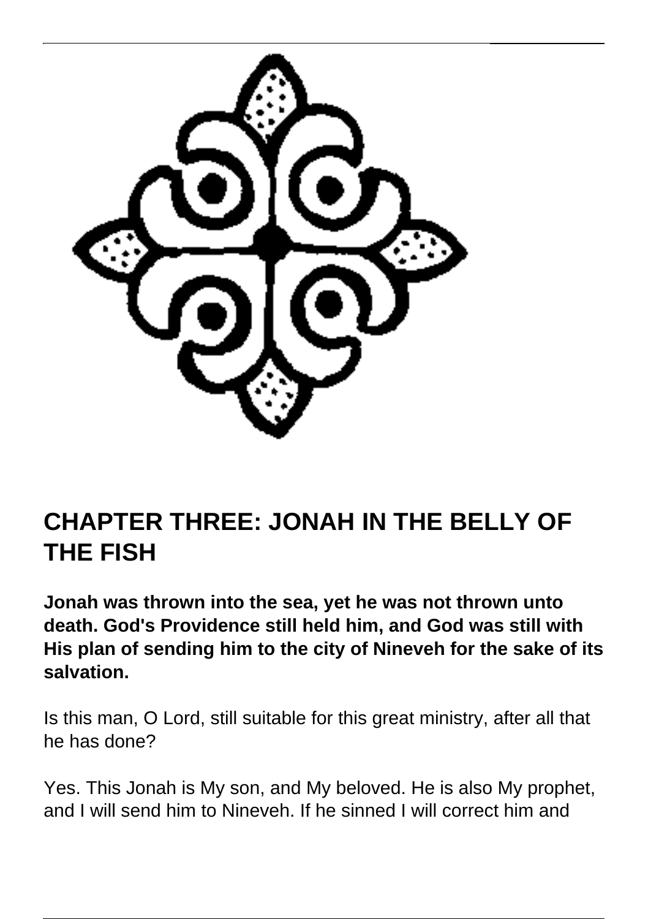## CHAPTER THREE: JONAH IN THE BELLY OF THE FISH

**Jonah was thrown into the sea, yet he was not thrown unto death. God's Providence still held him, and God was still with His plan of sending him to the city of Nineveh for the sake of its salvation.**

Is this man, O Lord, still suitable for this great ministry, after all that he has done?

Yes. This Jonah is My son, and My beloved. He is also My prophet, and I will send him to Nineveh. If he sinned I will correct him and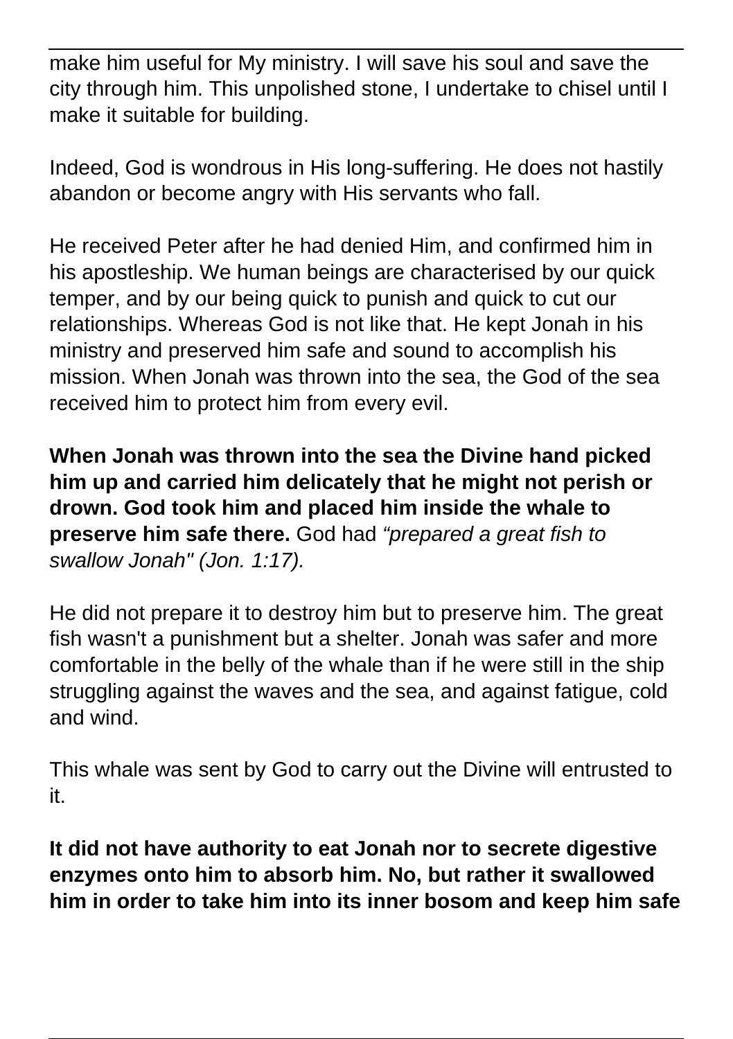make him useful for My ministry. I will save his soul and save the city through him. This unpolished stone, I undertake to chisel until I make it suitable for building.

Indeed, God is wondrous in His long-suffering. He does not hastily abandon or become angry with His servants who fall.

He received Peter after he had denied Him, and confirmed him in his apostleship. We human beings are characterised by our quick temper, and by our being quick to punish and quick to cut our relationships. Whereas God is not like that. He kept Jonah in his ministry and preserved him safe and sound to accomplish his mission. When Jonah was thrown into the sea, the God of the sea received him to protect him from every evil.

**When Jonah was thrown into the sea the Divine hand picked him up and carried him delicately that he might not perish or drown. God took him and placed him inside the whale to preserve him safe there.** God had *"prepared a great fish to swallow Jonah" (Jon. 1:17).*

He did not prepare it to destroy him but to preserve him. The great fish wasn't a punishment but a shelter. Jonah was safer and more comfortable in the belly of the whale than if he were still in the ship struggling against the waves and the sea, and against fatigue, cold and wind.

This whale was sent by God to carry out the Divine will entrusted to it.

**It did not have authority to eat Jonah nor to secrete digestive enzymes onto him to absorb him. No, but rather it swallowed him in order to take him into its inner bosom and keep him safe**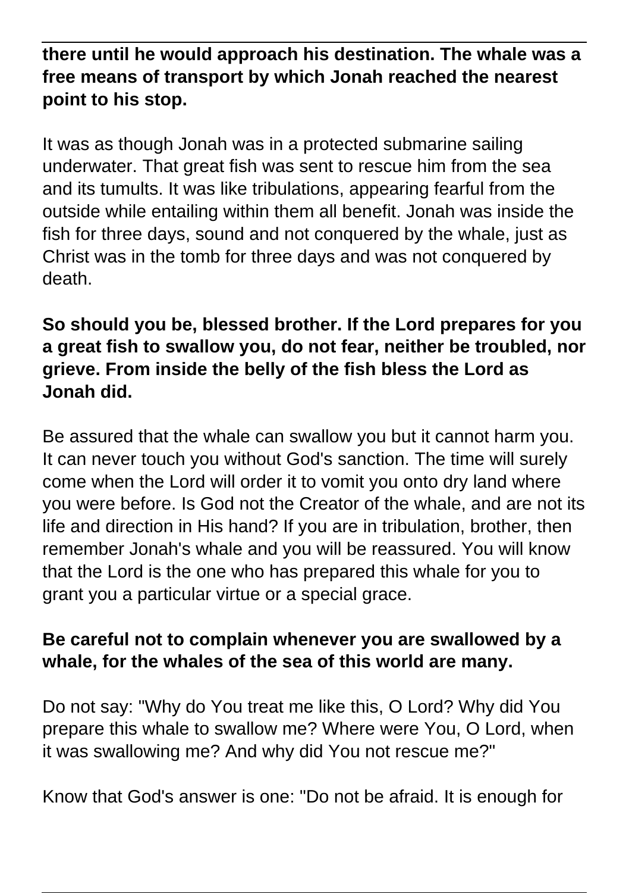**there until he would approach his destination. The whale was a free means of transport by which Jonah reached the nearest point to his stop.**

It was as though Jonah was in a protected submarine sailing underwater. That great fish was sent to rescue him from the sea and its tumults. It was like tribulations, appearing fearful from the outside while entailing within them all benefit. Jonah was inside the fish for three days, sound and not conquered by the whale, just as Christ was in the tomb for three days and was not conquered by death.

**So should you be, blessed brother. If the Lord prepares for you a great fish to swallow you, do not fear, neither be troubled, nor grieve. From inside the belly of the fish bless the Lord as Jonah did.**

Be assured that the whale can swallow you but it cannot harm you. It can never touch you without God's sanction. The time will surely come when the Lord will order it to vomit you onto dry land where you were before. Is God not the Creator of the whale, and are not its life and direction in His hand? If you are in tribulation, brother, then remember Jonah's whale and you will be reassured. You will know that the Lord is the one who has prepared this whale for you to grant you a particular virtue or a special grace.

**Be careful not to complain whenever you are swallowed by a whale, for the whales of the sea of this world are many.**

Do not say: "Why do You treat me like this, O Lord? Why did You prepare this whale to swallow me? Where were You, O Lord, when it was swallowing me? And why did You not rescue me?"

Know that God's answer is one: "Do not be afraid. It is enough for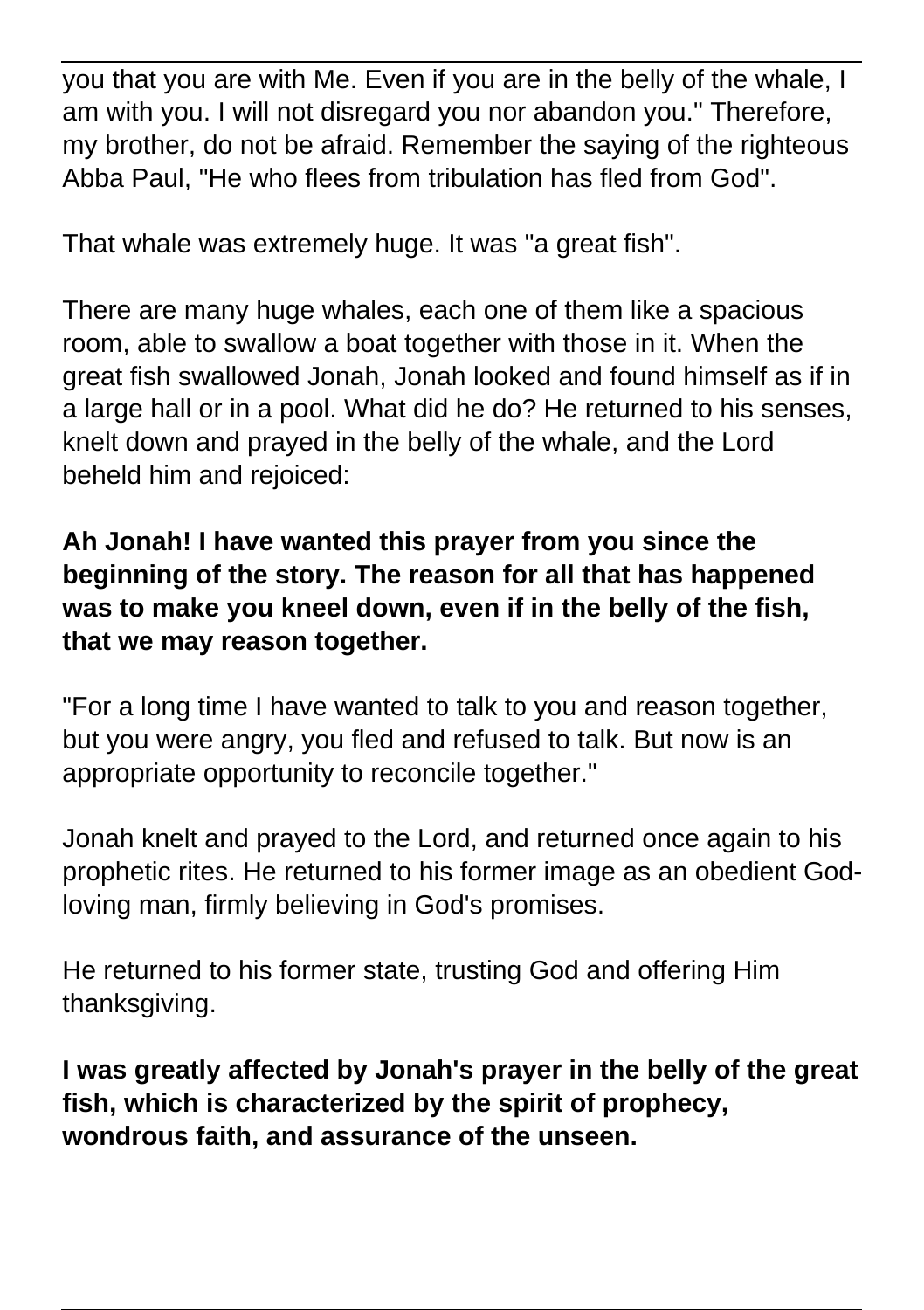you that you are with Me. Even if you are in the belly of the whale, I am with you. I will not disregard you nor abandon you." Therefore, my brother, do not be afraid. Remember the saying of the righteous Abba Paul, "He who flees from tribulation has fled from God".

That whale was extremely huge. It was "a great fish".

There are many huge whales, each one of them like a spacious room, able to swallow a boat together with those in it. When the great fish swallowed Jonah, Jonah looked and found himself as if in a large hall or in a pool. What did he do? He returned to his senses, knelt down and prayed in the belly of the whale, and the Lord beheld him and rejoiced:

**Ah Jonah! I have wanted this prayer from you since the beginning of the story. The reason for all that has happened was to make you kneel down, even if in the belly of the fish, that we may reason together.**

"For a long time I have wanted to talk to you and reason together, but you were angry, you fled and refused to talk. But now is an appropriate opportunity to reconcile together."

Jonah knelt and prayed to the Lord, and returned once again to his prophetic rites. He returned to his former image as an obedient God-loving man, firmly believing in God's promises.

He returned to his former state, trusting God and offering Him thanksgiving.

**I was greatly affected by Jonah's prayer in the belly of the great fish, which is characterized by the spirit of prophecy, wondrous faith, and assurance of the unseen.**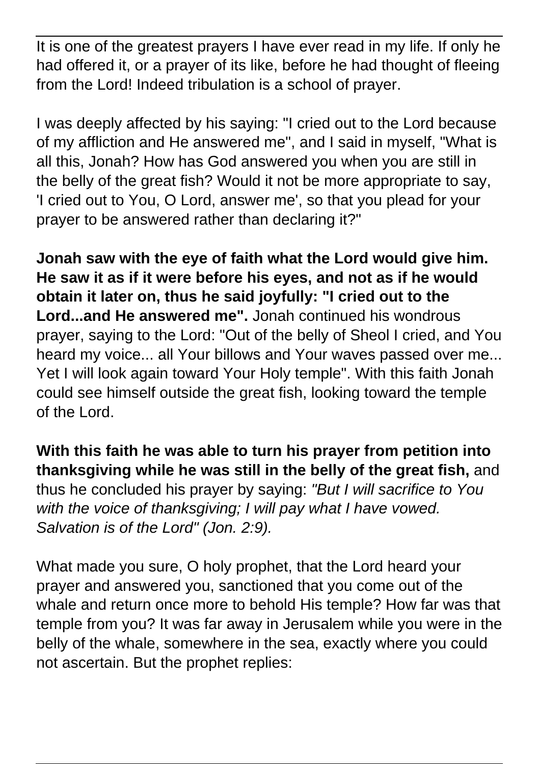It is one of the greatest prayers I have ever read in my life. If only he had offered it, or a prayer of its like, before he had thought of fleeing from the Lord! Indeed tribulation is a school of prayer.

I was deeply affected by his saying: "I cried out to the Lord because of my affliction and He answered me", and I said in myself, "What is all this, Jonah? How has God answered you when you are still in the belly of the great fish? Would it not be more appropriate to say, 'I cried out to You, O Lord, answer me', so that you plead for your prayer to be answered rather than declaring it?"

**Jonah saw with the eye of faith what the Lord would give him. He saw it as if it were before his eyes, and not as if he would obtain it later on, thus he said joyfully: "I cried out to the Lord...and He answered me".** Jonah continued his wondrous prayer, saying to the Lord: "Out of the belly of Sheol I cried, and You heard my voice... all Your billows and Your waves passed over me... Yet I will look again toward Your Holy temple". With this faith Jonah could see himself outside the great fish, looking toward the temple of the Lord.

**With this faith he was able to turn his prayer from petition into thanksgiving while he was still in the belly of the great fish,** and thus he concluded his prayer by saying: *"But I will sacrifice to You with the voice of thanksgiving; I will pay what I have vowed. Salvation is of the Lord" (Jon. 2:9).*

What made you sure, O holy prophet, that the Lord heard your prayer and answered you, sanctioned that you come out of the whale and return once more to behold His temple? How far was that temple from you? It was far away in Jerusalem while you were in the belly of the whale, somewhere in the sea, exactly where you could not ascertain. But the prophet replies: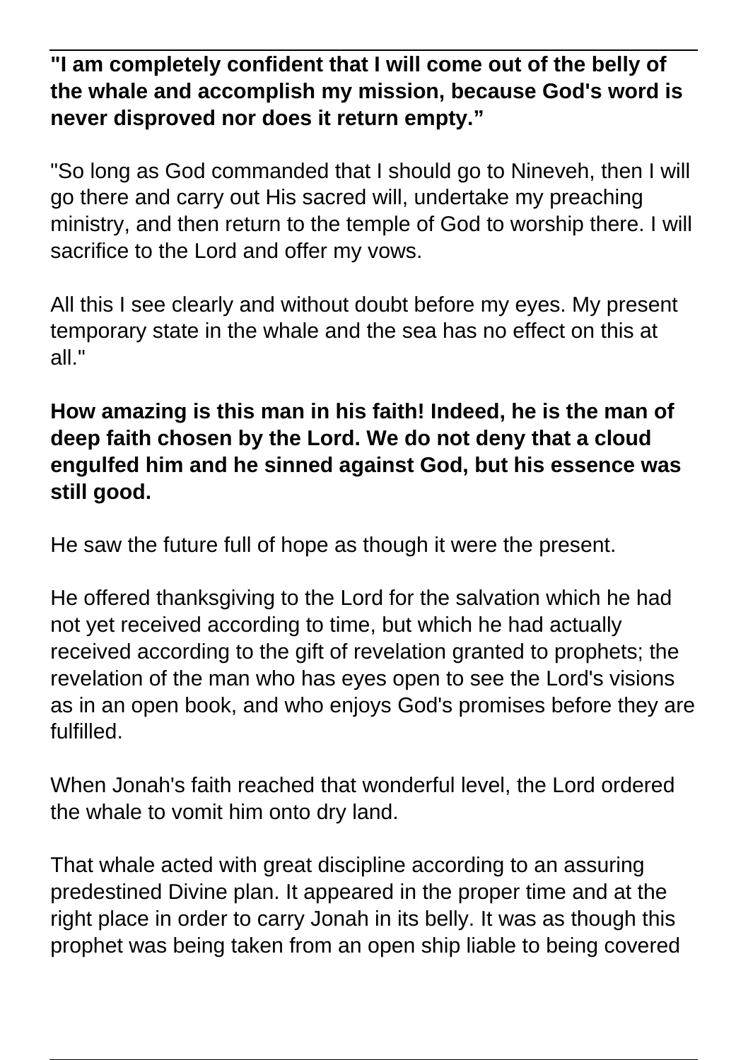**"I am completely confident that I will come out of the belly of the whale and accomplish my mission, because God's word is never disproved nor does it return empty."**

"So long as God commanded that I should go to Nineveh, then I will go there and carry out His sacred will, undertake my preaching ministry, and then return to the temple of God to worship there. I will sacrifice to the Lord and offer my vows.

All this I see clearly and without doubt before my eyes. My present temporary state in the whale and the sea has no effect on this at all."

**How amazing is this man in his faith! Indeed, he is the man of deep faith chosen by the Lord. We do not deny that a cloud engulfed him and he sinned against God, but his essence was still good.**

He saw the future full of hope as though it were the present.

He offered thanksgiving to the Lord for the salvation which he had not yet received according to time, but which he had actually received according to the gift of revelation granted to prophets; the revelation of the man who has eyes open to see the Lord's visions as in an open book, and who enjoys God's promises before they are fulfilled.

When Jonah's faith reached that wonderful level, the Lord ordered the whale to vomit him onto dry land.

That whale acted with great discipline according to an assuring predestined Divine plan. It appeared in the proper time and at the right place in order to carry Jonah in its belly. It was as though this prophet was being taken from an open ship liable to being covered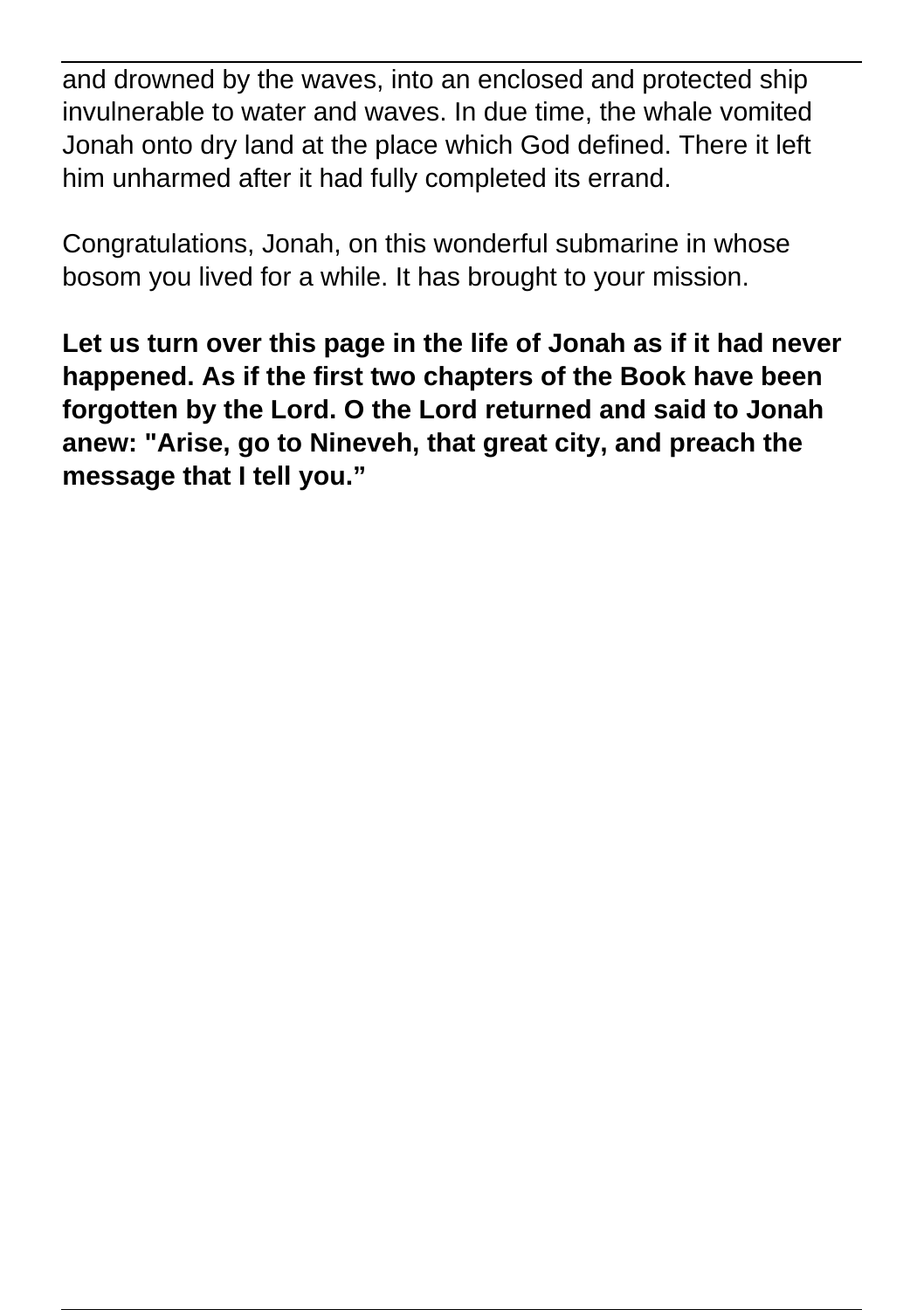and drowned by the waves, into an enclosed and protected ship invulnerable to water and waves. In due time, the whale vomited Jonah onto dry land at the place which God defined. There it left him unharmed after it had fully completed its errand.

Congratulations, Jonah, on this wonderful submarine in whose bosom you lived for a while. It has brought to your mission.

**Let us turn over this page in the life of Jonah as if it had never happened. As if the first two chapters of the Book have been forgotten by the Lord. O the Lord returned and said to Jonah anew: "Arise, go to Nineveh, that great city, and preach the message that I tell you."**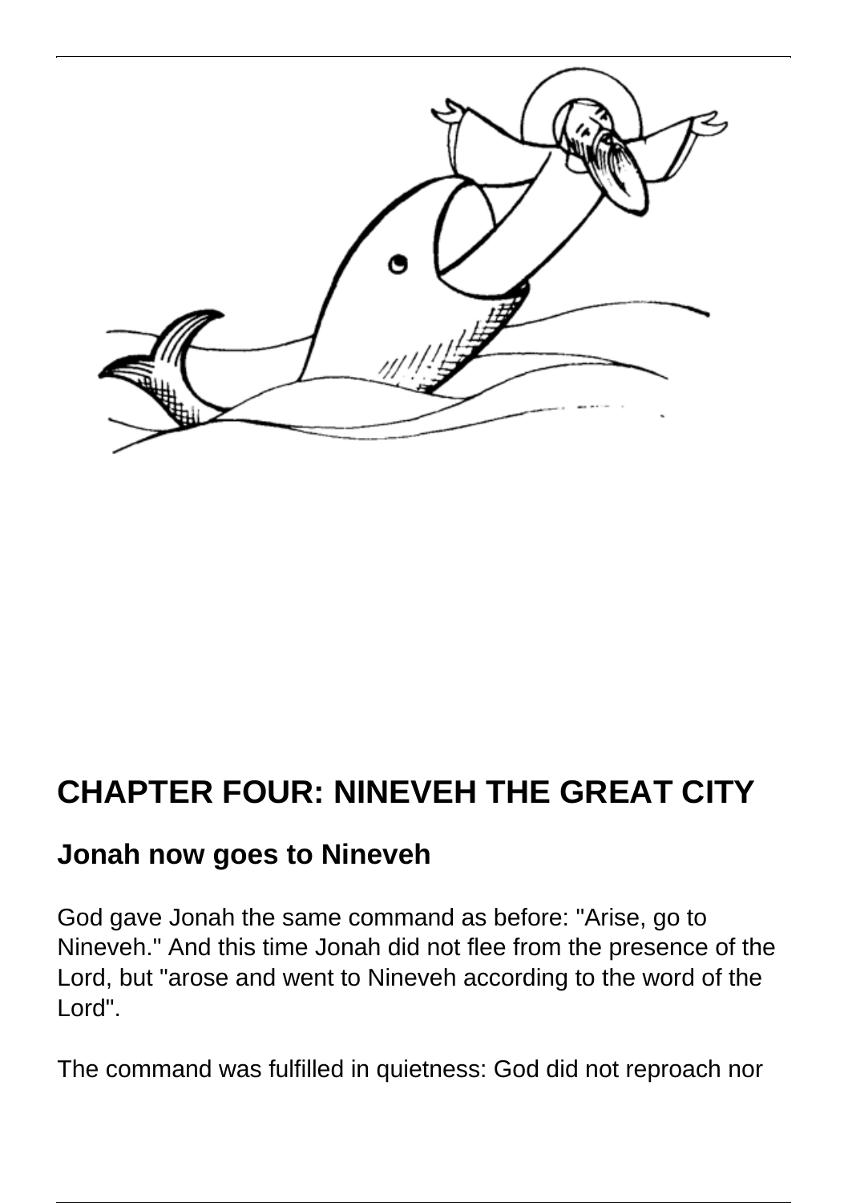## CHAPTER FOUR: NINEVEH THE GREAT CITY

### Jonah now goes to Nineveh

God gave Jonah the same command as before: "Arise, go to Nineveh." And this time Jonah did not flee from the presence of the Lord, but "arose and went to Nineveh according to the word of the Lord".

The command was fulfilled in quietness: God did not reproach nor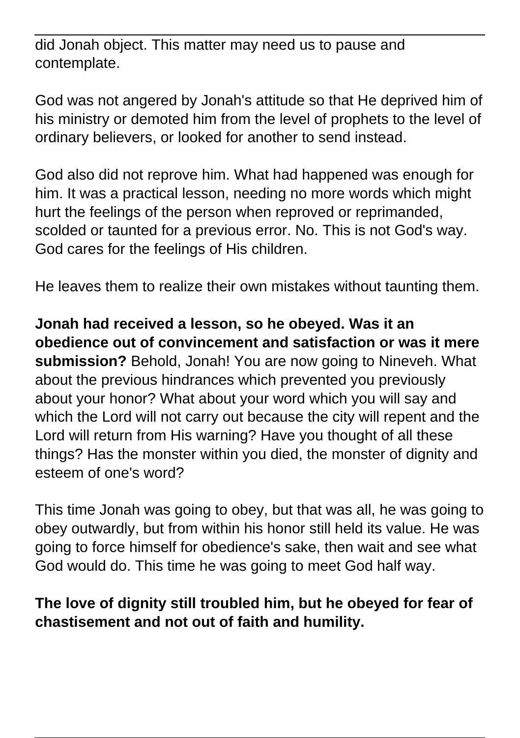did Jonah object. This matter may need us to pause and contemplate.

God was not angered by Jonah's attitude so that He deprived him of his ministry or demoted him from the level of prophets to the level of ordinary believers, or looked for another to send instead.

God also did not reprove him. What had happened was enough for him. It was a practical lesson, needing no more words which might hurt the feelings of the person when reproved or reprimanded, scolded or taunted for a previous error. No. This is not God's way. God cares for the feelings of His children.

He leaves them to realize their own mistakes without taunting them.

**Jonah had received a lesson, so he obeyed. Was it an obedience out of convincement and satisfaction or was it mere submission?** Behold, Jonah! You are now going to Nineveh. What about the previous hindrances which prevented you previously about your honor? What about your word which you will say and which the Lord will not carry out because the city will repent and the Lord will return from His warning? Have you thought of all these things? Has the monster within you died, the monster of dignity and esteem of one's word?

This time Jonah was going to obey, but that was all, he was going to obey outwardly, but from within his honor still held its value. He was going to force himself for obedience's sake, then wait and see what God would do. This time he was going to meet God half way.

**The love of dignity still troubled him, but he obeyed for fear of chastisement and not out of faith and humility.**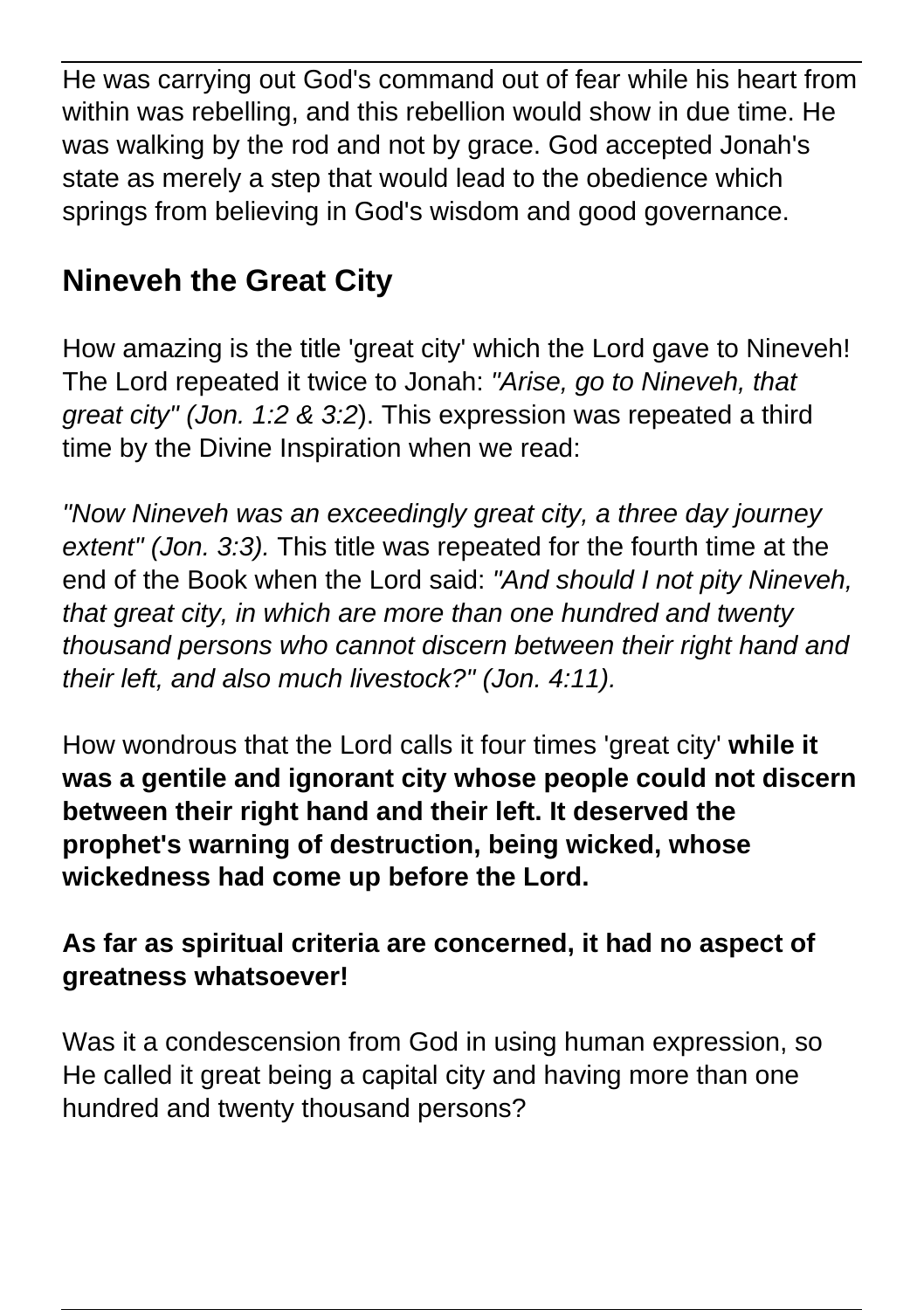He was carrying out God's command out of fear while his heart from within was rebelling, and this rebellion would show in due time. He was walking by the rod and not by grace. God accepted Jonah's state as merely a step that would lead to the obedience which springs from believing in God's wisdom and good governance.

## Nineveh the Great City

How amazing is the title 'great city' which the Lord gave to Nineveh! The Lord repeated it twice to Jonah: *"Arise, go to Nineveh, that great city" (Jon. 1:2 & 3:2*). This expression was repeated a third time by the Divine Inspiration when we read:

*"Now Nineveh was an exceedingly great city, a three day journey extent" (Jon. 3:3).* This title was repeated for the fourth time at the end of the Book when the Lord said: *"And should I not pity Nineveh, that great city, in which are more than one hundred and twenty thousand persons who cannot discern between their right hand and their left, and also much livestock?" (Jon. 4:11).*

How wondrous that the Lord calls it four times 'great city' **while it was a gentile and ignorant city whose people could not discern between their right hand and their left. It deserved the prophet's warning of destruction, being wicked, whose wickedness had come up before the Lord.**

**As far as spiritual criteria are concerned, it had no aspect of greatness whatsoever!**

Was it a condescension from God in using human expression, so He called it great being a capital city and having more than one hundred and twenty thousand persons?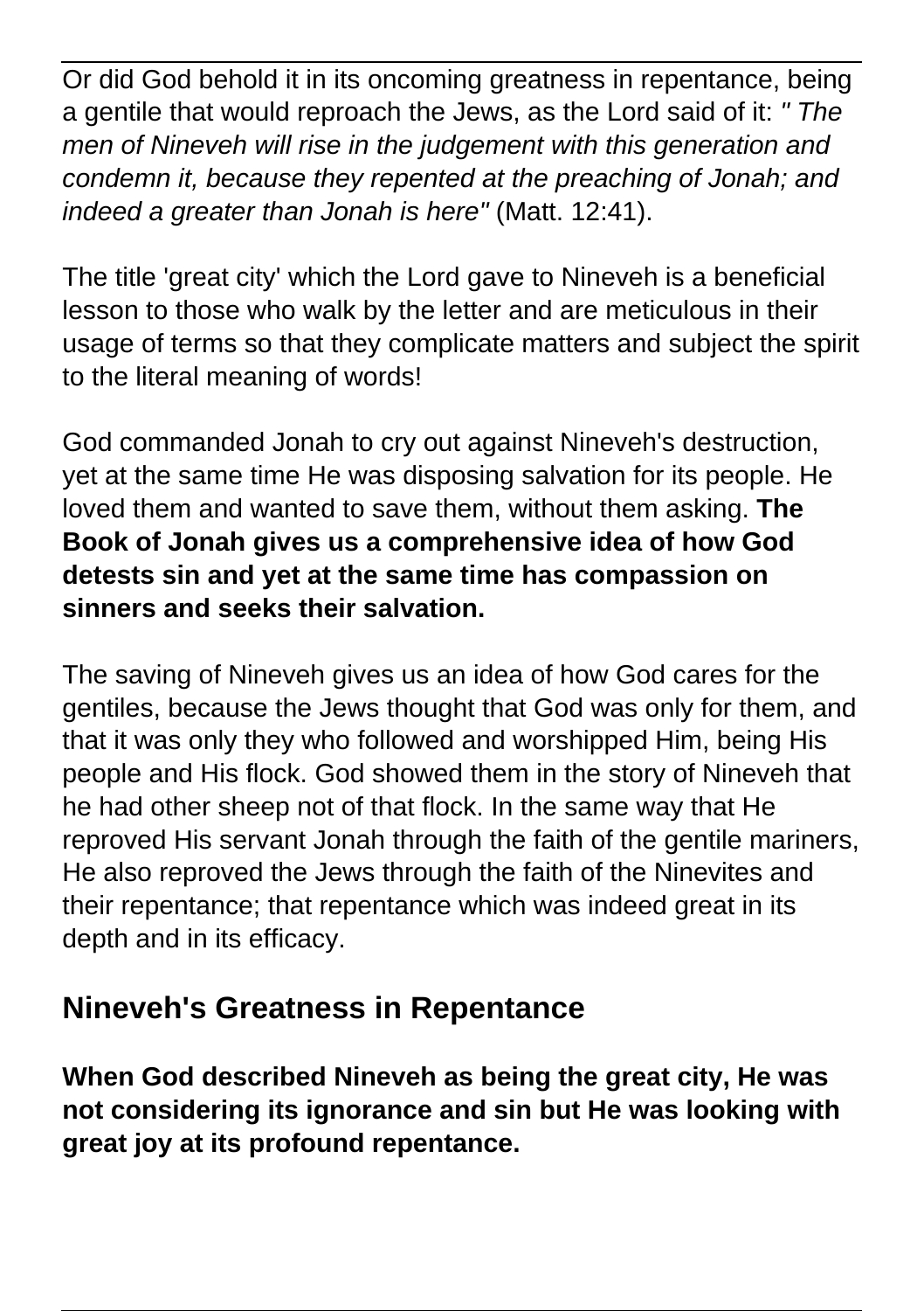Or did God behold it in its oncoming greatness in repentance, being a gentile that would reproach the Jews, as the Lord said of it: *" The men of Nineveh will rise in the judgement with this generation and condemn it, because they repented at the preaching of Jonah; and indeed a greater than Jonah is here"* (Matt. 12:41).

The title 'great city' which the Lord gave to Nineveh is a beneficial lesson to those who walk by the letter and are meticulous in their usage of terms so that they complicate matters and subject the spirit to the literal meaning of words!

God commanded Jonah to cry out against Nineveh's destruction, yet at the same time He was disposing salvation for its people. He loved them and wanted to save them, without them asking. **The Book of Jonah gives us a comprehensive idea of how God detests sin and yet at the same time has compassion on sinners and seeks their salvation.**

The saving of Nineveh gives us an idea of how God cares for the gentiles, because the Jews thought that God was only for them, and that it was only they who followed and worshipped Him, being His people and His flock. God showed them in the story of Nineveh that he had other sheep not of that flock. In the same way that He reproved His servant Jonah through the faith of the gentile mariners, He also reproved the Jews through the faith of the Ninevites and their repentance; that repentance which was indeed great in its depth and in its efficacy.

## Nineveh's Greatness in Repentance

**When God described Nineveh as being the great city, He was not considering its ignorance and sin but He was looking with great joy at its profound repentance.**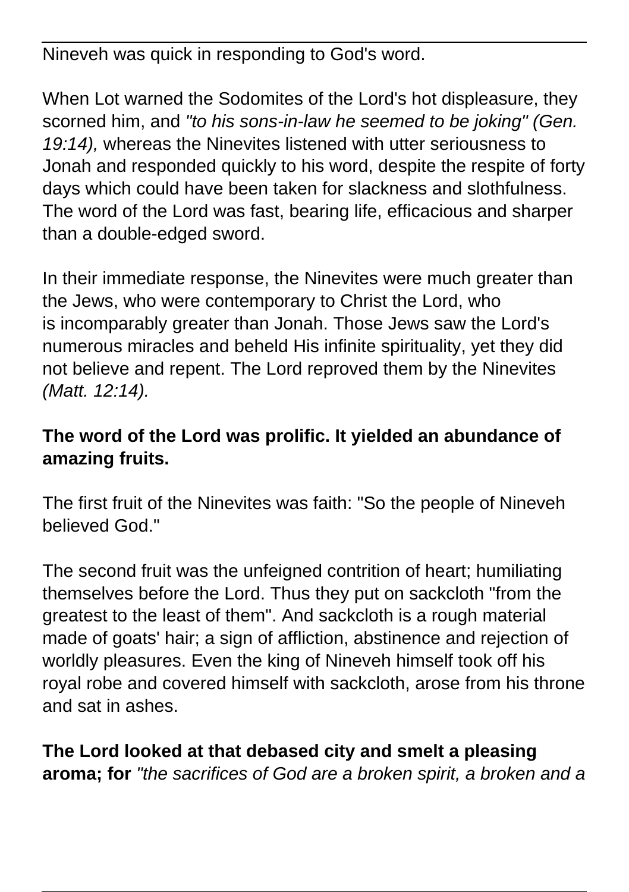Nineveh was quick in responding to God's word.

When Lot warned the Sodomites of the Lord's hot displeasure, they scorned him, and *"to his sons-in-law he seemed to be joking" (Gen. 19:14),* whereas the Ninevites listened with utter seriousness to Jonah and responded quickly to his word, despite the respite of forty days which could have been taken for slackness and slothfulness. The word of the Lord was fast, bearing life, efficacious and sharper than a double-edged sword.

In their immediate response, the Ninevites were much greater than the Jews, who were contemporary to Christ the Lord, who is incomparably greater than Jonah. Those Jews saw the Lord's numerous miracles and beheld His infinite spirituality, yet they did not believe and repent. The Lord reproved them by the Ninevites *(Matt. 12:14).*

**The word of the Lord was prolific. It yielded an abundance of amazing fruits.**

The first fruit of the Ninevites was faith: "So the people of Nineveh believed God."

The second fruit was the unfeigned contrition of heart; humiliating themselves before the Lord. Thus they put on sackcloth "from the greatest to the least of them". And sackcloth is a rough material made of goats' hair; a sign of affliction, abstinence and rejection of worldly pleasures. Even the king of Nineveh himself took off his royal robe and covered himself with sackcloth, arose from his throne and sat in ashes.

**The Lord looked at that debased city and smelt a pleasing aroma; for** *"the sacrifices of God are a broken spirit, a broken and a*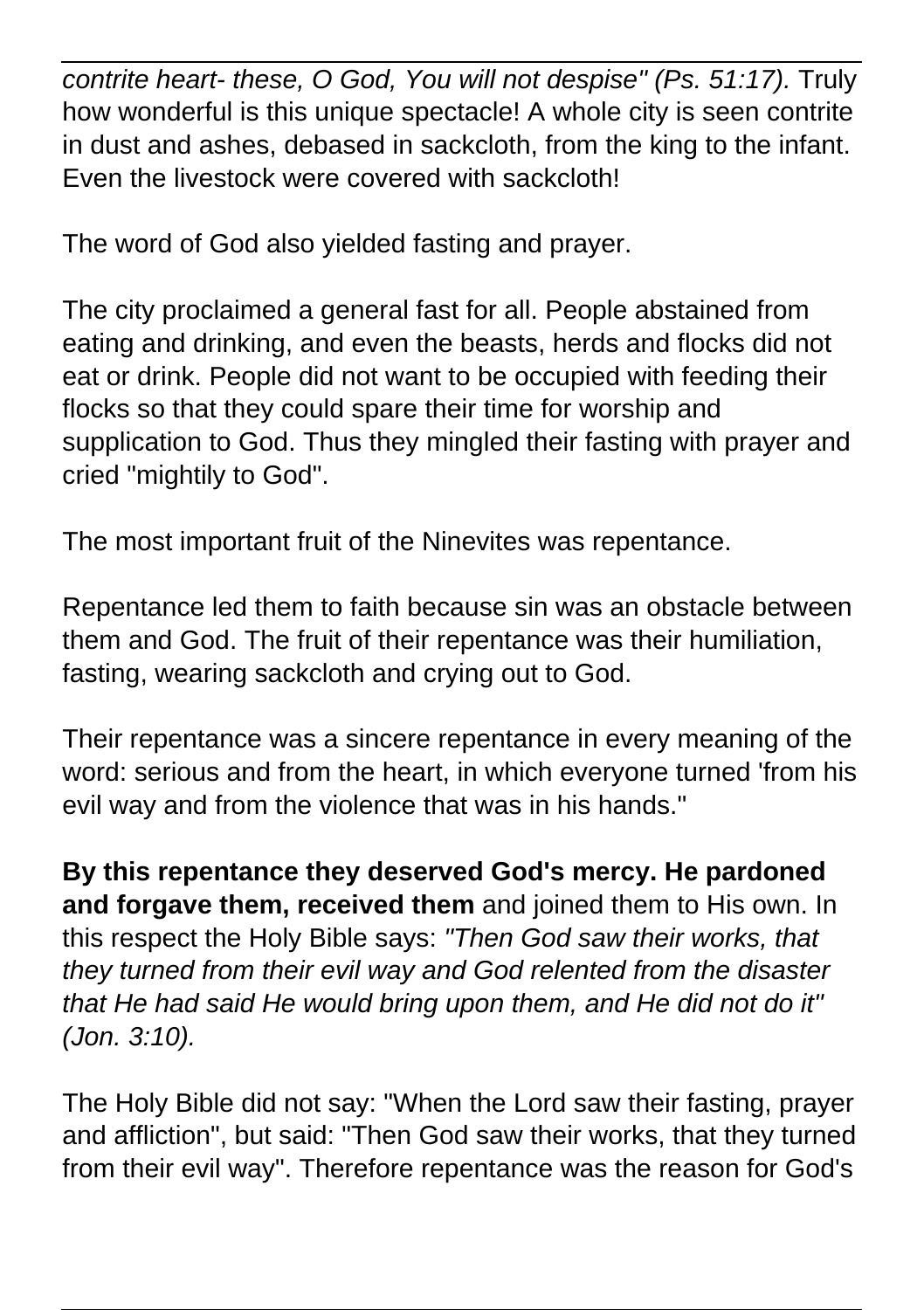*contrite heart- these, O God, You will not despise" (Ps. 51:17).* Truly how wonderful is this unique spectacle! A whole city is seen contrite in dust and ashes, debased in sackcloth, from the king to the infant. Even the livestock were covered with sackcloth!

The word of God also yielded fasting and prayer.

The city proclaimed a general fast for all. People abstained from eating and drinking, and even the beasts, herds and flocks did not eat or drink. People did not want to be occupied with feeding their flocks so that they could spare their time for worship and supplication to God. Thus they mingled their fasting with prayer and cried "mightily to God".

The most important fruit of the Ninevites was repentance.

Repentance led them to faith because sin was an obstacle between them and God. The fruit of their repentance was their humiliation, fasting, wearing sackcloth and crying out to God.

Their repentance was a sincere repentance in every meaning of the word: serious and from the heart, in which everyone turned 'from his evil way and from the violence that was in his hands."

**By this repentance they deserved God's mercy. He pardoned and forgave them, received them** and joined them to His own. In this respect the Holy Bible says: *"Then God saw their works, that they turned from their evil way and God relented from the disaster that He had said He would bring upon them, and He did not do it" (Jon. 3:10).*

The Holy Bible did not say: "When the Lord saw their fasting, prayer and affliction", but said: "Then God saw their works, that they turned from their evil way". Therefore repentance was the reason for God's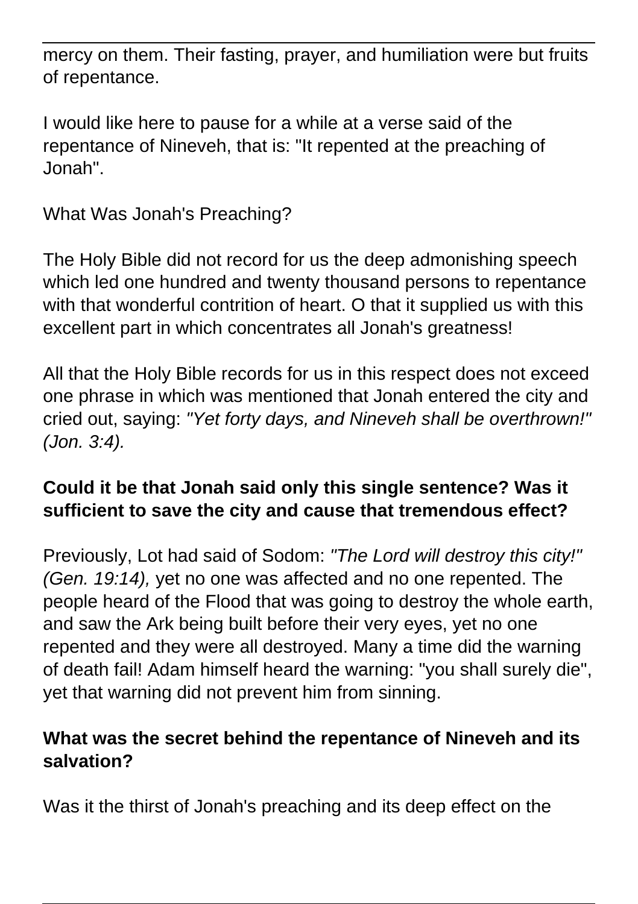mercy on them. Their fasting, prayer, and humiliation were but fruits of repentance.

I would like here to pause for a while at a verse said of the repentance of Nineveh, that is: "It repented at the preaching of Jonah".

## What Was Jonah's Preaching?

The Holy Bible did not record for us the deep admonishing speech which led one hundred and twenty thousand persons to repentance with that wonderful contrition of heart. O that it supplied us with this excellent part in which concentrates all Jonah's greatness!

All that the Holy Bible records for us in this respect does not exceed one phrase in which was mentioned that Jonah entered the city and cried out, saying: *"Yet forty days, and Nineveh shall be overthrown!" (Jon. 3:4).*

**Could it be that Jonah said only this single sentence? Was it sufficient to save the city and cause that tremendous effect?**

Previously, Lot had said of Sodom: *"The Lord will destroy this city!" (Gen. 19:14),* yet no one was affected and no one repented. The people heard of the Flood that was going to destroy the whole earth, and saw the Ark being built before their very eyes, yet no one repented and they were all destroyed. Many a time did the warning of death fail! Adam himself heard the warning: "you shall surely die", yet that warning did not prevent him from sinning.

**What was the secret behind the repentance of Nineveh and its salvation?**

Was it the thirst of Jonah's preaching and its deep effect on the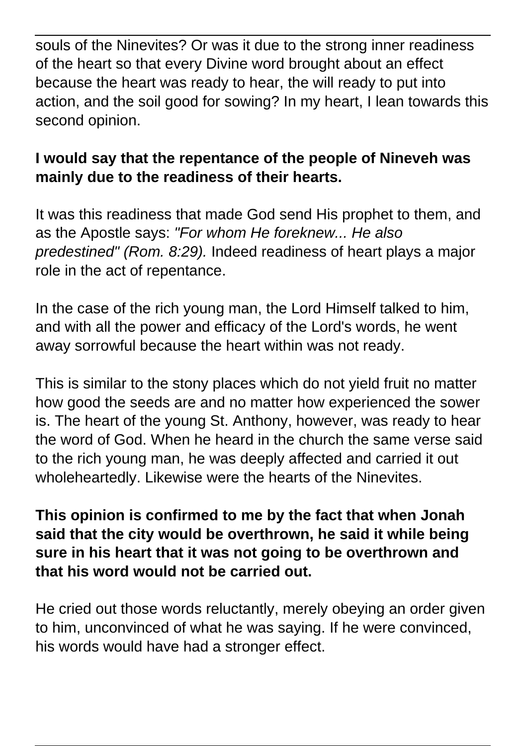souls of the Ninevites? Or was it due to the strong inner readiness of the heart so that every Divine word brought about an effect because the heart was ready to hear, the will ready to put into action, and the soil good for sowing? In my heart, I lean towards this second opinion.

**I would say that the repentance of the people of Nineveh was mainly due to the readiness of their hearts.**

It was this readiness that made God send His prophet to them, and as the Apostle says: *"For whom He foreknew... He also predestined" (Rom. 8:29).* Indeed readiness of heart plays a major role in the act of repentance.

In the case of the rich young man, the Lord Himself talked to him, and with all the power and efficacy of the Lord's words, he went away sorrowful because the heart within was not ready.

This is similar to the stony places which do not yield fruit no matter how good the seeds are and no matter how experienced the sower is. The heart of the young St. Anthony, however, was ready to hear the word of God. When he heard in the church the same verse said to the rich young man, he was deeply affected and carried it out wholeheartedly. Likewise were the hearts of the Ninevites.

**This opinion is confirmed to me by the fact that when Jonah said that the city would be overthrown, he said it while being sure in his heart that it was not going to be overthrown and that his word would not be carried out.**

He cried out those words reluctantly, merely obeying an order given to him, unconvinced of what he was saying. If he were convinced, his words would have had a stronger effect.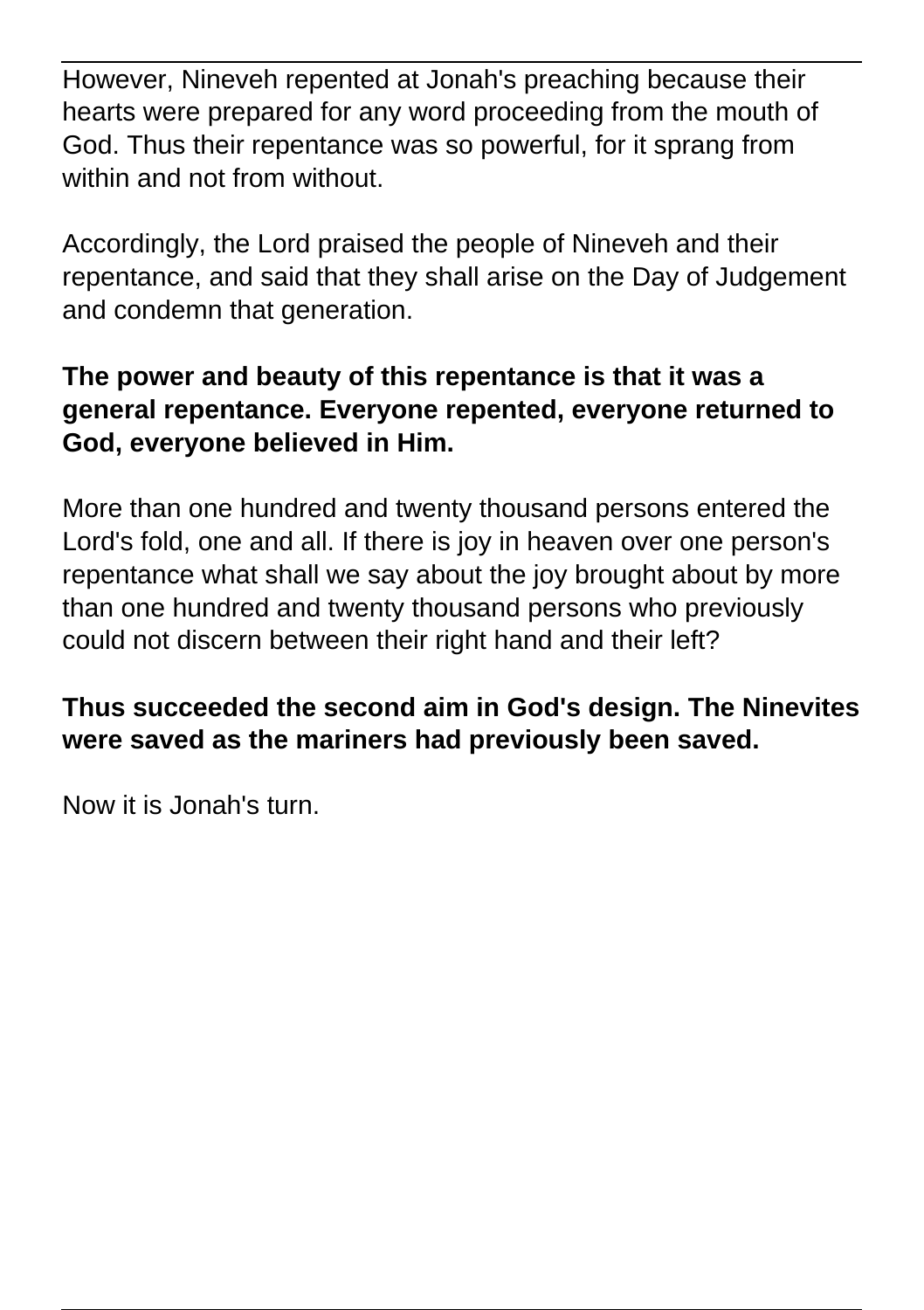However, Nineveh repented at Jonah's preaching because their hearts were prepared for any word proceeding from the mouth of God. Thus their repentance was so powerful, for it sprang from within and not from without.

Accordingly, the Lord praised the people of Nineveh and their repentance, and said that they shall arise on the Day of Judgement and condemn that generation.

**The power and beauty of this repentance is that it was a general repentance. Everyone repented, everyone returned to God, everyone believed in Him.**

More than one hundred and twenty thousand persons entered the Lord's fold, one and all. If there is joy in heaven over one person's repentance what shall we say about the joy brought about by more than one hundred and twenty thousand persons who previously could not discern between their right hand and their left?

**Thus succeeded the second aim in God's design. The Ninevites were saved as the mariners had previously been saved.**

Now it is Jonah's turn.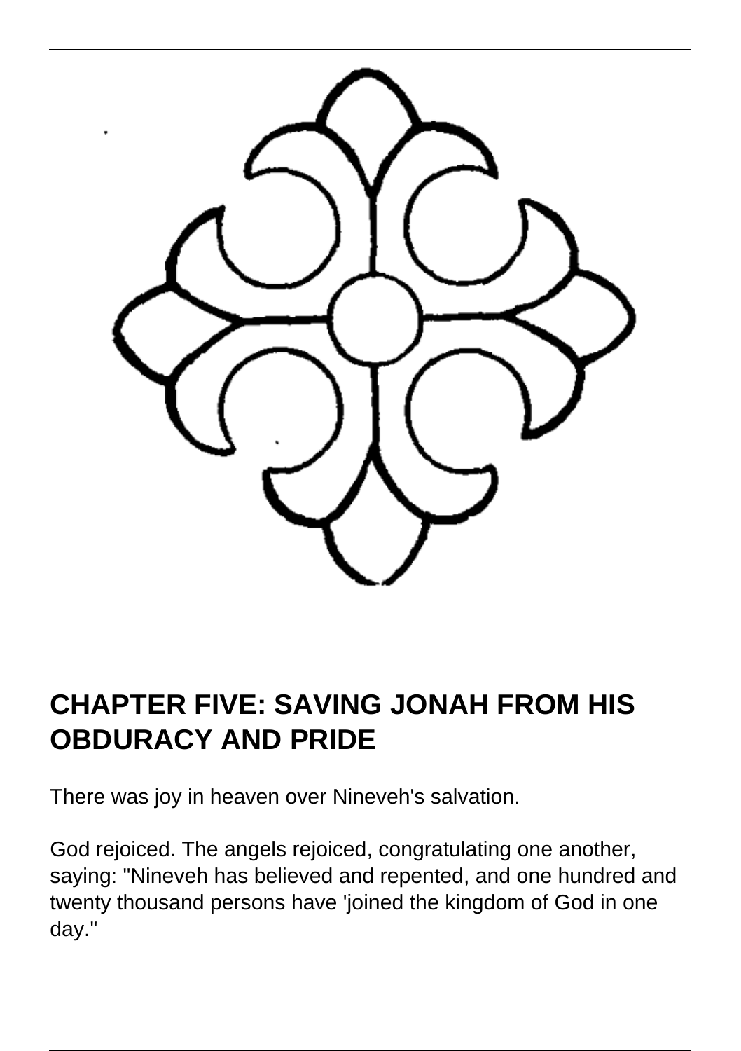## CHAPTER FIVE: SAVING JONAH FROM HIS OBDURACY AND PRIDE

There was joy in heaven over Nineveh's salvation.

God rejoiced. The angels rejoiced, congratulating one another, saying: "Nineveh has believed and repented, and one hundred and twenty thousand persons have 'joined the kingdom of God in one day."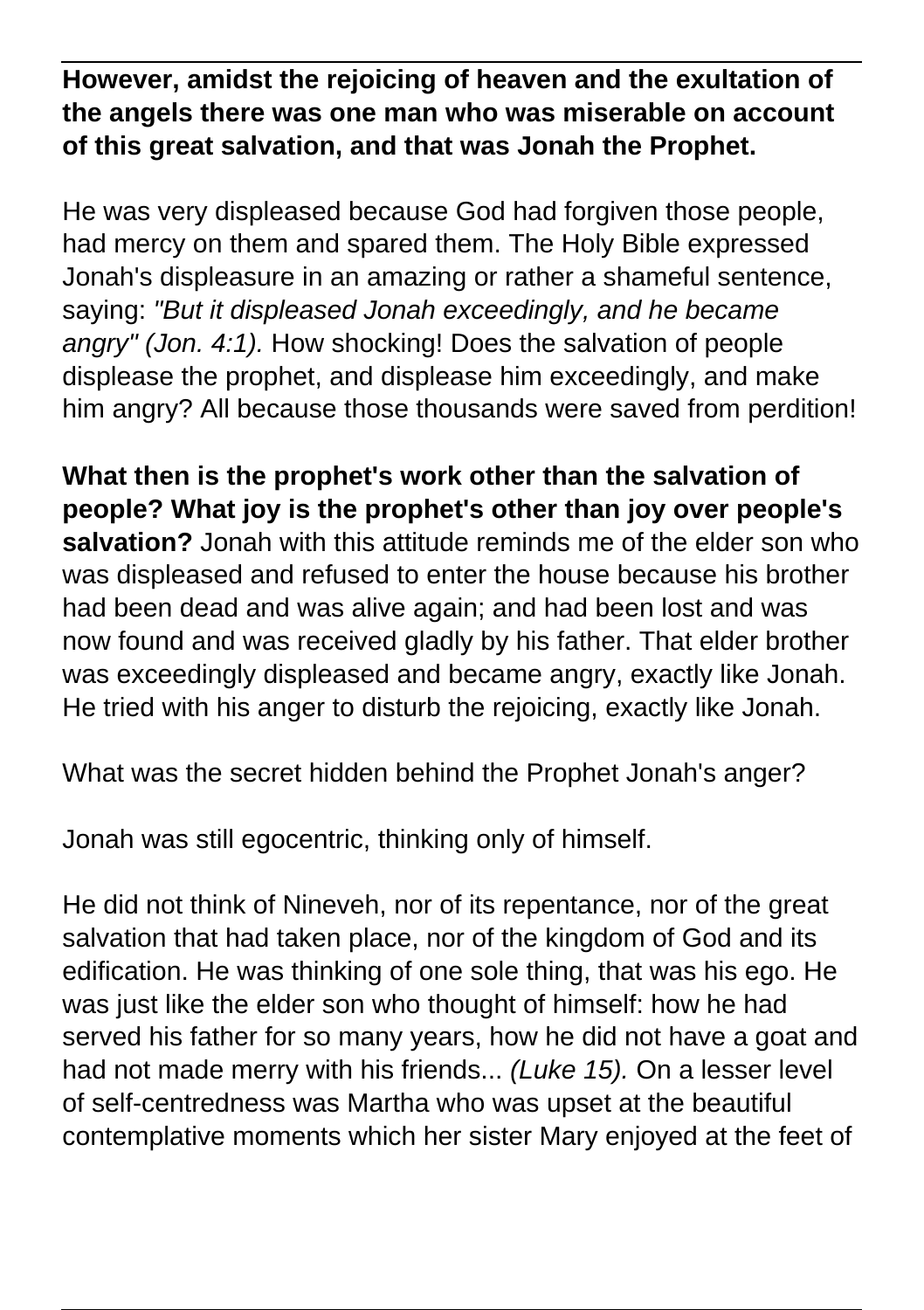**However, amidst the rejoicing of heaven and the exultation of the angels there was one man who was miserable on account of this great salvation, and that was Jonah the Prophet.**

He was very displeased because God had forgiven those people, had mercy on them and spared them. The Holy Bible expressed Jonah's displeasure in an amazing or rather a shameful sentence, saying: *"But it displeased Jonah exceedingly, and he became angry" (Jon. 4:1).* How shocking! Does the salvation of people displease the prophet, and displease him exceedingly, and make him angry? All because those thousands were saved from perdition!

**What then is the prophet's work other than the salvation of people? What joy is the prophet's other than joy over people's salvation?** Jonah with this attitude reminds me of the elder son who was displeased and refused to enter the house because his brother had been dead and was alive again; and had been lost and was now found and was received gladly by his father. That elder brother was exceedingly displeased and became angry, exactly like Jonah. He tried with his anger to disturb the rejoicing, exactly like Jonah.

What was the secret hidden behind the Prophet Jonah's anger?

Jonah was still egocentric, thinking only of himself.

He did not think of Nineveh, nor of its repentance, nor of the great salvation that had taken place, nor of the kingdom of God and its edification. He was thinking of one sole thing, that was his ego. He was just like the elder son who thought of himself: how he had served his father for so many years, how he did not have a goat and had not made merry with his friends... *(Luke 15).* On a lesser level of self-centredness was Martha who was upset at the beautiful contemplative moments which her sister Mary enjoyed at the feet of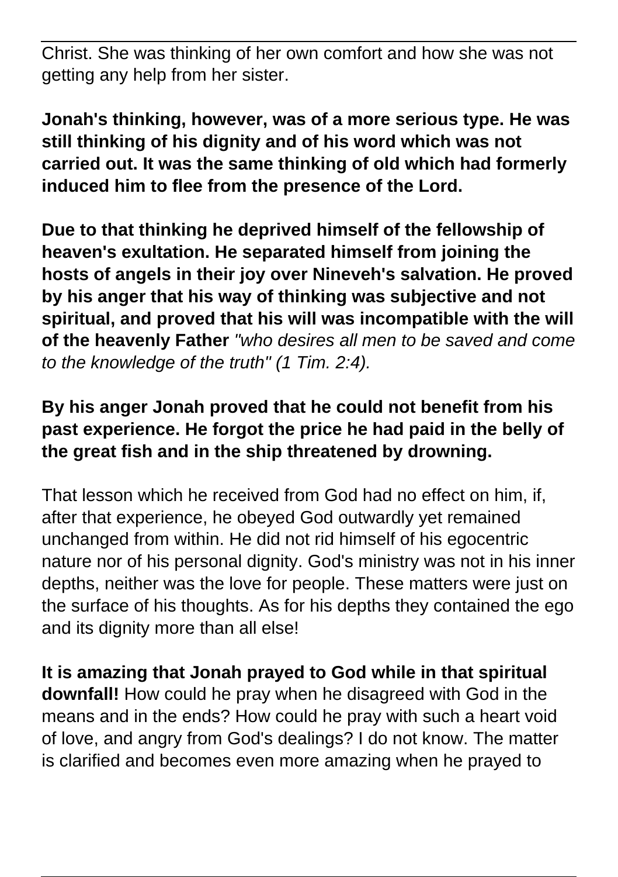Christ. She was thinking of her own comfort and how she was not getting any help from her sister.

**Jonah's thinking, however, was of a more serious type. He was still thinking of his dignity and of his word which was not carried out. It was the same thinking of old which had formerly induced him to flee from the presence of the Lord.**

**Due to that thinking he deprived himself of the fellowship of heaven's exultation. He separated himself from joining the hosts of angels in their joy over Nineveh's salvation. He proved by his anger that his way of thinking was subjective and not spiritual, and proved that his will was incompatible with the will of the heavenly Father** *"who desires all men to be saved and come to the knowledge of the truth" (1 Tim. 2:4).*

**By his anger Jonah proved that he could not benefit from his past experience. He forgot the price he had paid in the belly of the great fish and in the ship threatened by drowning.**

That lesson which he received from God had no effect on him, if, after that experience, he obeyed God outwardly yet remained unchanged from within. He did not rid himself of his egocentric nature nor of his personal dignity. God's ministry was not in his inner depths, neither was the love for people. These matters were just on the surface of his thoughts. As for his depths they contained the ego and its dignity more than all else!

**It is amazing that Jonah prayed to God while in that spiritual downfall!** How could he pray when he disagreed with God in the means and in the ends? How could he pray with such a heart void of love, and angry from God's dealings? I do not know. The matter is clarified and becomes even more amazing when he prayed to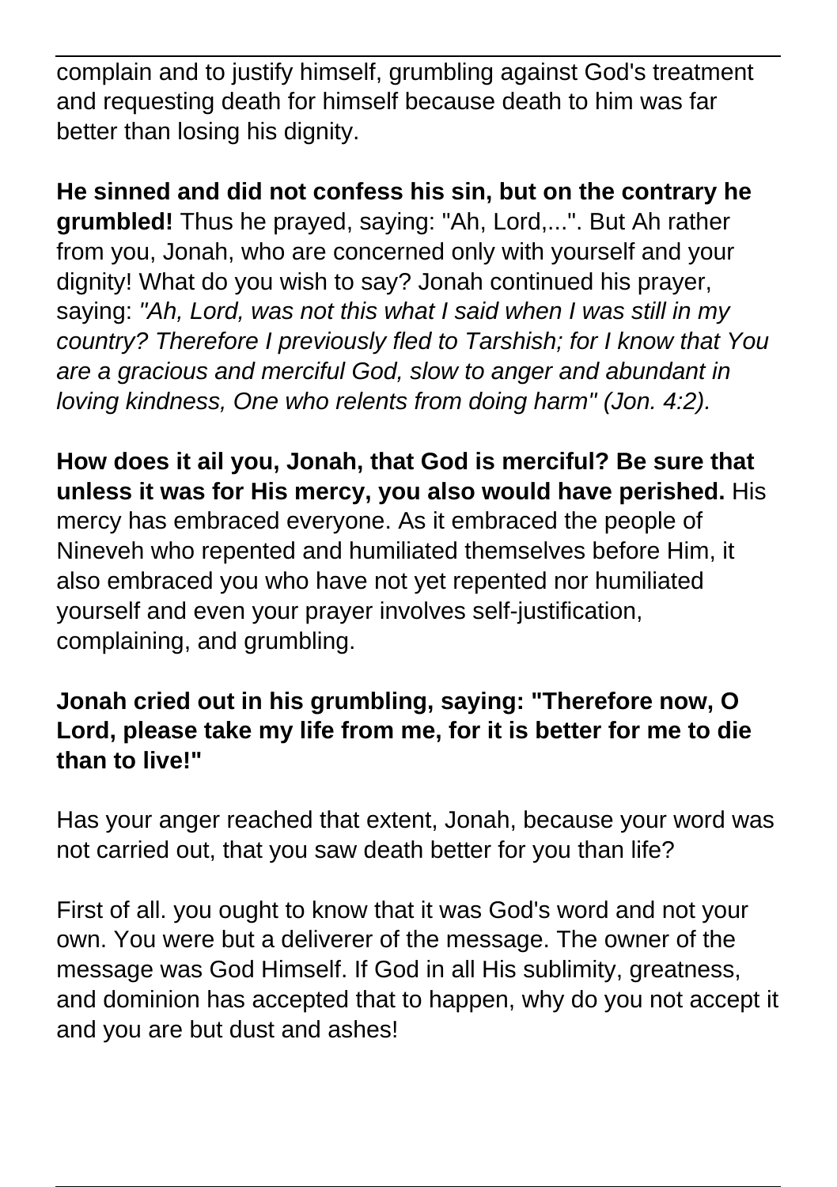complain and to justify himself, grumbling against God's treatment and requesting death for himself because death to him was far better than losing his dignity.

**He sinned and did not confess his sin, but on the contrary he grumbled!** Thus he prayed, saying: "Ah, Lord,...". But Ah rather from you, Jonah, who are concerned only with yourself and your dignity! What do you wish to say? Jonah continued his prayer, saying: *"Ah, Lord, was not this what I said when I was still in my country? Therefore I previously fled to Tarshish; for I know that You are a gracious and merciful God, slow to anger and abundant in loving kindness, One who relents from doing harm" (Jon. 4:2).*

**How does it ail you, Jonah, that God is merciful? Be sure that unless it was for His mercy, you also would have perished.** His mercy has embraced everyone. As it embraced the people of Nineveh who repented and humiliated themselves before Him, it also embraced you who have not yet repented nor humiliated yourself and even your prayer involves self-justification, complaining, and grumbling.

**Jonah cried out in his grumbling, saying: "Therefore now, O Lord, please take my life from me, for it is better for me to die than to live!"**

Has your anger reached that extent, Jonah, because your word was not carried out, that you saw death better for you than life?

First of all. you ought to know that it was God's word and not your own. You were but a deliverer of the message. The owner of the message was God Himself. If God in all His sublimity, greatness, and dominion has accepted that to happen, why do you not accept it and you are but dust and ashes!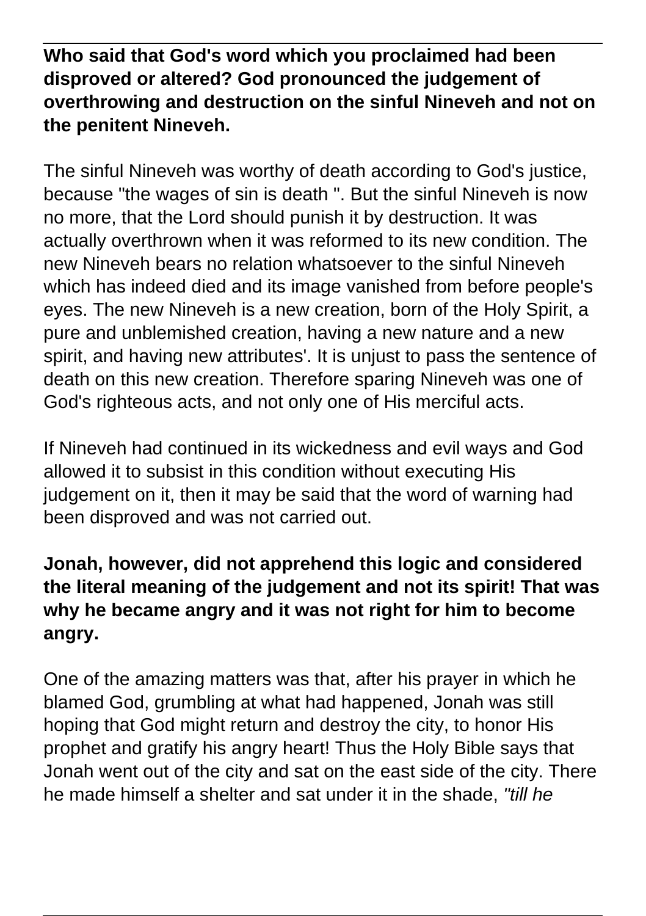**Who said that God's word which you proclaimed had been disproved or altered? God pronounced the judgement of overthrowing and destruction on the sinful Nineveh and not on the penitent Nineveh.**

The sinful Nineveh was worthy of death according to God's justice, because "the wages of sin is death ". But the sinful Nineveh is now no more, that the Lord should punish it by destruction. It was actually overthrown when it was reformed to its new condition. The new Nineveh bears no relation whatsoever to the sinful Nineveh which has indeed died and its image vanished from before people's eyes. The new Nineveh is a new creation, born of the Holy Spirit, a pure and unblemished creation, having a new nature and a new spirit, and having new attributes'. It is unjust to pass the sentence of death on this new creation. Therefore sparing Nineveh was one of God's righteous acts, and not only one of His merciful acts.

If Nineveh had continued in its wickedness and evil ways and God allowed it to subsist in this condition without executing His judgement on it, then it may be said that the word of warning had been disproved and was not carried out.

**Jonah, however, did not apprehend this logic and considered the literal meaning of the judgement and not its spirit! That was why he became angry and it was not right for him to become angry.**

One of the amazing matters was that, after his prayer in which he blamed God, grumbling at what had happened, Jonah was still hoping that God might return and destroy the city, to honor His prophet and gratify his angry heart! Thus the Holy Bible says that Jonah went out of the city and sat on the east side of the city. There he made himself a shelter and sat under it in the shade, *"till he*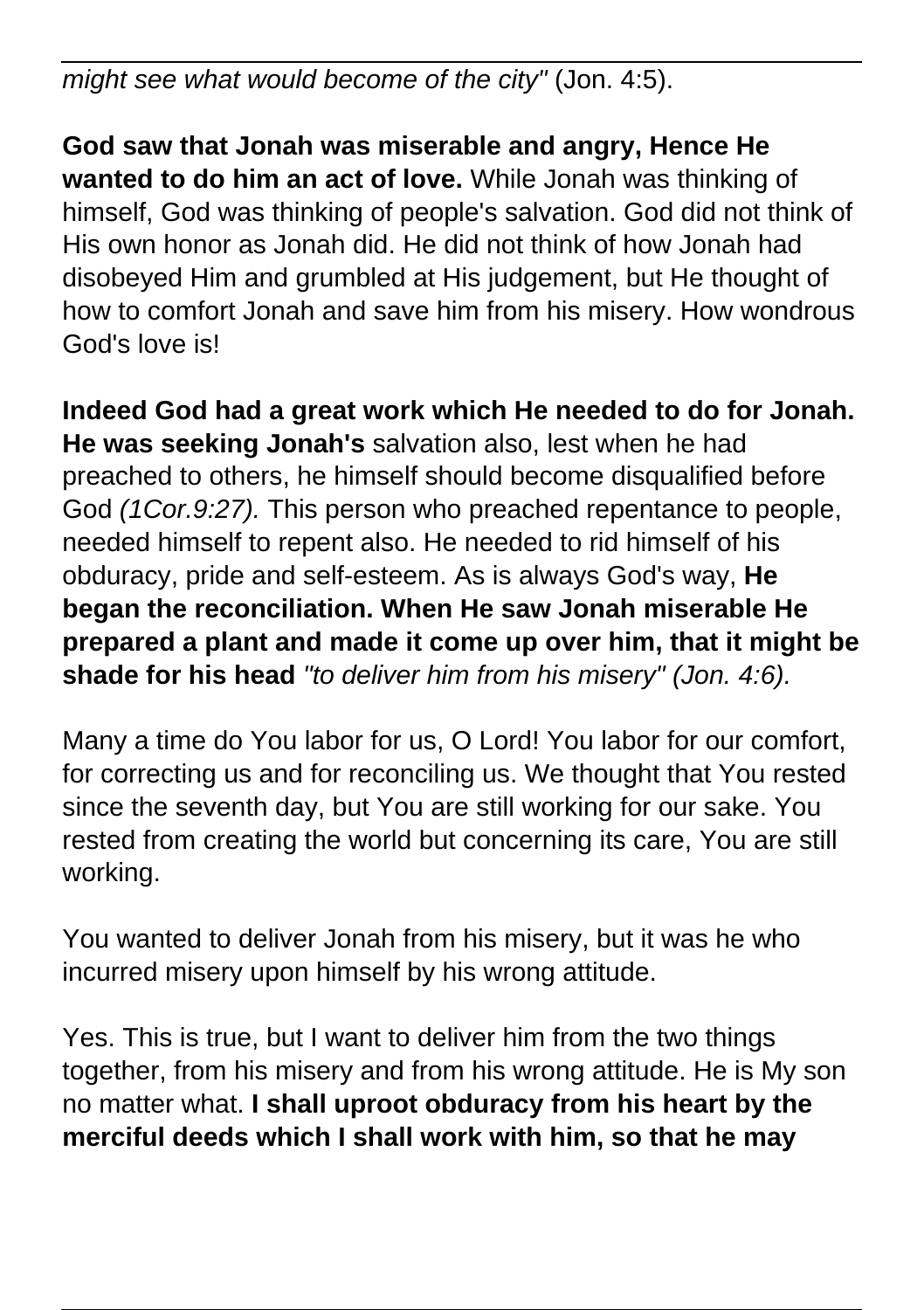*might see what would become of the city"* (Jon. 4:5).

**God saw that Jonah was miserable and angry, Hence He wanted to do him an act of love.** While Jonah was thinking of himself, God was thinking of people's salvation. God did not think of His own honor as Jonah did. He did not think of how Jonah had disobeyed Him and grumbled at His judgement, but He thought of how to comfort Jonah and save him from his misery. How wondrous God's love is!

**Indeed God had a great work which He needed to do for Jonah. He was seeking Jonah's** salvation also, lest when he had preached to others, he himself should become disqualified before God *(1Cor.9:27).* This person who preached repentance to people, needed himself to repent also. He needed to rid himself of his obduracy, pride and self-esteem. As is always God's way, **He began the reconciliation. When He saw Jonah miserable He prepared a plant and made it come up over him, that it might be shade for his head** *"to deliver him from his misery" (Jon. 4:6).*

Many a time do You labor for us, O Lord! You labor for our comfort, for correcting us and for reconciling us. We thought that You rested since the seventh day, but You are still working for our sake. You rested from creating the world but concerning its care, You are still working.

You wanted to deliver Jonah from his misery, but it was he who incurred misery upon himself by his wrong attitude.

Yes. This is true, but I want to deliver him from the two things together, from his misery and from his wrong attitude. He is My son no matter what. **I shall uproot obduracy from his heart by the merciful deeds which I shall work with him, so that he may**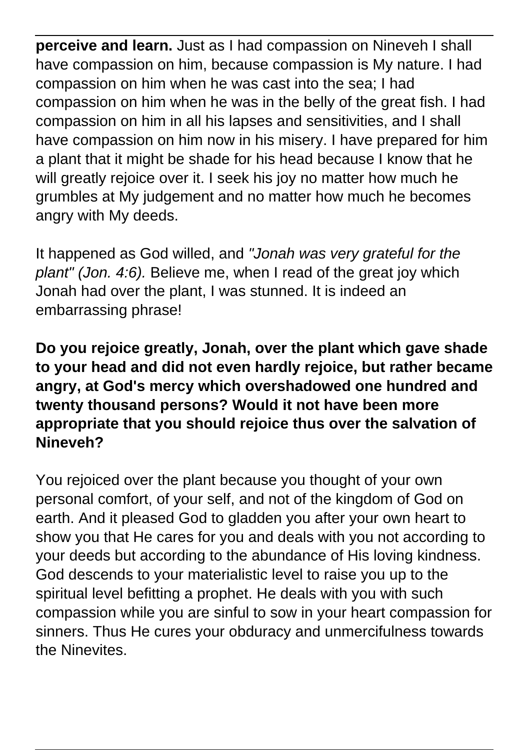**perceive and learn.** Just as I had compassion on Nineveh I shall have compassion on him, because compassion is My nature. I had compassion on him when he was cast into the sea; I had compassion on him when he was in the belly of the great fish. I had compassion on him in all his lapses and sensitivities, and I shall have compassion on him now in his misery. I have prepared for him a plant that it might be shade for his head because I know that he will greatly rejoice over it. I seek his joy no matter how much he grumbles at My judgement and no matter how much he becomes angry with My deeds.

It happened as God willed, and *"Jonah was very grateful for the plant" (Jon. 4:6).* Believe me, when I read of the great joy which Jonah had over the plant, I was stunned. It is indeed an embarrassing phrase!

**Do you rejoice greatly, Jonah, over the plant which gave shade to your head and did not even hardly rejoice, but rather became angry, at God's mercy which overshadowed one hundred and twenty thousand persons? Would it not have been more appropriate that you should rejoice thus over the salvation of Nineveh?**

You rejoiced over the plant because you thought of your own personal comfort, of your self, and not of the kingdom of God on earth. And it pleased God to gladden you after your own heart to show you that He cares for you and deals with you not according to your deeds but according to the abundance of His loving kindness. God descends to your materialistic level to raise you up to the spiritual level befitting a prophet. He deals with you with such compassion while you are sinful to sow in your heart compassion for sinners. Thus He cures your obduracy and unmercifulness towards the Ninevites.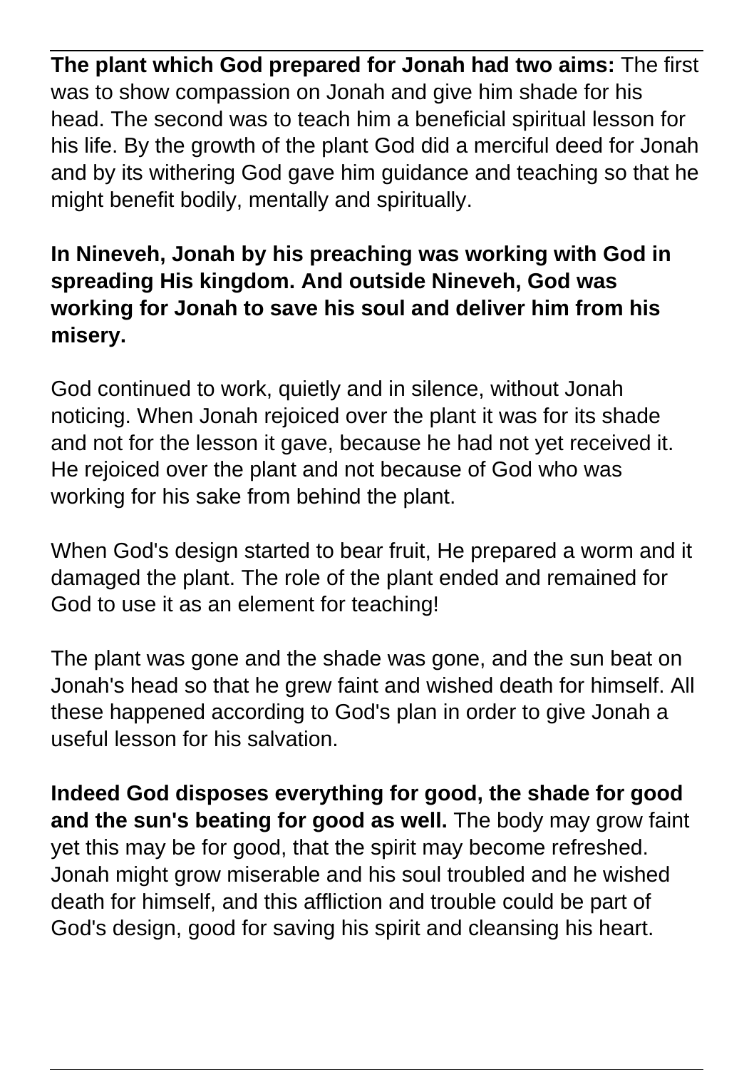**The plant which God prepared for Jonah had two aims:** The first was to show compassion on Jonah and give him shade for his head. The second was to teach him a beneficial spiritual lesson for his life. By the growth of the plant God did a merciful deed for Jonah and by its withering God gave him guidance and teaching so that he might benefit bodily, mentally and spiritually.

**In Nineveh, Jonah by his preaching was working with God in spreading His kingdom. And outside Nineveh, God was working for Jonah to save his soul and deliver him from his misery.**

God continued to work, quietly and in silence, without Jonah noticing. When Jonah rejoiced over the plant it was for its shade and not for the lesson it gave, because he had not yet received it. He rejoiced over the plant and not because of God who was working for his sake from behind the plant.

When God's design started to bear fruit, He prepared a worm and it damaged the plant. The role of the plant ended and remained for God to use it as an element for teaching!

The plant was gone and the shade was gone, and the sun beat on Jonah's head so that he grew faint and wished death for himself. All these happened according to God's plan in order to give Jonah a useful lesson for his salvation.

**Indeed God disposes everything for good, the shade for good and the sun's beating for good as well.** The body may grow faint yet this may be for good, that the spirit may become refreshed. Jonah might grow miserable and his soul troubled and he wished death for himself, and this affliction and trouble could be part of God's design, good for saving his spirit and cleansing his heart.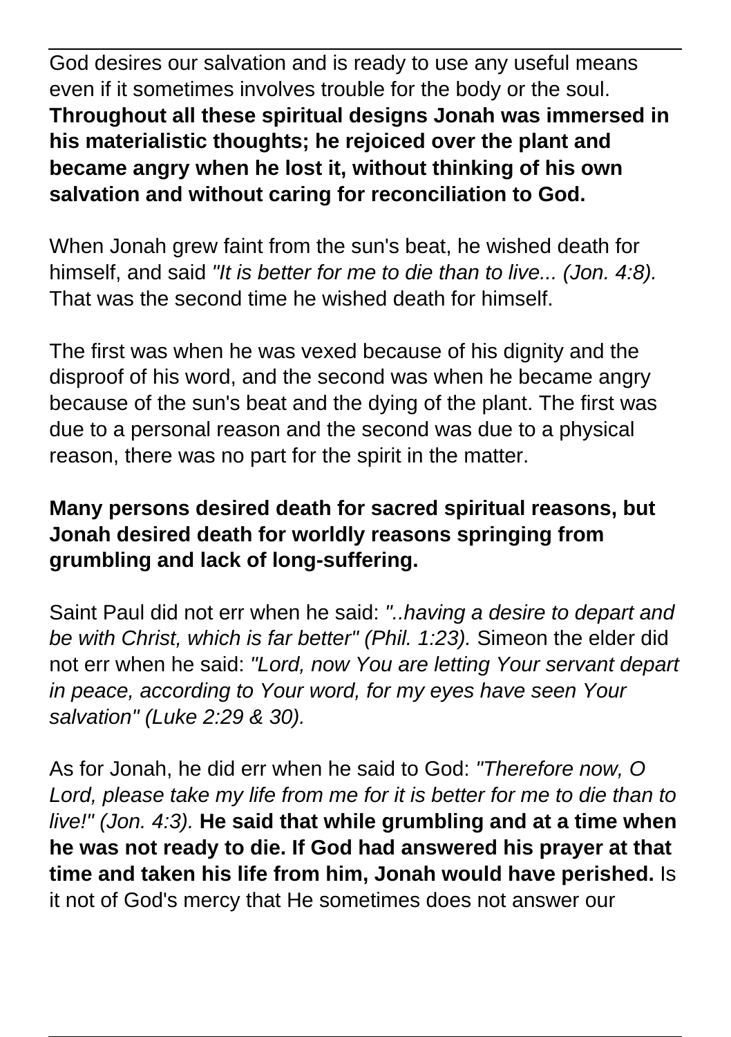God desires our salvation and is ready to use any useful means even if it sometimes involves trouble for the body or the soul. **Throughout all these spiritual designs Jonah was immersed in his materialistic thoughts; he rejoiced over the plant and became angry when he lost it, without thinking of his own salvation and without caring for reconciliation to God.**

When Jonah grew faint from the sun's beat, he wished death for himself, and said *"It is better for me to die than to live... (Jon. 4:8).* That was the second time he wished death for himself.

The first was when he was vexed because of his dignity and the disproof of his word, and the second was when he became angry because of the sun's beat and the dying of the plant. The first was due to a personal reason and the second was due to a physical reason, there was no part for the spirit in the matter.

**Many persons desired death for sacred spiritual reasons, but Jonah desired death for worldly reasons springing from grumbling and lack of long-suffering.**

Saint Paul did not err when he said: *"..having a desire to depart and be with Christ, which is far better" (Phil. 1:23).* Simeon the elder did not err when he said: *"Lord, now You are letting Your servant depart in peace, according to Your word, for my eyes have seen Your salvation" (Luke 2:29 & 30).*

As for Jonah, he did err when he said to God: *"Therefore now, O Lord, please take my life from me for it is better for me to die than to live!" (Jon. 4:3).* **He said that while grumbling and at a time when he was not ready to die. If God had answered his prayer at that time and taken his life from him, Jonah would have perished.** Is it not of God's mercy that He sometimes does not answer our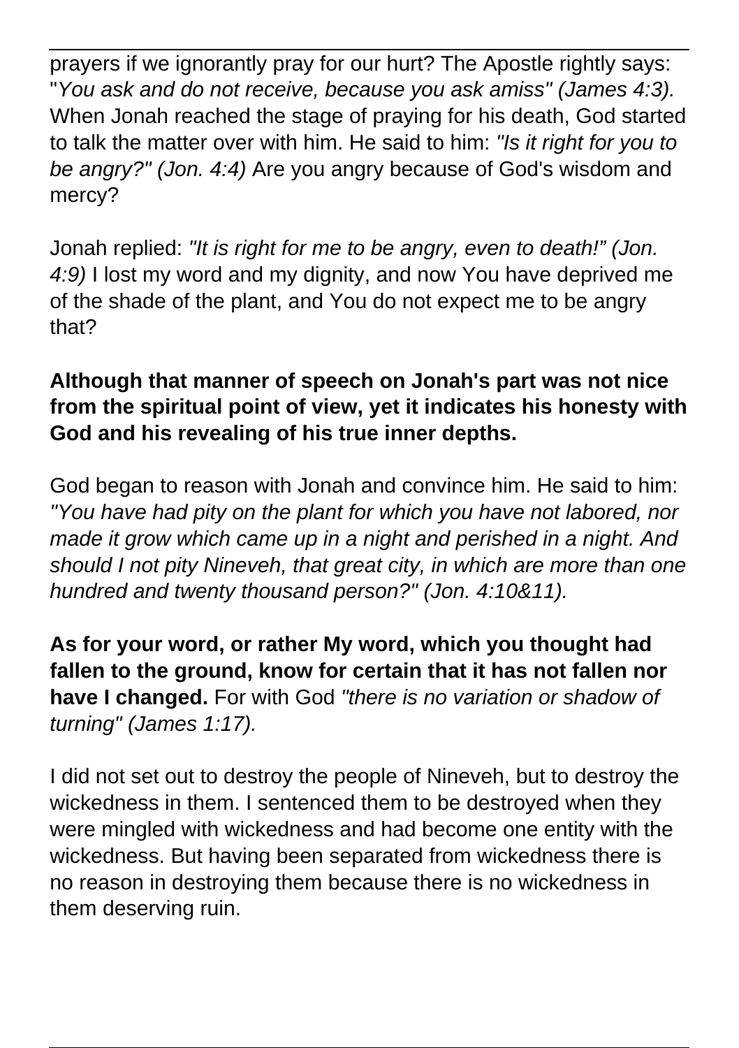prayers if we ignorantly pray for our hurt? The Apostle rightly says: "*You ask and do not receive, because you ask amiss" (James 4:3).* When Jonah reached the stage of praying for his death, God started to talk the matter over with him. He said to him: *"Is it right for you to be angry?" (Jon. 4:4)* Are you angry because of God's wisdom and mercy?

Jonah replied: *"It is right for me to be angry, even to death!" (Jon. 4:9)* I lost my word and my dignity, and now You have deprived me of the shade of the plant, and You do not expect me to be angry that?

**Although that manner of speech on Jonah's part was not nice from the spiritual point of view, yet it indicates his honesty with God and his revealing of his true inner depths.**

God began to reason with Jonah and convince him. He said to him: *"You have had pity on the plant for which you have not labored, nor made it grow which came up in a night and perished in a night. And should I not pity Nineveh, that great city, in which are more than one hundred and twenty thousand person?" (Jon. 4:10&11).*

**As for your word, or rather My word, which you thought had fallen to the ground, know for certain that it has not fallen nor have I changed.** For with God *"there is no variation or shadow of turning" (James 1:17).*

I did not set out to destroy the people of Nineveh, but to destroy the wickedness in them. I sentenced them to be destroyed when they were mingled with wickedness and had become one entity with the wickedness. But having been separated from wickedness there is no reason in destroying them because there is no wickedness in them deserving ruin.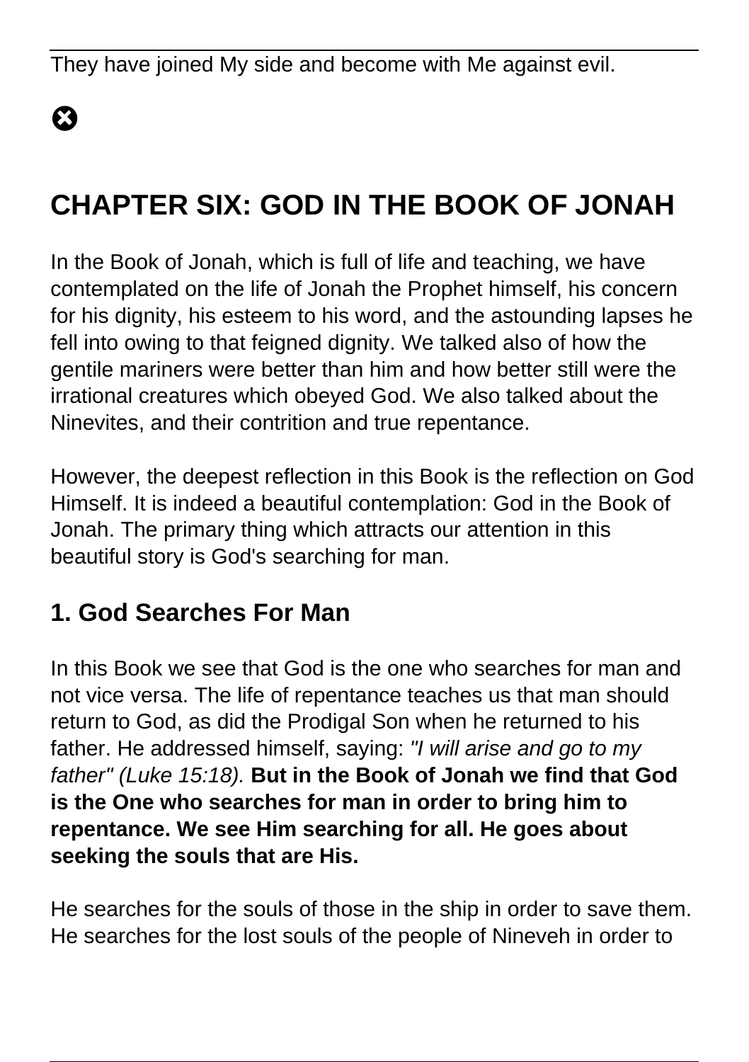They have joined My side and become with Me against evil.

## CHAPTER SIX: GOD IN THE BOOK OF JONAH

In the Book of Jonah, which is full of life and teaching, we have contemplated on the life of Jonah the Prophet himself, his concern for his dignity, his esteem to his word, and the astounding lapses he fell into owing to that feigned dignity. We talked also of how the gentile mariners were better than him and how better still were the irrational creatures which obeyed God. We also talked about the Ninevites, and their contrition and true repentance.

However, the deepest reflection in this Book is the reflection on God Himself. It is indeed a beautiful contemplation: God in the Book of Jonah. The primary thing which attracts our attention in this beautiful story is God's searching for man.

### 1. God Searches For Man

In this Book we see that God is the one who searches for man and not vice versa. The life of repentance teaches us that man should return to God, as did the Prodigal Son when he returned to his father. He addressed himself, saying: *"I will arise and go to my father" (Luke 15:18).* **But in the Book of Jonah we find that God is the One who searches for man in order to bring him to repentance. We see Him searching for all. He goes about seeking the souls that are His.**

He searches for the souls of those in the ship in order to save them. He searches for the lost souls of the people of Nineveh in order to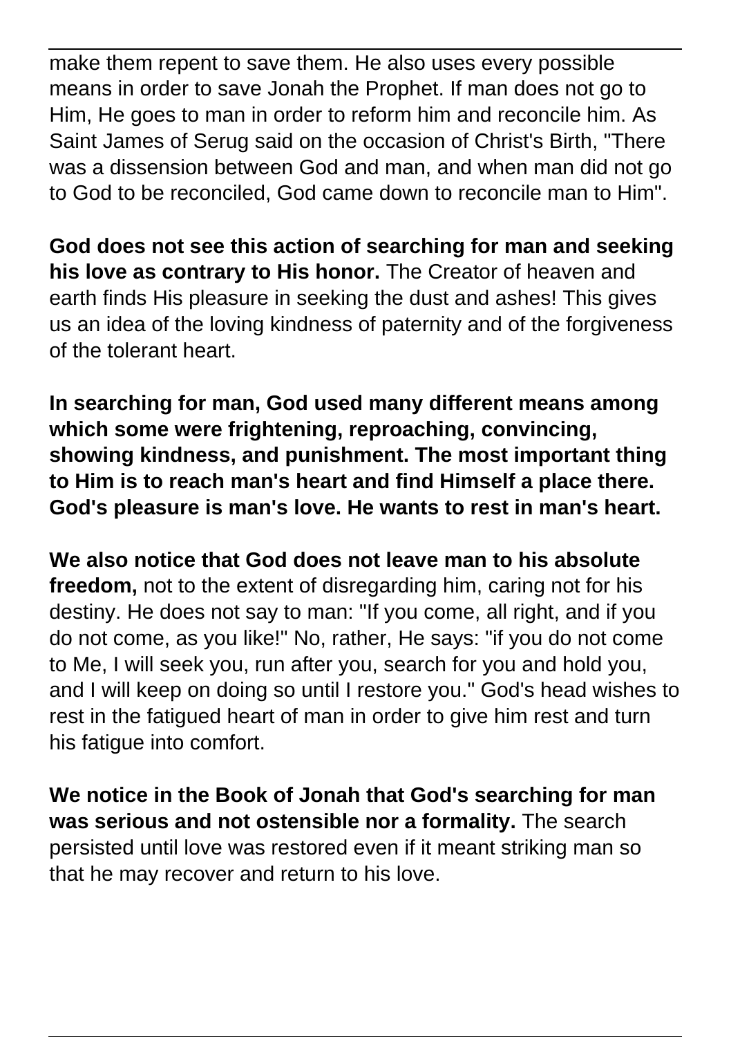make them repent to save them. He also uses every possible means in order to save Jonah the Prophet. If man does not go to Him, He goes to man in order to reform him and reconcile him. As Saint James of Serug said on the occasion of Christ's Birth, "There was a dissension between God and man, and when man did not go to God to be reconciled, God came down to reconcile man to Him".

**God does not see this action of searching for man and seeking his love as contrary to His honor.** The Creator of heaven and earth finds His pleasure in seeking the dust and ashes! This gives us an idea of the loving kindness of paternity and of the forgiveness of the tolerant heart.

**In searching for man, God used many different means among which some were frightening, reproaching, convincing, showing kindness, and punishment. The most important thing to Him is to reach man's heart and find Himself a place there. God's pleasure is man's love. He wants to rest in man's heart.**

**We also notice that God does not leave man to his absolute freedom,** not to the extent of disregarding him, caring not for his destiny. He does not say to man: "If you come, all right, and if you do not come, as you like!" No, rather, He says: "if you do not come to Me, I will seek you, run after you, search for you and hold you, and I will keep on doing so until I restore you." God's head wishes to rest in the fatigued heart of man in order to give him rest and turn his fatigue into comfort.

**We notice in the Book of Jonah that God's searching for man was serious and not ostensible nor a formality.** The search persisted until love was restored even if it meant striking man so that he may recover and return to his love.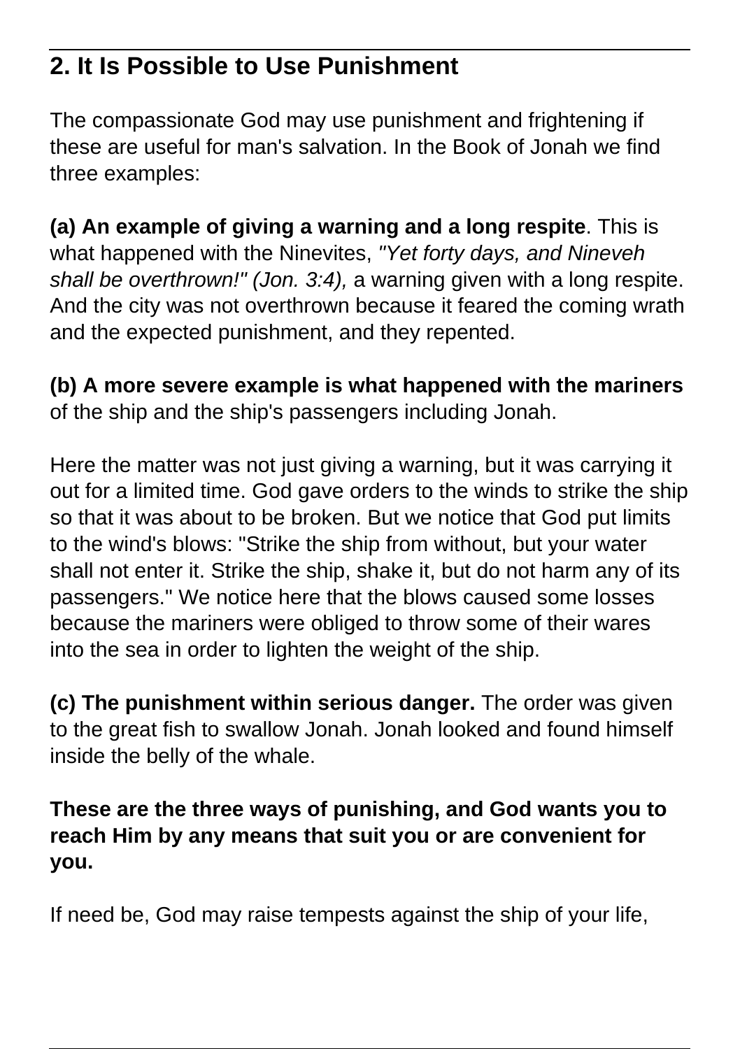## 2. It Is Possible to Use Punishment

The compassionate God may use punishment and frightening if these are useful for man's salvation. In the Book of Jonah we find three examples:

**(a) An example of giving a warning and a long respite**. This is what happened with the Ninevites, *"Yet forty days, and Nineveh shall be overthrown!" (Jon. 3:4),* a warning given with a long respite. And the city was not overthrown because it feared the coming wrath and the expected punishment, and they repented.

**(b) A more severe example is what happened with the mariners** of the ship and the ship's passengers including Jonah.

Here the matter was not just giving a warning, but it was carrying it out for a limited time. God gave orders to the winds to strike the ship so that it was about to be broken. But we notice that God put limits to the wind's blows: "Strike the ship from without, but your water shall not enter it. Strike the ship, shake it, but do not harm any of its passengers." We notice here that the blows caused some losses because the mariners were obliged to throw some of their wares into the sea in order to lighten the weight of the ship.

**(c) The punishment within serious danger.** The order was given to the great fish to swallow Jonah. Jonah looked and found himself inside the belly of the whale.

**These are the three ways of punishing, and God wants you to reach Him by any means that suit you or are convenient for you.**

If need be, God may raise tempests against the ship of your life,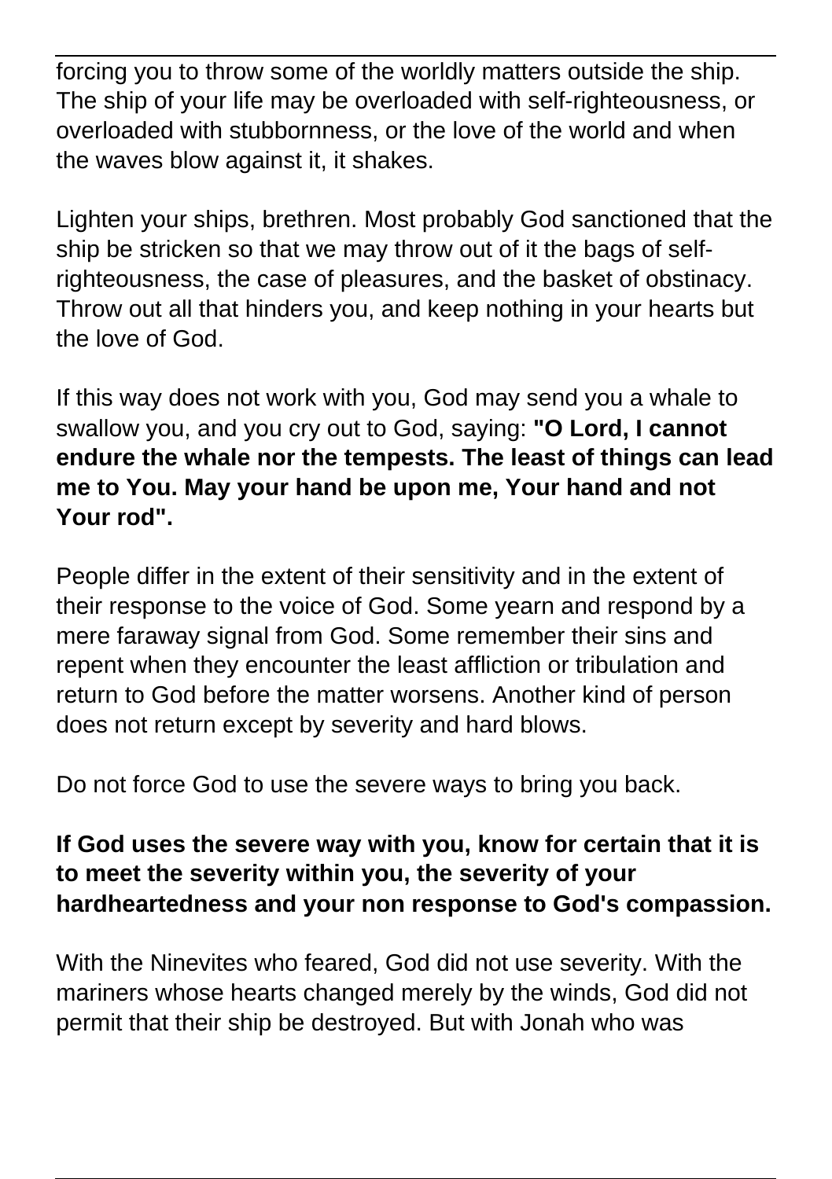forcing you to throw some of the worldly matters outside the ship. The ship of your life may be overloaded with self-righteousness, or overloaded with stubbornness, or the love of the world and when the waves blow against it, it shakes.

Lighten your ships, brethren. Most probably God sanctioned that the ship be stricken so that we may throw out of it the bags of self-righteousness, the case of pleasures, and the basket of obstinacy. Throw out all that hinders you, and keep nothing in your hearts but the love of God.

If this way does not work with you, God may send you a whale to swallow you, and you cry out to God, saying: **"O Lord, I cannot endure the whale nor the tempests. The least of things can lead me to You. May your hand be upon me, Your hand and not Your rod".**

People differ in the extent of their sensitivity and in the extent of their response to the voice of God. Some yearn and respond by a mere faraway signal from God. Some remember their sins and repent when they encounter the least affliction or tribulation and return to God before the matter worsens. Another kind of person does not return except by severity and hard blows.

Do not force God to use the severe ways to bring you back.

**If God uses the severe way with you, know for certain that it is to meet the severity within you, the severity of your hardheartedness and your non response to God's compassion.**

With the Ninevites who feared, God did not use severity. With the mariners whose hearts changed merely by the winds, God did not permit that their ship be destroyed. But with Jonah who was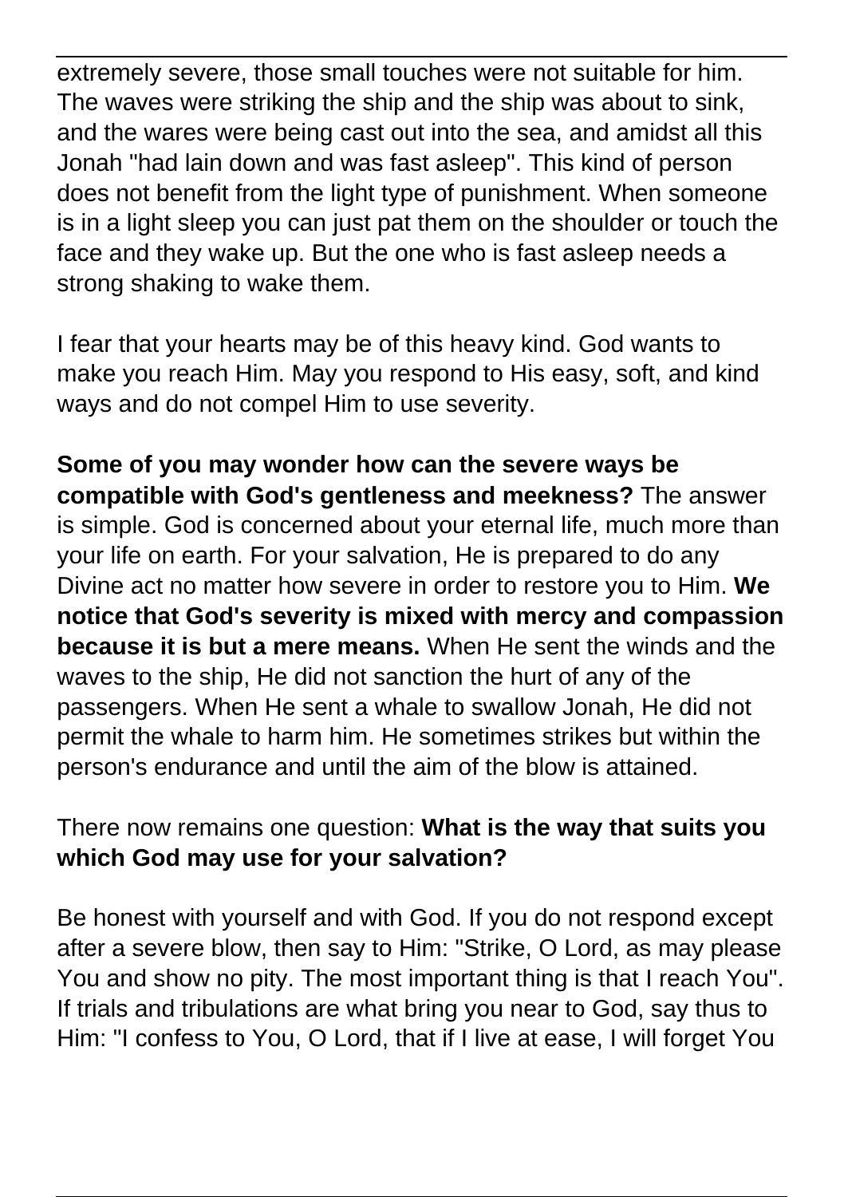extremely severe, those small touches were not suitable for him. The waves were striking the ship and the ship was about to sink, and the wares were being cast out into the sea, and amidst all this Jonah "had lain down and was fast asleep". This kind of person does not benefit from the light type of punishment. When someone is in a light sleep you can just pat them on the shoulder or touch the face and they wake up. But the one who is fast asleep needs a strong shaking to wake them.

I fear that your hearts may be of this heavy kind. God wants to make you reach Him. May you respond to His easy, soft, and kind ways and do not compel Him to use severity.

**Some of you may wonder how can the severe ways be compatible with God's gentleness and meekness?** The answer is simple. God is concerned about your eternal life, much more than your life on earth. For your salvation, He is prepared to do any Divine act no matter how severe in order to restore you to Him. **We notice that God's severity is mixed with mercy and compassion because it is but a mere means.** When He sent the winds and the waves to the ship, He did not sanction the hurt of any of the passengers. When He sent a whale to swallow Jonah, He did not permit the whale to harm him. He sometimes strikes but within the person's endurance and until the aim of the blow is attained.

There now remains one question: **What is the way that suits you which God may use for your salvation?**

Be honest with yourself and with God. If you do not respond except after a severe blow, then say to Him: "Strike, O Lord, as may please You and show no pity. The most important thing is that I reach You". If trials and tribulations are what bring you near to God, say thus to Him: "I confess to You, O Lord, that if I live at ease, I will forget You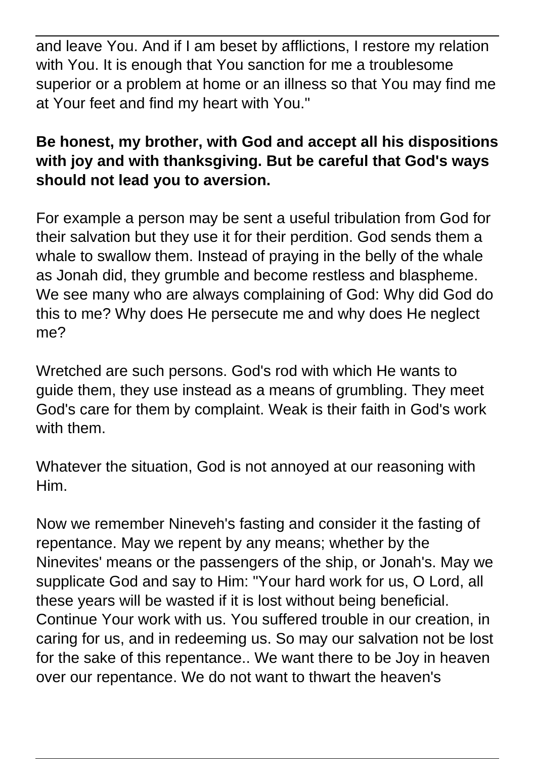and leave You. And if I am beset by afflictions, I restore my relation with You. It is enough that You sanction for me a troublesome superior or a problem at home or an illness so that You may find me at Your feet and find my heart with You."

**Be honest, my brother, with God and accept all his dispositions with joy and with thanksgiving. But be careful that God's ways should not lead you to aversion.**

For example a person may be sent a useful tribulation from God for their salvation but they use it for their perdition. God sends them a whale to swallow them. Instead of praying in the belly of the whale as Jonah did, they grumble and become restless and blaspheme. We see many who are always complaining of God: Why did God do this to me? Why does He persecute me and why does He neglect me?

Wretched are such persons. God's rod with which He wants to guide them, they use instead as a means of grumbling. They meet God's care for them by complaint. Weak is their faith in God's work with them.

Whatever the situation, God is not annoyed at our reasoning with Him.

Now we remember Nineveh's fasting and consider it the fasting of repentance. May we repent by any means; whether by the Ninevites' means or the passengers of the ship, or Jonah's. May we supplicate God and say to Him: "Your hard work for us, O Lord, all these years will be wasted if it is lost without being beneficial. Continue Your work with us. You suffered trouble in our creation, in caring for us, and in redeeming us. So may our salvation not be lost for the sake of this repentance.. We want there to be Joy in heaven over our repentance. We do not want to thwart the heaven's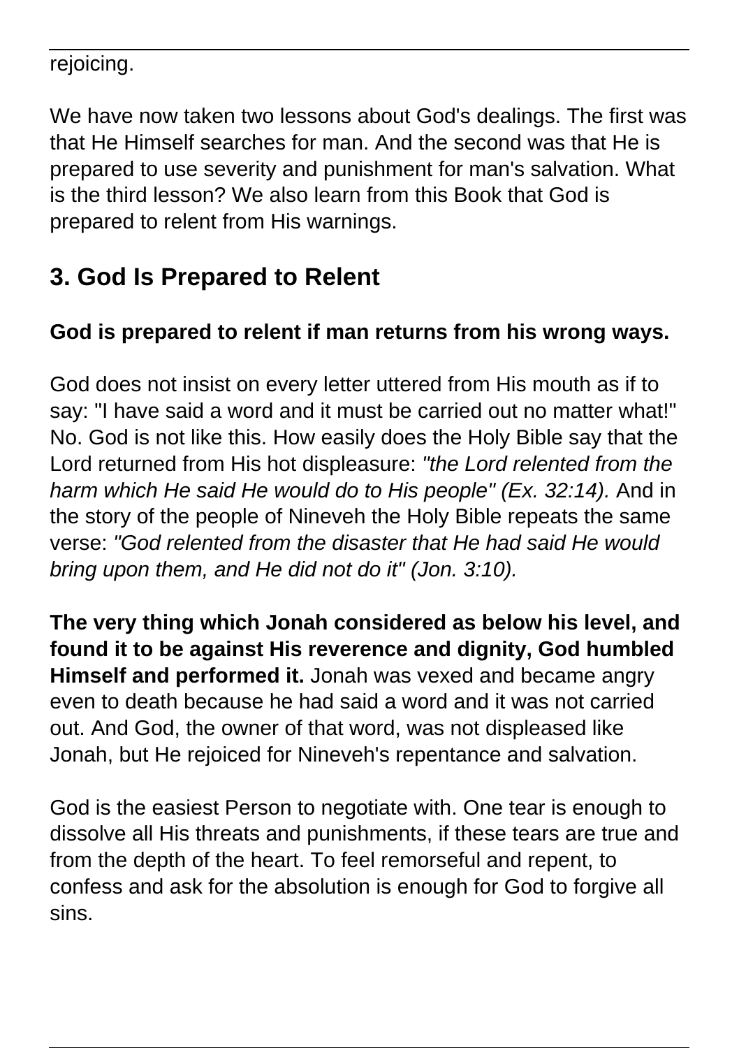rejoicing.

We have now taken two lessons about God's dealings. The first was that He Himself searches for man. And the second was that He is prepared to use severity and punishment for man's salvation. What is the third lesson? We also learn from this Book that God is prepared to relent from His warnings.

## 3. God Is Prepared to Relent

**God is prepared to relent if man returns from his wrong ways.**

God does not insist on every letter uttered from His mouth as if to say: "I have said a word and it must be carried out no matter what!" No. God is not like this. How easily does the Holy Bible say that the Lord returned from His hot displeasure: *"the Lord relented from the harm which He said He would do to His people" (Ex. 32:14).* And in the story of the people of Nineveh the Holy Bible repeats the same verse: *"God relented from the disaster that He had said He would bring upon them, and He did not do it" (Jon. 3:10).*

**The very thing which Jonah considered as below his level, and found it to be against His reverence and dignity, God humbled Himself and performed it.** Jonah was vexed and became angry even to death because he had said a word and it was not carried out. And God, the owner of that word, was not displeased like Jonah, but He rejoiced for Nineveh's repentance and salvation.

God is the easiest Person to negotiate with. One tear is enough to dissolve all His threats and punishments, if these tears are true and from the depth of the heart. To feel remorseful and repent, to confess and ask for the absolution is enough for God to forgive all sins.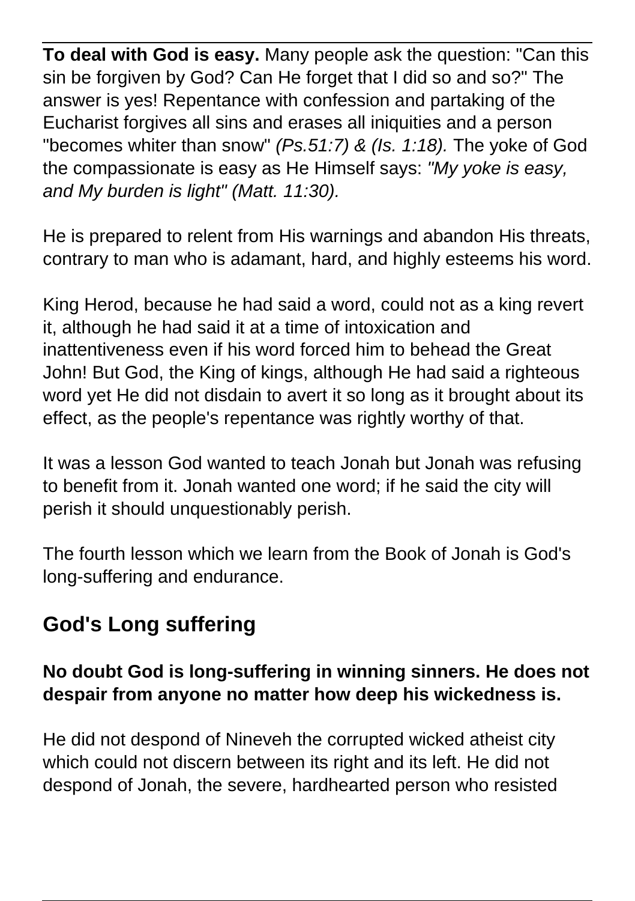**To deal with God is easy.** Many people ask the question: "Can this sin be forgiven by God? Can He forget that I did so and so?" The answer is yes! Repentance with confession and partaking of the Eucharist forgives all sins and erases all iniquities and a person "becomes whiter than snow" *(Ps.51:7) & (Is. 1:18).* The yoke of God the compassionate is easy as He Himself says: *"My yoke is easy, and My burden is light" (Matt. 11:30).*

He is prepared to relent from His warnings and abandon His threats, contrary to man who is adamant, hard, and highly esteems his word.

King Herod, because he had said a word, could not as a king revert it, although he had said it at a time of intoxication and inattentiveness even if his word forced him to behead the Great John! But God, the King of kings, although He had said a righteous word yet He did not disdain to avert it so long as it brought about its effect, as the people's repentance was rightly worthy of that.

It was a lesson God wanted to teach Jonah but Jonah was refusing to benefit from it. Jonah wanted one word; if he said the city will perish it should unquestionably perish.

The fourth lesson which we learn from the Book of Jonah is God's long-suffering and endurance.

## God's Long suffering

**No doubt God is long-suffering in winning sinners. He does not despair from anyone no matter how deep his wickedness is.**

He did not despond of Nineveh the corrupted wicked atheist city which could not discern between its right and its left. He did not despond of Jonah, the severe, hardhearted person who resisted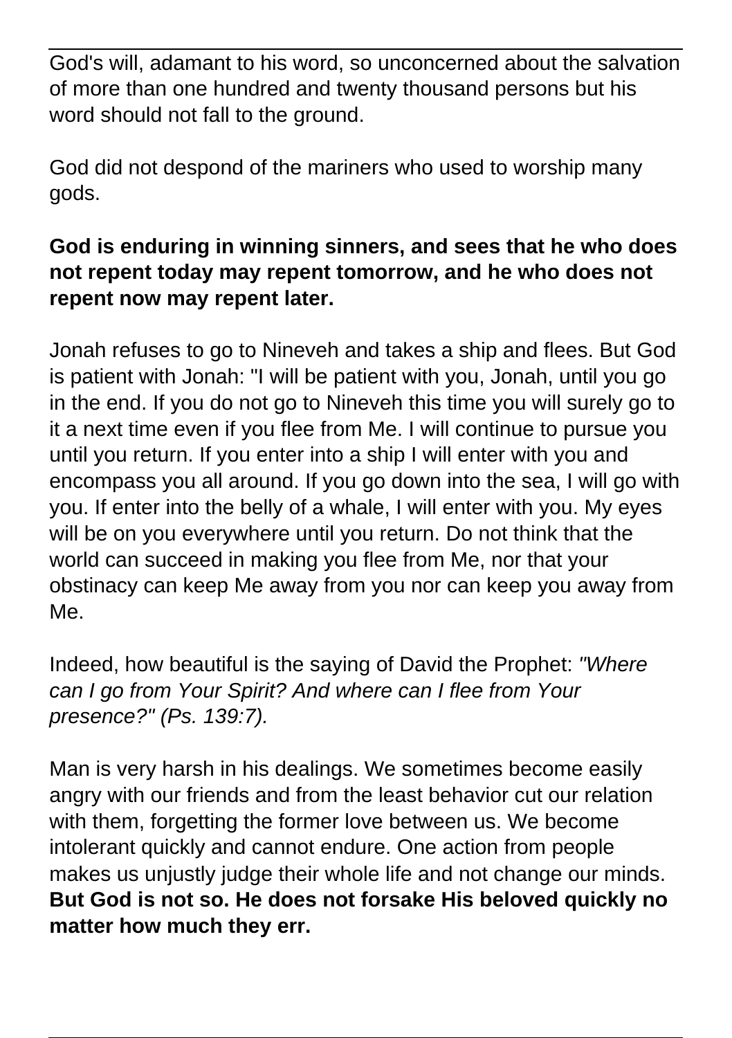God's will, adamant to his word, so unconcerned about the salvation of more than one hundred and twenty thousand persons but his word should not fall to the ground.

God did not despond of the mariners who used to worship many gods.

**God is enduring in winning sinners, and sees that he who does not repent today may repent tomorrow, and he who does not repent now may repent later.**

Jonah refuses to go to Nineveh and takes a ship and flees. But God is patient with Jonah: "I will be patient with you, Jonah, until you go in the end. If you do not go to Nineveh this time you will surely go to it a next time even if you flee from Me. I will continue to pursue you until you return. If you enter into a ship I will enter with you and encompass you all around. If you go down into the sea, I will go with you. If enter into the belly of a whale, I will enter with you. My eyes will be on you everywhere until you return. Do not think that the world can succeed in making you flee from Me, nor that your obstinacy can keep Me away from you nor can keep you away from Me.

Indeed, how beautiful is the saying of David the Prophet: *"Where can I go from Your Spirit? And where can I flee from Your presence?" (Ps. 139:7).*

Man is very harsh in his dealings. We sometimes become easily angry with our friends and from the least behavior cut our relation with them, forgetting the former love between us. We become intolerant quickly and cannot endure. One action from people makes us unjustly judge their whole life and not change our minds. **But God is not so. He does not forsake His beloved quickly no matter how much they err.**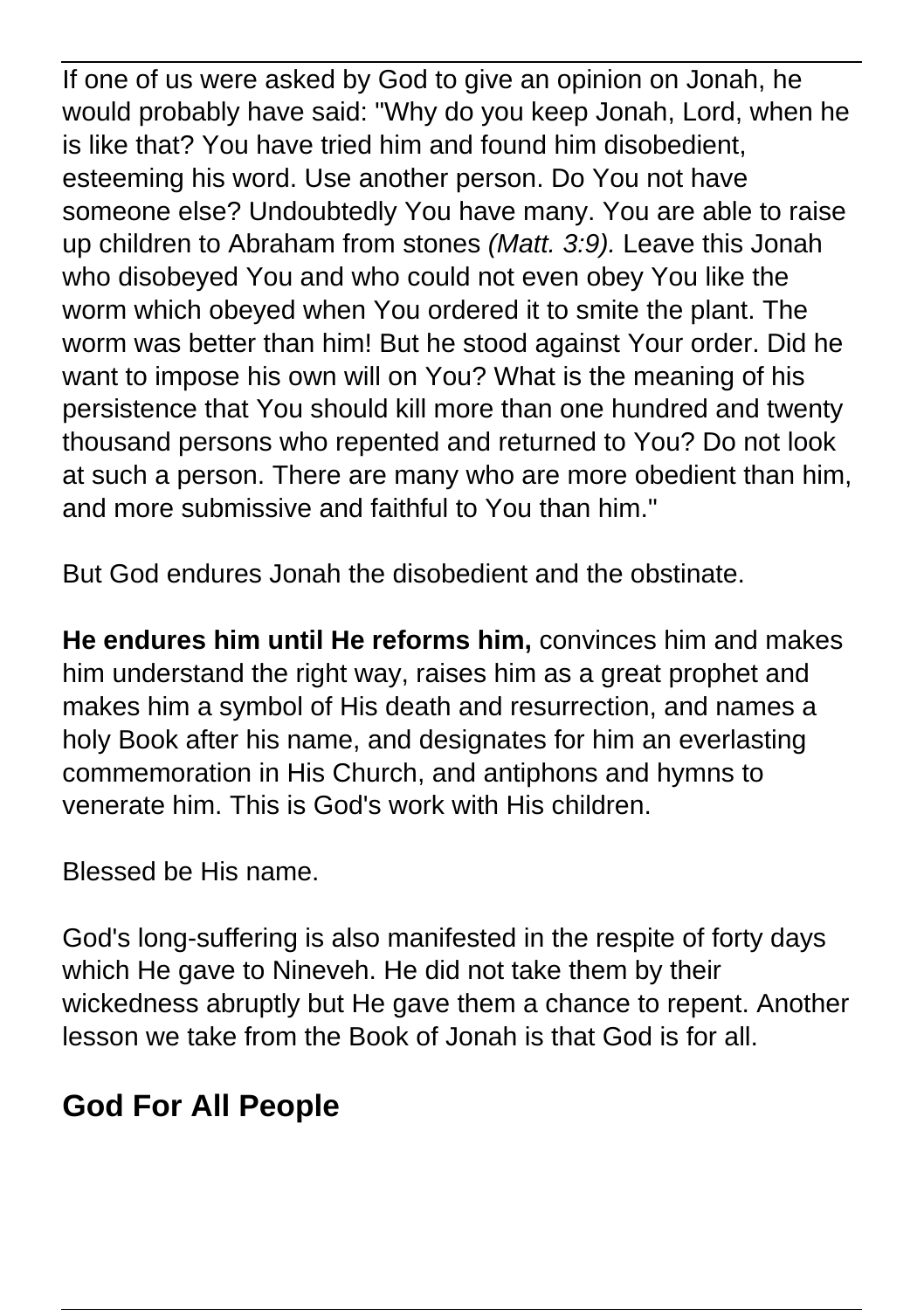If one of us were asked by God to give an opinion on Jonah, he would probably have said: "Why do you keep Jonah, Lord, when he is like that? You have tried him and found him disobedient, esteeming his word. Use another person. Do You not have someone else? Undoubtedly You have many. You are able to raise up children to Abraham from stones *(Matt. 3:9).* Leave this Jonah who disobeyed You and who could not even obey You like the worm which obeyed when You ordered it to smite the plant. The worm was better than him! But he stood against Your order. Did he want to impose his own will on You? What is the meaning of his persistence that You should kill more than one hundred and twenty thousand persons who repented and returned to You? Do not look at such a person. There are many who are more obedient than him, and more submissive and faithful to You than him."

But God endures Jonah the disobedient and the obstinate.

**He endures him until He reforms him,** convinces him and makes him understand the right way, raises him as a great prophet and makes him a symbol of His death and resurrection, and names a holy Book after his name, and designates for him an everlasting commemoration in His Church, and antiphons and hymns to venerate him. This is God's work with His children.

Blessed be His name.

God's long-suffering is also manifested in the respite of forty days which He gave to Nineveh. He did not take them by their wickedness abruptly but He gave them a chance to repent. Another lesson we take from the Book of Jonah is that God is for all.

## God For All People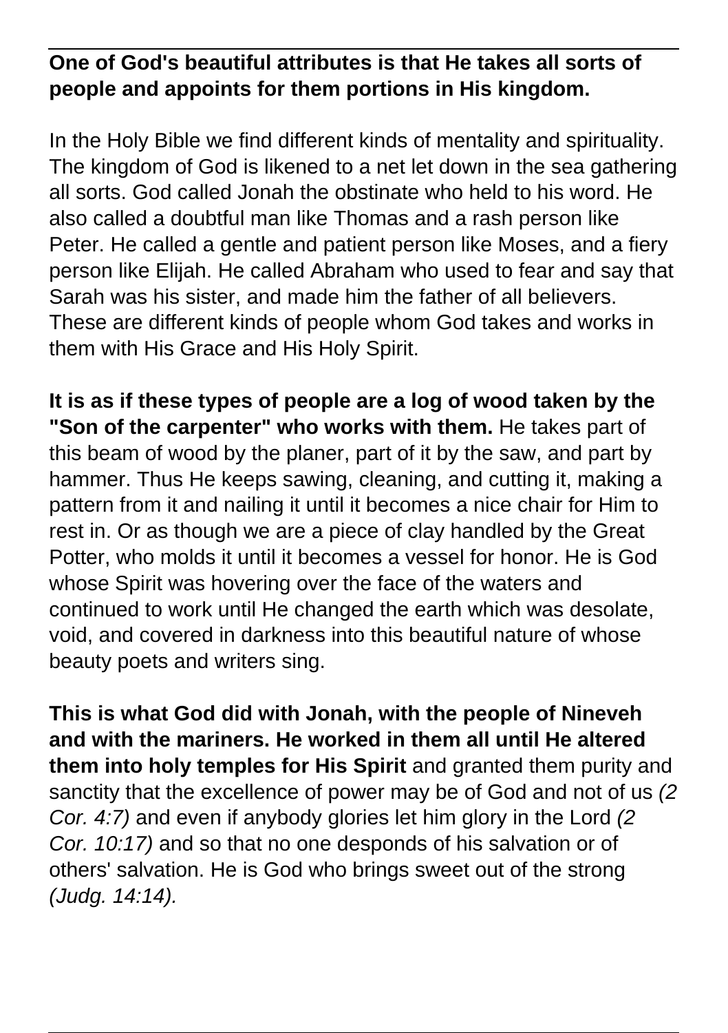**One of God's beautiful attributes is that He takes all sorts of people and appoints for them portions in His kingdom.**

In the Holy Bible we find different kinds of mentality and spirituality. The kingdom of God is likened to a net let down in the sea gathering all sorts. God called Jonah the obstinate who held to his word. He also called a doubtful man like Thomas and a rash person like Peter. He called a gentle and patient person like Moses, and a fiery person like Elijah. He called Abraham who used to fear and say that Sarah was his sister, and made him the father of all believers. These are different kinds of people whom God takes and works in them with His Grace and His Holy Spirit.

**It is as if these types of people are a log of wood taken by the "Son of the carpenter" who works with them.** He takes part of this beam of wood by the planer, part of it by the saw, and part by hammer. Thus He keeps sawing, cleaning, and cutting it, making a pattern from it and nailing it until it becomes a nice chair for Him to rest in. Or as though we are a piece of clay handled by the Great Potter, who molds it until it becomes a vessel for honor. He is God whose Spirit was hovering over the face of the waters and continued to work until He changed the earth which was desolate, void, and covered in darkness into this beautiful nature of whose beauty poets and writers sing.

**This is what God did with Jonah, with the people of Nineveh and with the mariners. He worked in them all until He altered them into holy temples for His Spirit** and granted them purity and sanctity that the excellence of power may be of God and not of us *(2 Cor. 4:7)* and even if anybody glories let him glory in the Lord *(2 Cor. 10:17)* and so that no one desponds of his salvation or of others' salvation. He is God who brings sweet out of the strong *(Judg. 14:14).*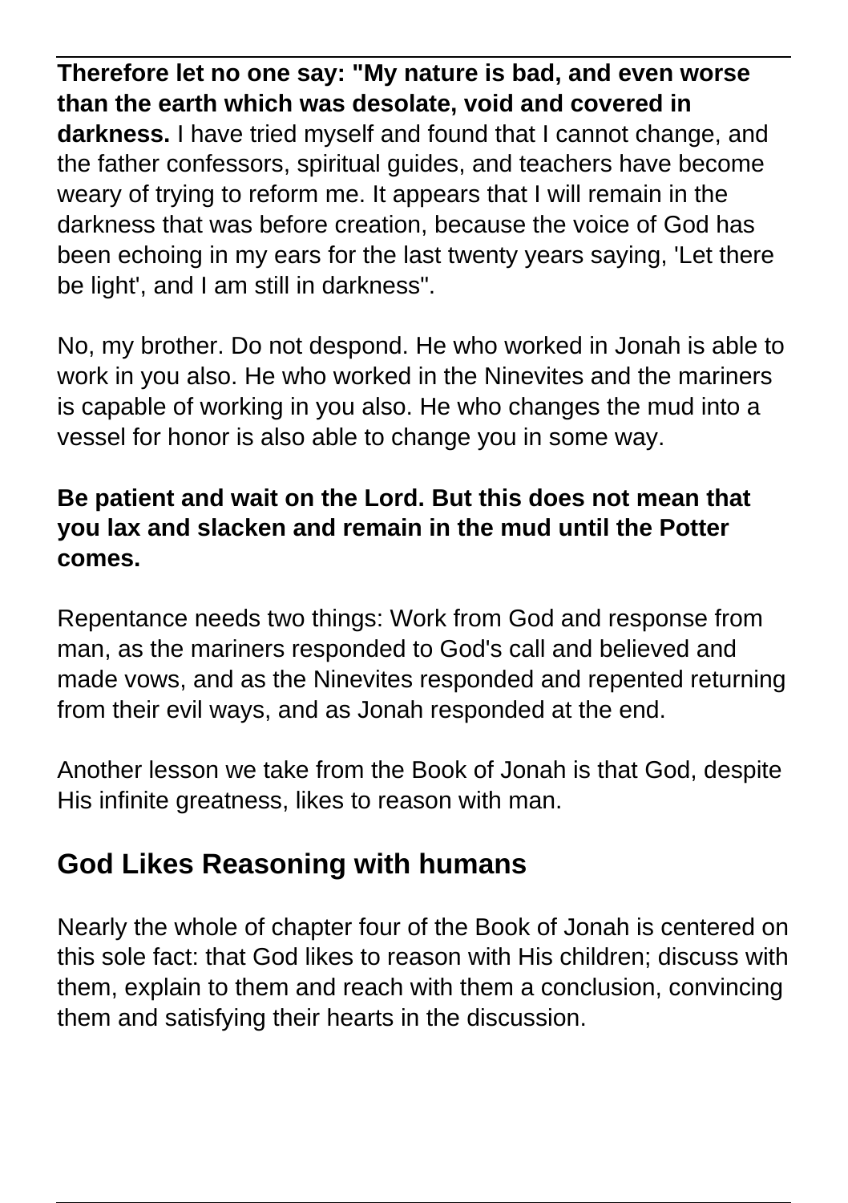**Therefore let no one say: "My nature is bad, and even worse than the earth which was desolate, void and covered in darkness.** I have tried myself and found that I cannot change, and the father confessors, spiritual guides, and teachers have become weary of trying to reform me. It appears that I will remain in the darkness that was before creation, because the voice of God has been echoing in my ears for the last twenty years saying, 'Let there be light', and I am still in darkness".

No, my brother. Do not despond. He who worked in Jonah is able to work in you also. He who worked in the Ninevites and the mariners is capable of working in you also. He who changes the mud into a vessel for honor is also able to change you in some way.

**Be patient and wait on the Lord. But this does not mean that you lax and slacken and remain in the mud until the Potter comes.**

Repentance needs two things: Work from God and response from man, as the mariners responded to God's call and believed and made vows, and as the Ninevites responded and repented returning from their evil ways, and as Jonah responded at the end.

Another lesson we take from the Book of Jonah is that God, despite His infinite greatness, likes to reason with man.

## God Likes Reasoning with humans

Nearly the whole of chapter four of the Book of Jonah is centered on this sole fact: that God likes to reason with His children; discuss with them, explain to them and reach with them a conclusion, convincing them and satisfying their hearts in the discussion.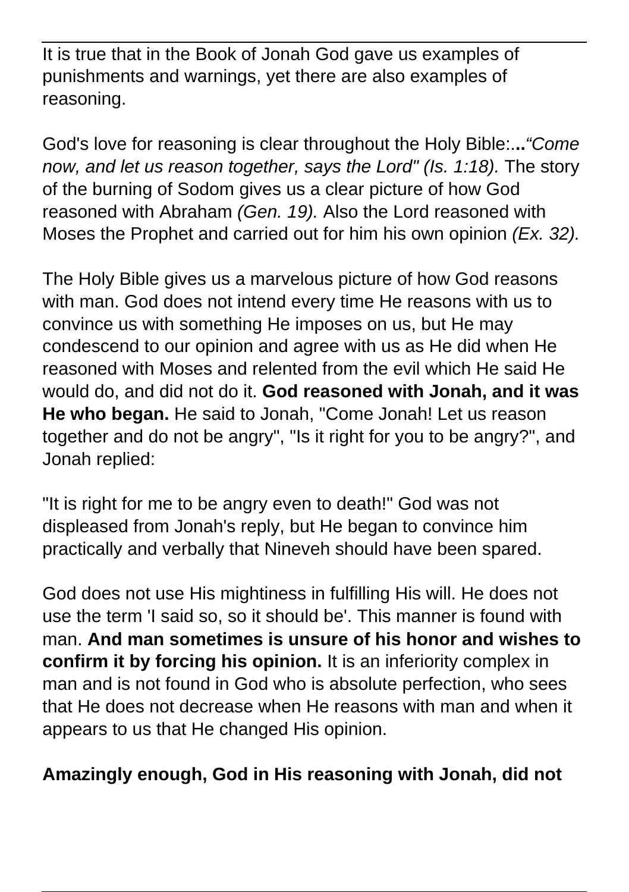It is true that in the Book of Jonah God gave us examples of punishments and warnings, yet there are also examples of reasoning.

God's love for reasoning is clear throughout the Holy Bible:...*"Come now, and let us reason together, says the Lord" (Is. 1:18).* The story of the burning of Sodom gives us a clear picture of how God reasoned with Abraham *(Gen. 19).* Also the Lord reasoned with Moses the Prophet and carried out for him his own opinion *(Ex. 32).*

The Holy Bible gives us a marvelous picture of how God reasons with man. God does not intend every time He reasons with us to convince us with something He imposes on us, but He may condescend to our opinion and agree with us as He did when He reasoned with Moses and relented from the evil which He said He would do, and did not do it. **God reasoned with Jonah, and it was He who began.** He said to Jonah, "Come Jonah! Let us reason together and do not be angry", "Is it right for you to be angry?", and Jonah replied:

"It is right for me to be angry even to death!" God was not displeased from Jonah's reply, but He began to convince him practically and verbally that Nineveh should have been spared.

God does not use His mightiness in fulfilling His will. He does not use the term 'I said so, so it should be'. This manner is found with man. **And man sometimes is unsure of his honor and wishes to confirm it by forcing his opinion.** It is an inferiority complex in man and is not found in God who is absolute perfection, who sees that He does not decrease when He reasons with man and when it appears to us that He changed His opinion.

**Amazingly enough, God in His reasoning with Jonah, did not**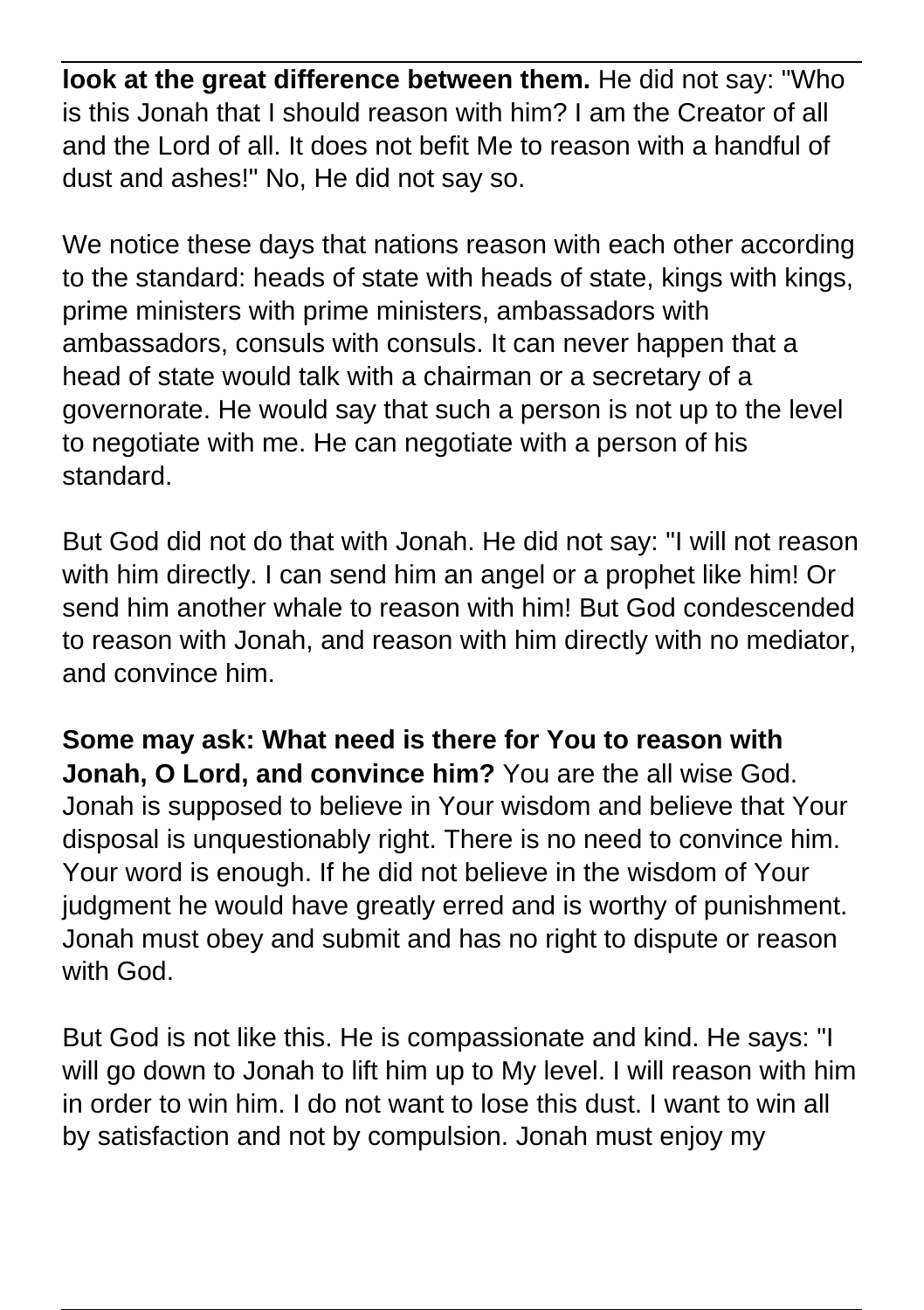**look at the great difference between them.** He did not say: "Who is this Jonah that I should reason with him? I am the Creator of all and the Lord of all. It does not befit Me to reason with a handful of dust and ashes!" No, He did not say so.

We notice these days that nations reason with each other according to the standard: heads of state with heads of state, kings with kings, prime ministers with prime ministers, ambassadors with ambassadors, consuls with consuls. It can never happen that a head of state would talk with a chairman or a secretary of a governorate. He would say that such a person is not up to the level to negotiate with me. He can negotiate with a person of his standard.

But God did not do that with Jonah. He did not say: "I will not reason with him directly. I can send him an angel or a prophet like him! Or send him another whale to reason with him! But God condescended to reason with Jonah, and reason with him directly with no mediator, and convince him.

**Some may ask: What need is there for You to reason with Jonah, O Lord, and convince him?** You are the all wise God. Jonah is supposed to believe in Your wisdom and believe that Your disposal is unquestionably right. There is no need to convince him. Your word is enough. If he did not believe in the wisdom of Your judgment he would have greatly erred and is worthy of punishment. Jonah must obey and submit and has no right to dispute or reason with God.

But God is not like this. He is compassionate and kind. He says: "I will go down to Jonah to lift him up to My level. I will reason with him in order to win him. I do not want to lose this dust. I want to win all by satisfaction and not by compulsion. Jonah must enjoy my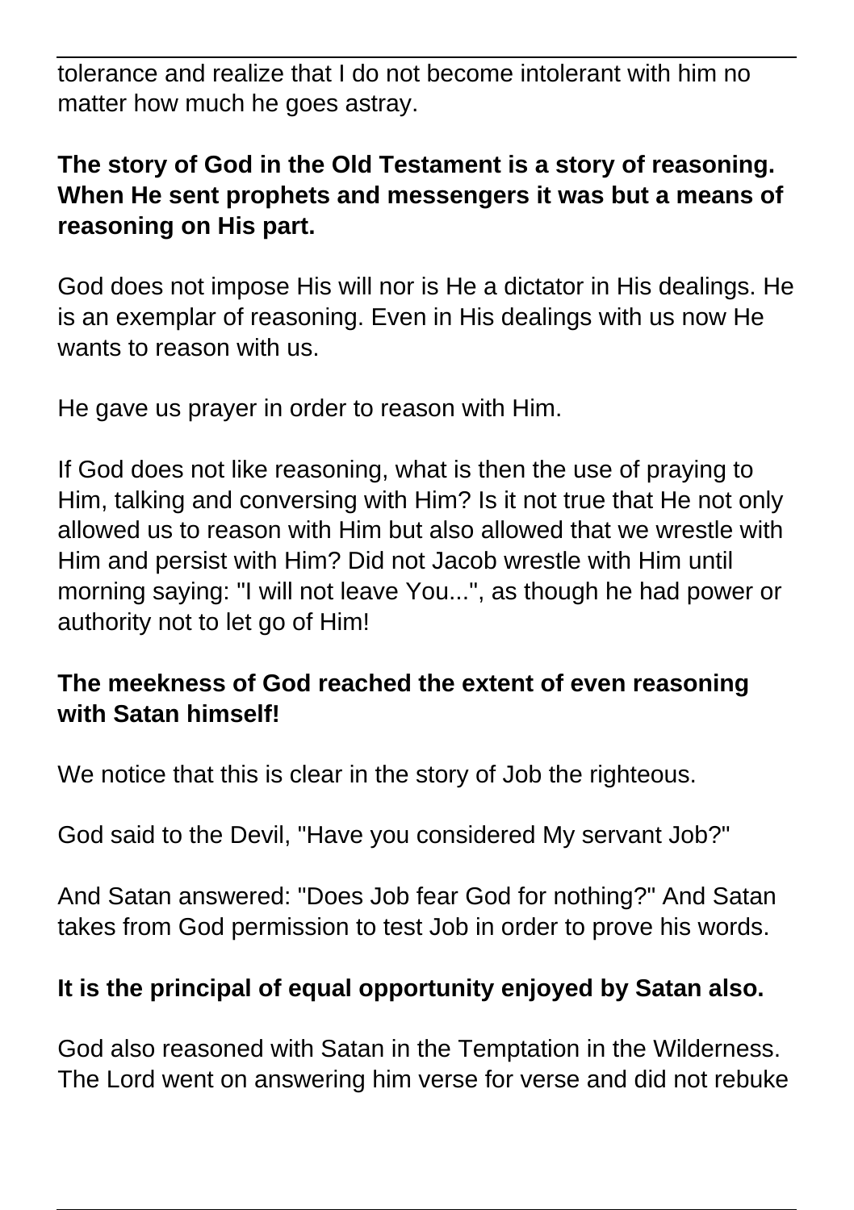tolerance and realize that I do not become intolerant with him no matter how much he goes astray.

**The story of God in the Old Testament is a story of reasoning. When He sent prophets and messengers it was but a means of reasoning on His part.**

God does not impose His will nor is He a dictator in His dealings. He is an exemplar of reasoning. Even in His dealings with us now He wants to reason with us.

He gave us prayer in order to reason with Him.

If God does not like reasoning, what is then the use of praying to Him, talking and conversing with Him? Is it not true that He not only allowed us to reason with Him but also allowed that we wrestle with Him and persist with Him? Did not Jacob wrestle with Him until morning saying: "I will not leave You...", as though he had power or authority not to let go of Him!

**The meekness of God reached the extent of even reasoning with Satan himself!**

We notice that this is clear in the story of Job the righteous.

God said to the Devil, "Have you considered My servant Job?"

And Satan answered: "Does Job fear God for nothing?" And Satan takes from God permission to test Job in order to prove his words.

**It is the principal of equal opportunity enjoyed by Satan also.**

God also reasoned with Satan in the Temptation in the Wilderness. The Lord went on answering him verse for verse and did not rebuke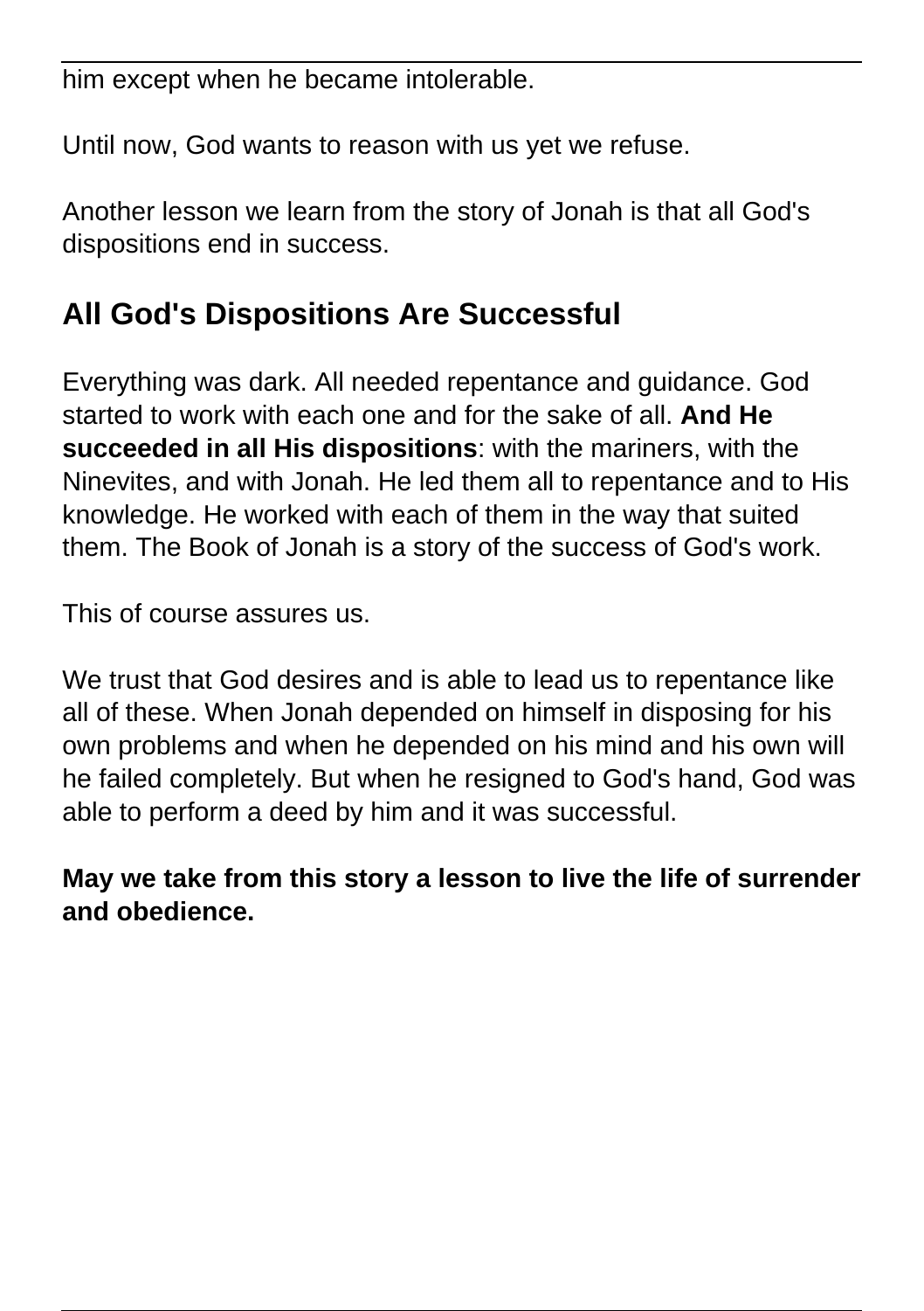him except when he became intolerable.

Until now, God wants to reason with us yet we refuse.

Another lesson we learn from the story of Jonah is that all God's dispositions end in success.

## All God's Dispositions Are Successful

Everything was dark. All needed repentance and guidance. God started to work with each one and for the sake of all. **And He succeeded in all His dispositions**: with the mariners, with the Ninevites, and with Jonah. He led them all to repentance and to His knowledge. He worked with each of them in the way that suited them. The Book of Jonah is a story of the success of God's work.

This of course assures us.

We trust that God desires and is able to lead us to repentance like all of these. When Jonah depended on himself in disposing for his own problems and when he depended on his mind and his own will he failed completely. But when he resigned to God's hand, God was able to perform a deed by him and it was successful.

**May we take from this story a lesson to live the life of surrender and obedience.**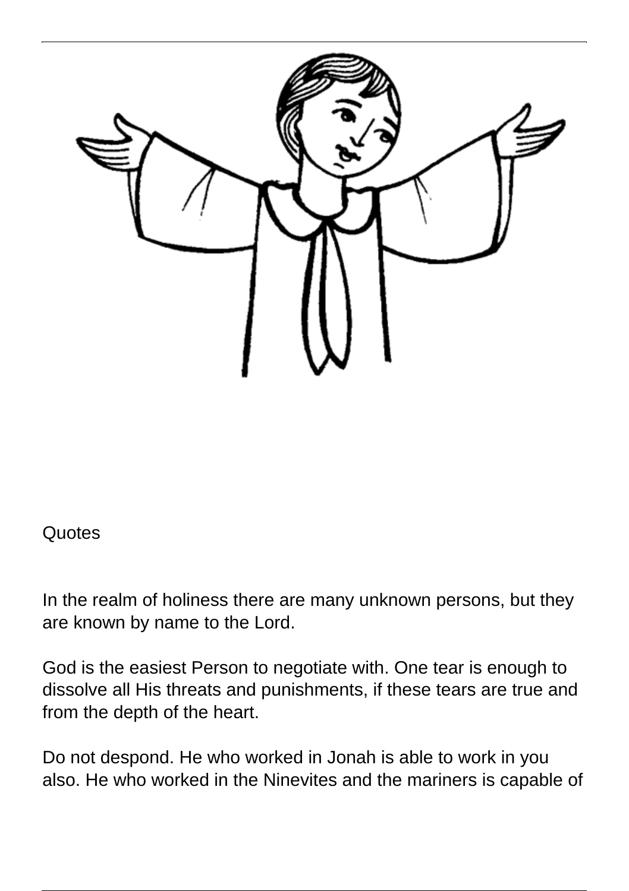Quotes

In the realm of holiness there are many unknown persons, but they are known by name to the Lord.

God is the easiest Person to negotiate with. One tear is enough to dissolve all His threats and punishments, if these tears are true and from the depth of the heart.

Do not despond. He who worked in Jonah is able to work in you also. He who worked in the Ninevites and the mariners is capable of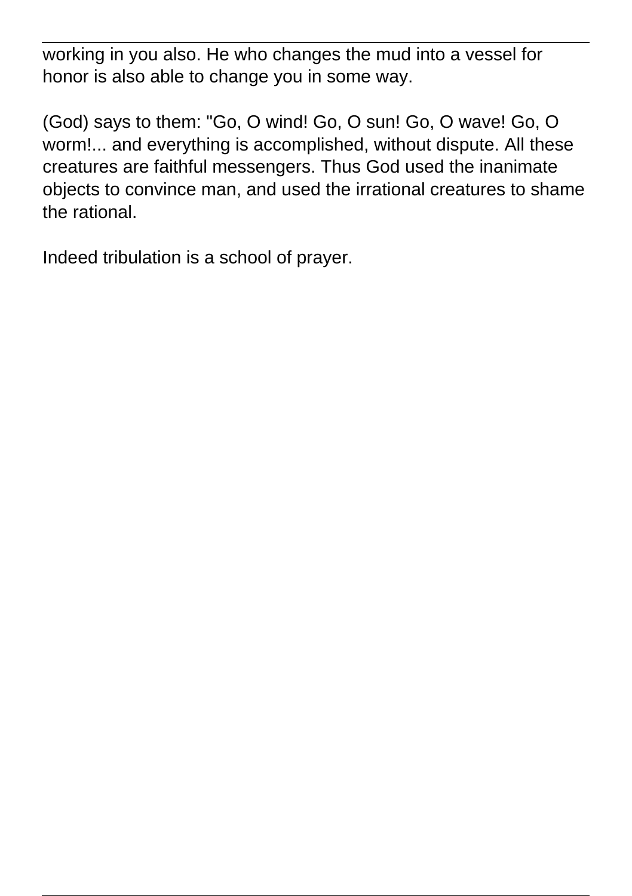working in you also. He who changes the mud into a vessel for honor is also able to change you in some way.

(God) says to them: "Go, O wind! Go, O sun! Go, O wave! Go, O worm!... and everything is accomplished, without dispute. All these creatures are faithful messengers. Thus God used the inanimate objects to convince man, and used the irrational creatures to shame the rational.

Indeed tribulation is a school of prayer.